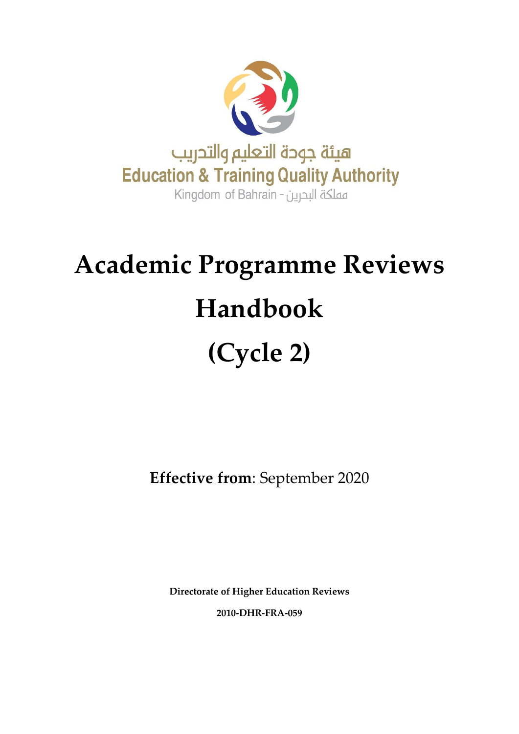هيئة جودة التعليم والتدريب

Education & Training Quality Authority

Kingdom of Bahrain - مملكة البحرين

# Academic Programme Reviews Handbook

# (Cycle 2)

**Effective from**: September 2020

**Directorate of Higher Education Reviews**

**2010-DHR-FRA-059**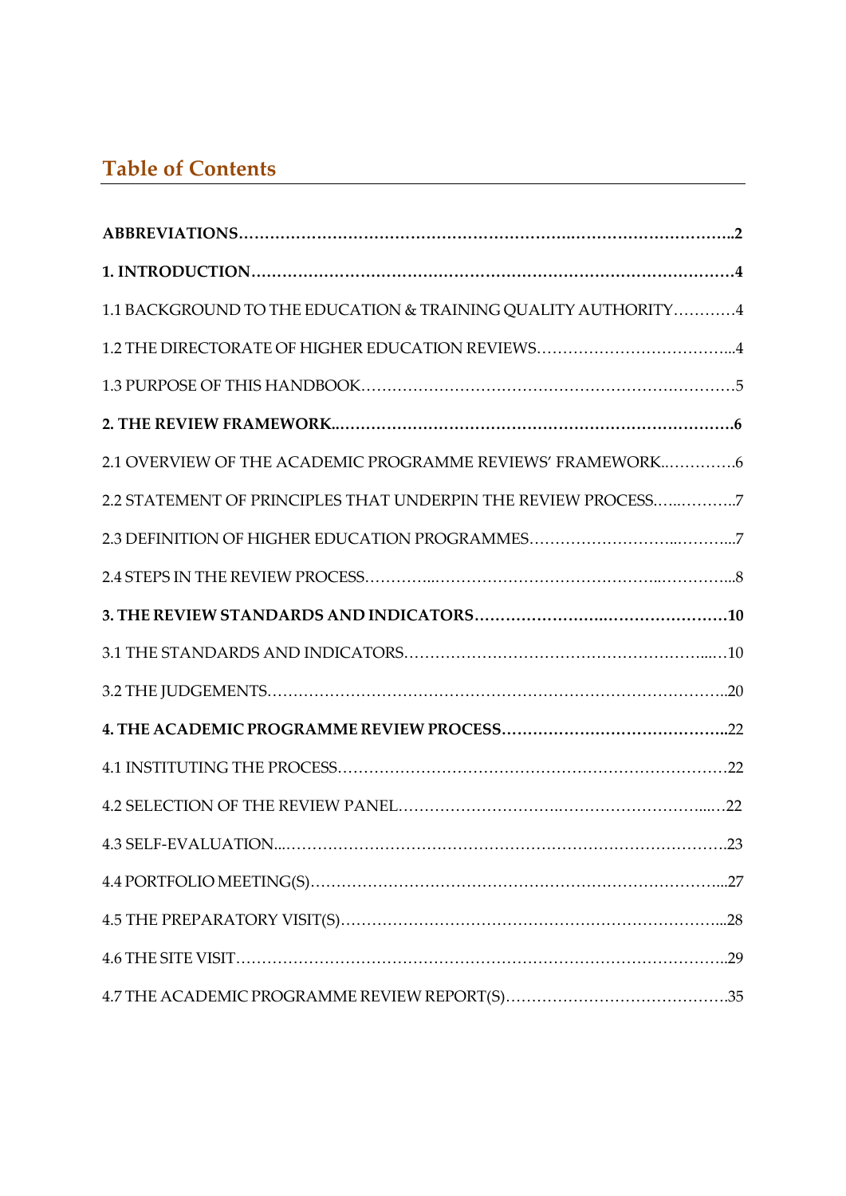## Table of Contents

| | |
|---|---|
| **ABBREVIATIONS** | **2** |
| **1. INTRODUCTION** | **4** |
| 1.1 BACKGROUND TO THE EDUCATION & TRAINING QUALITY AUTHORITY | 4 |
| 1.2 THE DIRECTORATE OF HIGHER EDUCATION REVIEWS | 4 |
| 1.3 PURPOSE OF THIS HANDBOOK | 5 |
| **2. THE REVIEW FRAMEWORK** | **6** |
| 2.1 OVERVIEW OF THE ACADEMIC PROGRAMME REVIEWS' FRAMEWORK | 6 |
| 2.2 STATEMENT OF PRINCIPLES THAT UNDERPIN THE REVIEW PROCESS | 7 |
| 2.3 DEFINITION OF HIGHER EDUCATION PROGRAMMES | 7 |
| 2.4 STEPS IN THE REVIEW PROCESS | 8 |
| **3. THE REVIEW STANDARDS AND INDICATORS** | **10** |
| 3.1 THE STANDARDS AND INDICATORS | 10 |
| 3.2 THE JUDGEMENTS | 20 |
| **4. THE ACADEMIC PROGRAMME REVIEW PROCESS** | **22** |
| 4.1 INSTITUTING THE PROCESS | 22 |
| 4.2 SELECTION OF THE REVIEW PANEL | 22 |
| 4.3 SELF-EVALUATION | 23 |
| 4.4 PORTFOLIO MEETING(S) | 27 |
| 4.5 THE PREPARATORY VISIT(S) | 28 |
| 4.6 THE SITE VISIT | 29 |
| 4.7 THE ACADEMIC PROGRAMME REVIEW REPORT(S) | 35 |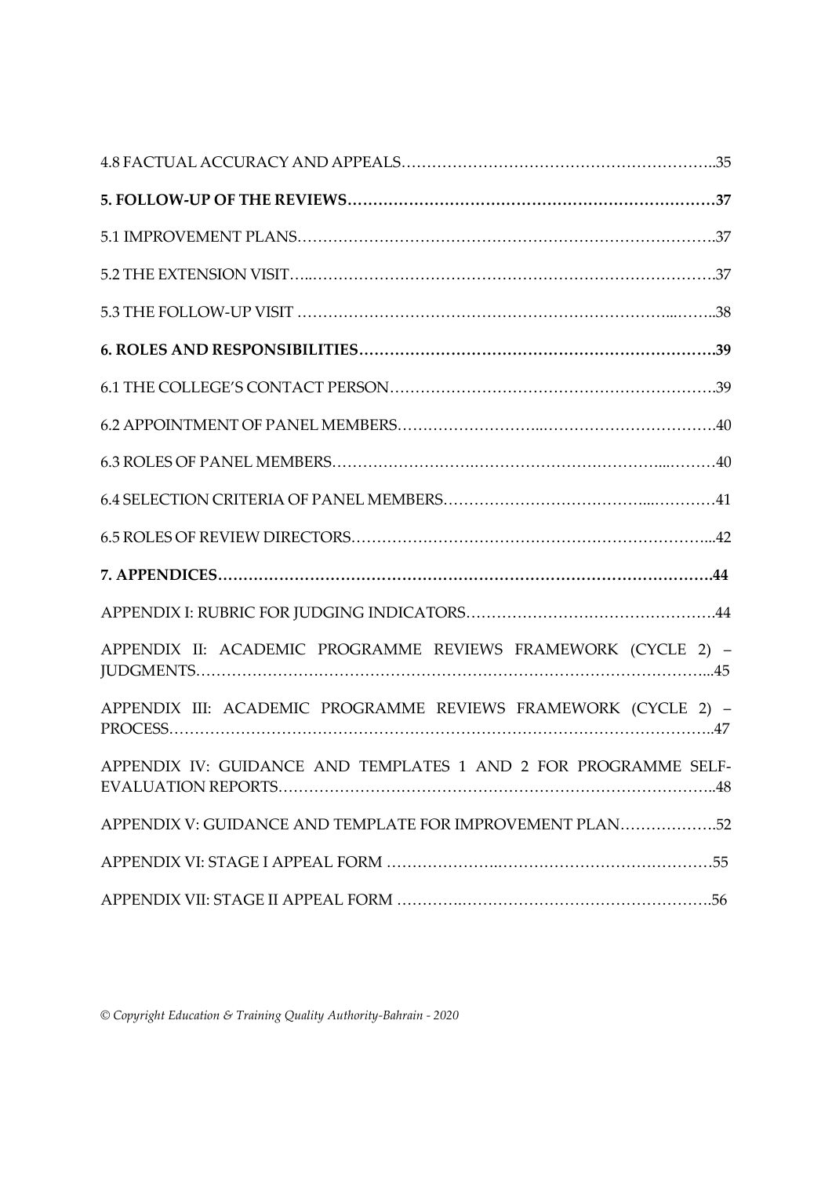4.8 FACTUAL ACCURACY AND APPEALS……………………………………………………..35

**5. FOLLOW-UP OF THE REVIEWS………………………………………………………………37**

5.1 IMPROVEMENT PLANS……………………………………………………………………….37

5.2 THE EXTENSION VISIT…..………………………………………………………………….37

5.3 THE FOLLOW-UP VISIT ……………………………………………………………...……..38

**6. ROLES AND RESPONSIBILITIES…………………………………………………………….39**

6.1 THE COLLEGE'S CONTACT PERSON……………………………………………………….39

6.2 APPOINTMENT OF PANEL MEMBERS……………………...…………………………….40

6.3 ROLES OF PANEL MEMBERS…………………….…………………………...………40

6.4 SELECTION CRITERIA OF PANEL MEMBERS………………………………...…………41

6.5 ROLES OF REVIEW DIRECTORS………………………………………………………...42

**7. APPENDICES……………………………………………………………………………………44**

APPENDIX I: RUBRIC FOR JUDGING INDICATORS………………………………………….44

APPENDIX II: ACADEMIC PROGRAMME REVIEWS FRAMEWORK (CYCLE 2) – JUDGMENTS……………………………………………………………………………………...45

APPENDIX III: ACADEMIC PROGRAMME REVIEWS FRAMEWORK (CYCLE 2) – PROCESS……………………………………………………………………………………..47

APPENDIX IV: GUIDANCE AND TEMPLATES 1 AND 2 FOR PROGRAMME SELF-EVALUATION REPORTS……………………………………………………………………..48

APPENDIX V: GUIDANCE AND TEMPLATE FOR IMPROVEMENT PLAN……………….52

APPENDIX VI: STAGE I APPEAL FORM ……………….…………………………………55

APPENDIX VII: STAGE II APPEAL FORM ………….………………………………………..56

*© Copyright Education & Training Quality Authority-Bahrain - 2020*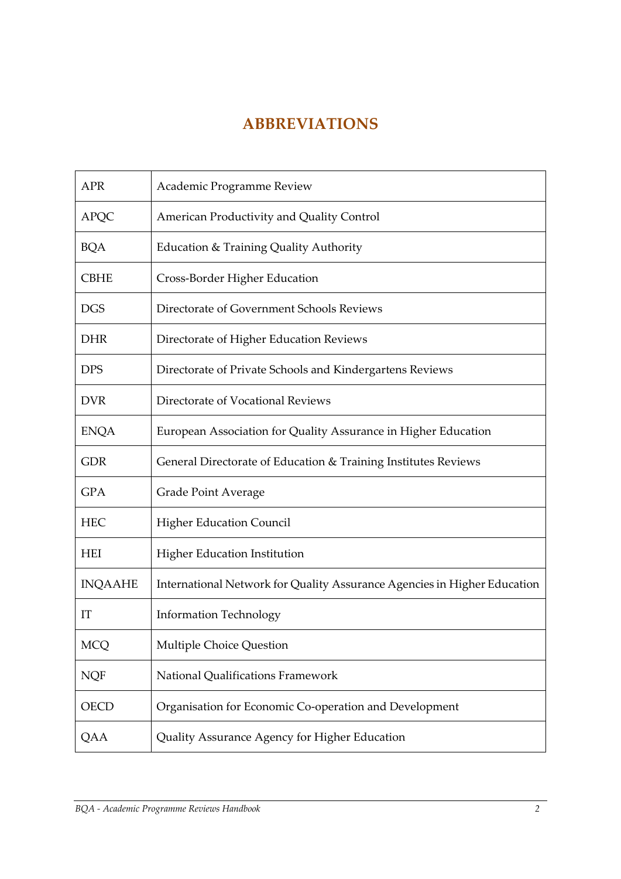# ABBREVIATIONS

| | |
|---|---|
| APR | Academic Programme Review |
| APQC | American Productivity and Quality Control |
| BQA | Education & Training Quality Authority |
| CBHE | Cross-Border Higher Education |
| DGS | Directorate of Government Schools Reviews |
| DHR | Directorate of Higher Education Reviews |
| DPS | Directorate of Private Schools and Kindergartens Reviews |
| DVR | Directorate of Vocational Reviews |
| ENQA | European Association for Quality Assurance in Higher Education |
| GDR | General Directorate of Education & Training Institutes Reviews |
| GPA | Grade Point Average |
| HEC | Higher Education Council |
| HEI | Higher Education Institution |
| INQAAHE | International Network for Quality Assurance Agencies in Higher Education |
| IT | Information Technology |
| MCQ | Multiple Choice Question |
| NQF | National Qualifications Framework |
| OECD | Organisation for Economic Co-operation and Development |
| QAA | Quality Assurance Agency for Higher Education |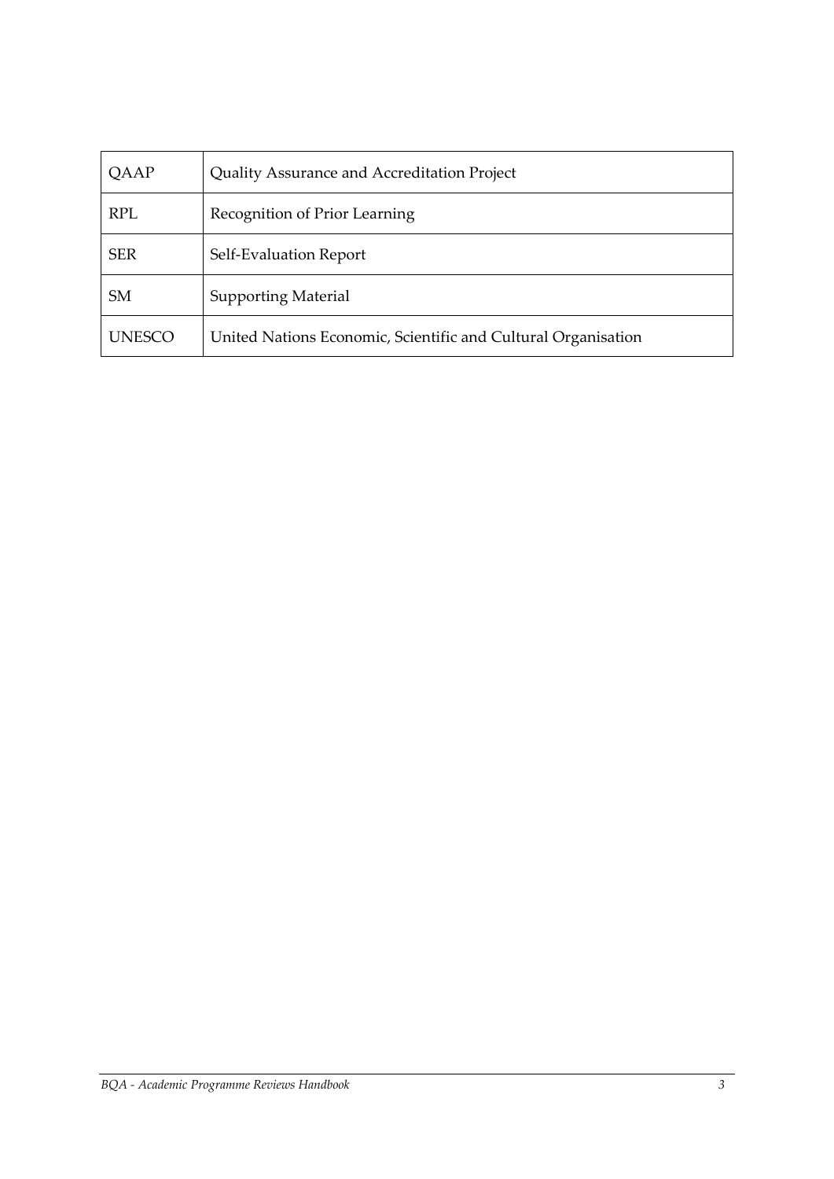| QAAP | Quality Assurance and Accreditation Project |
| --- | --- |
| RPL | Recognition of Prior Learning |
| SER | Self-Evaluation Report |
| SM | Supporting Material |
| UNESCO | United Nations Economic, Scientific and Cultural Organisation |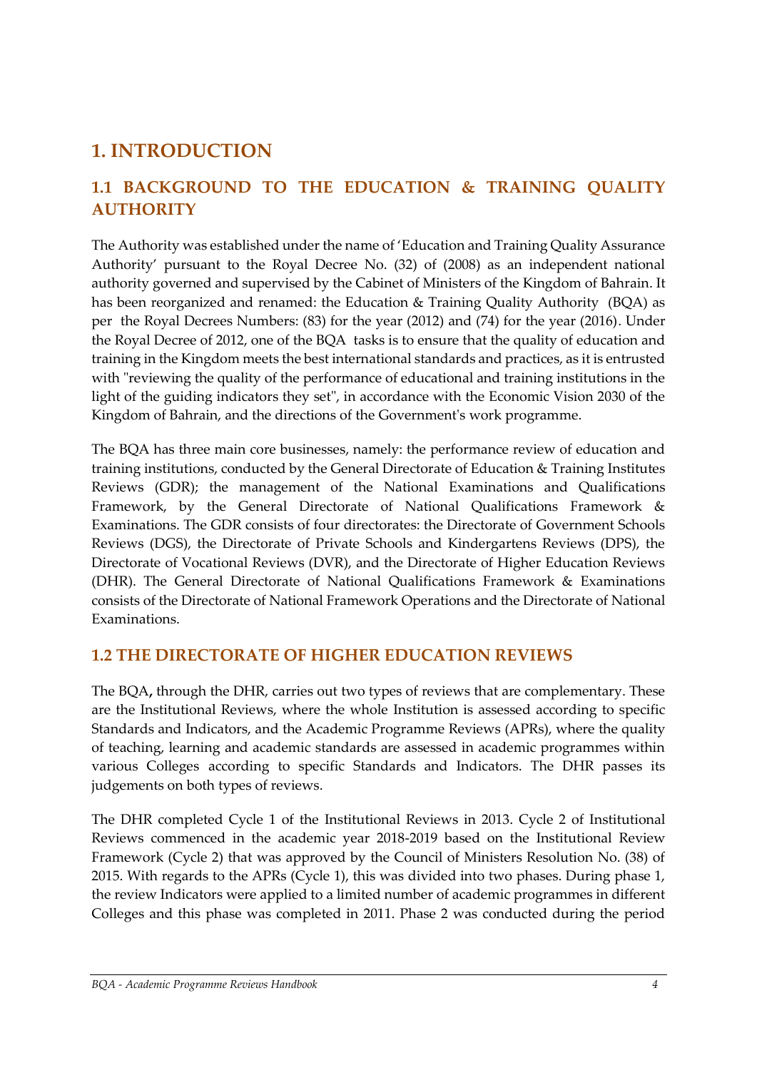# 1. INTRODUCTION

## 1.1 BACKGROUND TO THE EDUCATION & TRAINING QUALITY AUTHORITY

The Authority was established under the name of 'Education and Training Quality Assurance Authority' pursuant to the Royal Decree No. (32) of (2008) as an independent national authority governed and supervised by the Cabinet of Ministers of the Kingdom of Bahrain. It has been reorganized and renamed: the Education & Training Quality Authority (BQA) as per the Royal Decrees Numbers: (83) for the year (2012) and (74) for the year (2016). Under the Royal Decree of 2012, one of the BQA tasks is to ensure that the quality of education and training in the Kingdom meets the best international standards and practices, as it is entrusted with "reviewing the quality of the performance of educational and training institutions in the light of the guiding indicators they set", in accordance with the Economic Vision 2030 of the Kingdom of Bahrain, and the directions of the Government's work programme.

The BQA has three main core businesses, namely: the performance review of education and training institutions, conducted by the General Directorate of Education & Training Institutes Reviews (GDR); the management of the National Examinations and Qualifications Framework, by the General Directorate of National Qualifications Framework & Examinations. The GDR consists of four directorates: the Directorate of Government Schools Reviews (DGS), the Directorate of Private Schools and Kindergartens Reviews (DPS), the Directorate of Vocational Reviews (DVR), and the Directorate of Higher Education Reviews (DHR). The General Directorate of National Qualifications Framework & Examinations consists of the Directorate of National Framework Operations and the Directorate of National Examinations.

## 1.2 THE DIRECTORATE OF HIGHER EDUCATION REVIEWS

The BQA**,** through the DHR, carries out two types of reviews that are complementary. These are the Institutional Reviews, where the whole Institution is assessed according to specific Standards and Indicators, and the Academic Programme Reviews (APRs), where the quality of teaching, learning and academic standards are assessed in academic programmes within various Colleges according to specific Standards and Indicators. The DHR passes its judgements on both types of reviews.

The DHR completed Cycle 1 of the Institutional Reviews in 2013. Cycle 2 of Institutional Reviews commenced in the academic year 2018-2019 based on the Institutional Review Framework (Cycle 2) that was approved by the Council of Ministers Resolution No. (38) of 2015. With regards to the APRs (Cycle 1), this was divided into two phases. During phase 1, the review Indicators were applied to a limited number of academic programmes in different Colleges and this phase was completed in 2011. Phase 2 was conducted during the period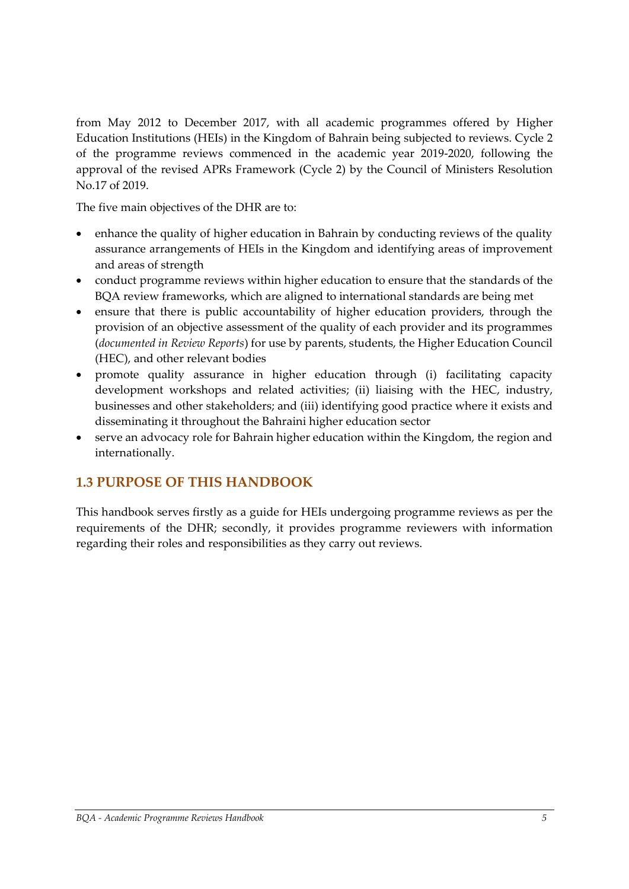from May 2012 to December 2017, with all academic programmes offered by Higher Education Institutions (HEIs) in the Kingdom of Bahrain being subjected to reviews. Cycle 2 of the programme reviews commenced in the academic year 2019-2020, following the approval of the revised APRs Framework (Cycle 2) by the Council of Ministers Resolution No.17 of 2019.

The five main objectives of the DHR are to:

- enhance the quality of higher education in Bahrain by conducting reviews of the quality assurance arrangements of HEIs in the Kingdom and identifying areas of improvement and areas of strength
- conduct programme reviews within higher education to ensure that the standards of the BQA review frameworks, which are aligned to international standards are being met
- ensure that there is public accountability of higher education providers, through the provision of an objective assessment of the quality of each provider and its programmes (*documented in Review Reports*) for use by parents, students, the Higher Education Council (HEC), and other relevant bodies
- promote quality assurance in higher education through (i) facilitating capacity development workshops and related activities; (ii) liaising with the HEC, industry, businesses and other stakeholders; and (iii) identifying good practice where it exists and disseminating it throughout the Bahraini higher education sector
- serve an advocacy role for Bahrain higher education within the Kingdom, the region and internationally.

## 1.3 PURPOSE OF THIS HANDBOOK

This handbook serves firstly as a guide for HEIs undergoing programme reviews as per the requirements of the DHR; secondly, it provides programme reviewers with information regarding their roles and responsibilities as they carry out reviews.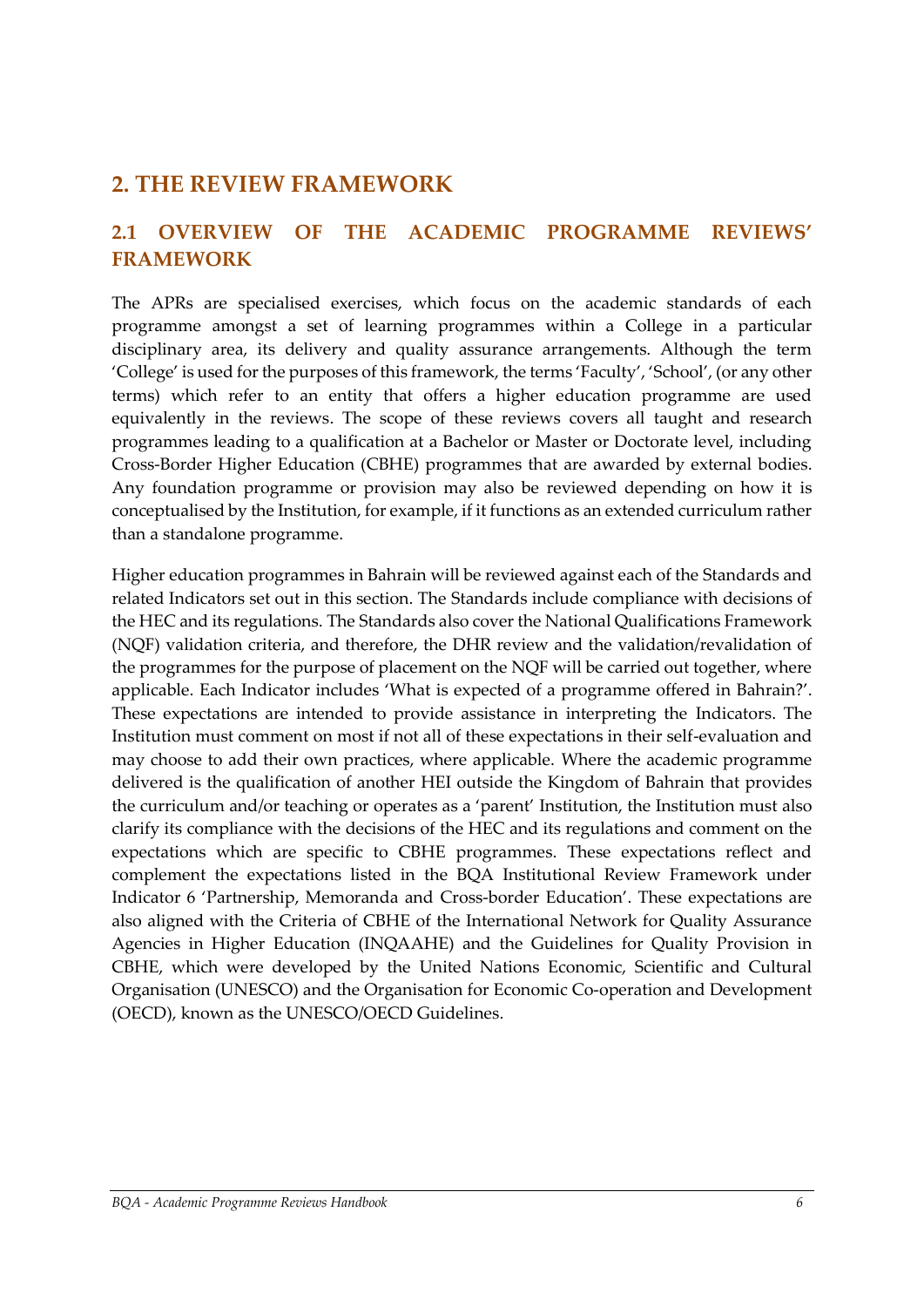# 2. THE REVIEW FRAMEWORK

## 2.1 OVERVIEW OF THE ACADEMIC PROGRAMME REVIEWS' FRAMEWORK

The APRs are specialised exercises, which focus on the academic standards of each programme amongst a set of learning programmes within a College in a particular disciplinary area, its delivery and quality assurance arrangements. Although the term 'College' is used for the purposes of this framework, the terms 'Faculty', 'School', (or any other terms) which refer to an entity that offers a higher education programme are used equivalently in the reviews. The scope of these reviews covers all taught and research programmes leading to a qualification at a Bachelor or Master or Doctorate level, including Cross-Border Higher Education (CBHE) programmes that are awarded by external bodies. Any foundation programme or provision may also be reviewed depending on how it is conceptualised by the Institution, for example, if it functions as an extended curriculum rather than a standalone programme.

Higher education programmes in Bahrain will be reviewed against each of the Standards and related Indicators set out in this section. The Standards include compliance with decisions of the HEC and its regulations. The Standards also cover the National Qualifications Framework (NQF) validation criteria, and therefore, the DHR review and the validation/revalidation of the programmes for the purpose of placement on the NQF will be carried out together, where applicable. Each Indicator includes 'What is expected of a programme offered in Bahrain?'. These expectations are intended to provide assistance in interpreting the Indicators. The Institution must comment on most if not all of these expectations in their self-evaluation and may choose to add their own practices, where applicable. Where the academic programme delivered is the qualification of another HEI outside the Kingdom of Bahrain that provides the curriculum and/or teaching or operates as a 'parent' Institution, the Institution must also clarify its compliance with the decisions of the HEC and its regulations and comment on the expectations which are specific to CBHE programmes. These expectations reflect and complement the expectations listed in the BQA Institutional Review Framework under Indicator 6 'Partnership, Memoranda and Cross-border Education'. These expectations are also aligned with the Criteria of CBHE of the International Network for Quality Assurance Agencies in Higher Education (INQAAHE) and the Guidelines for Quality Provision in CBHE, which were developed by the United Nations Economic, Scientific and Cultural Organisation (UNESCO) and the Organisation for Economic Co-operation and Development (OECD), known as the UNESCO/OECD Guidelines.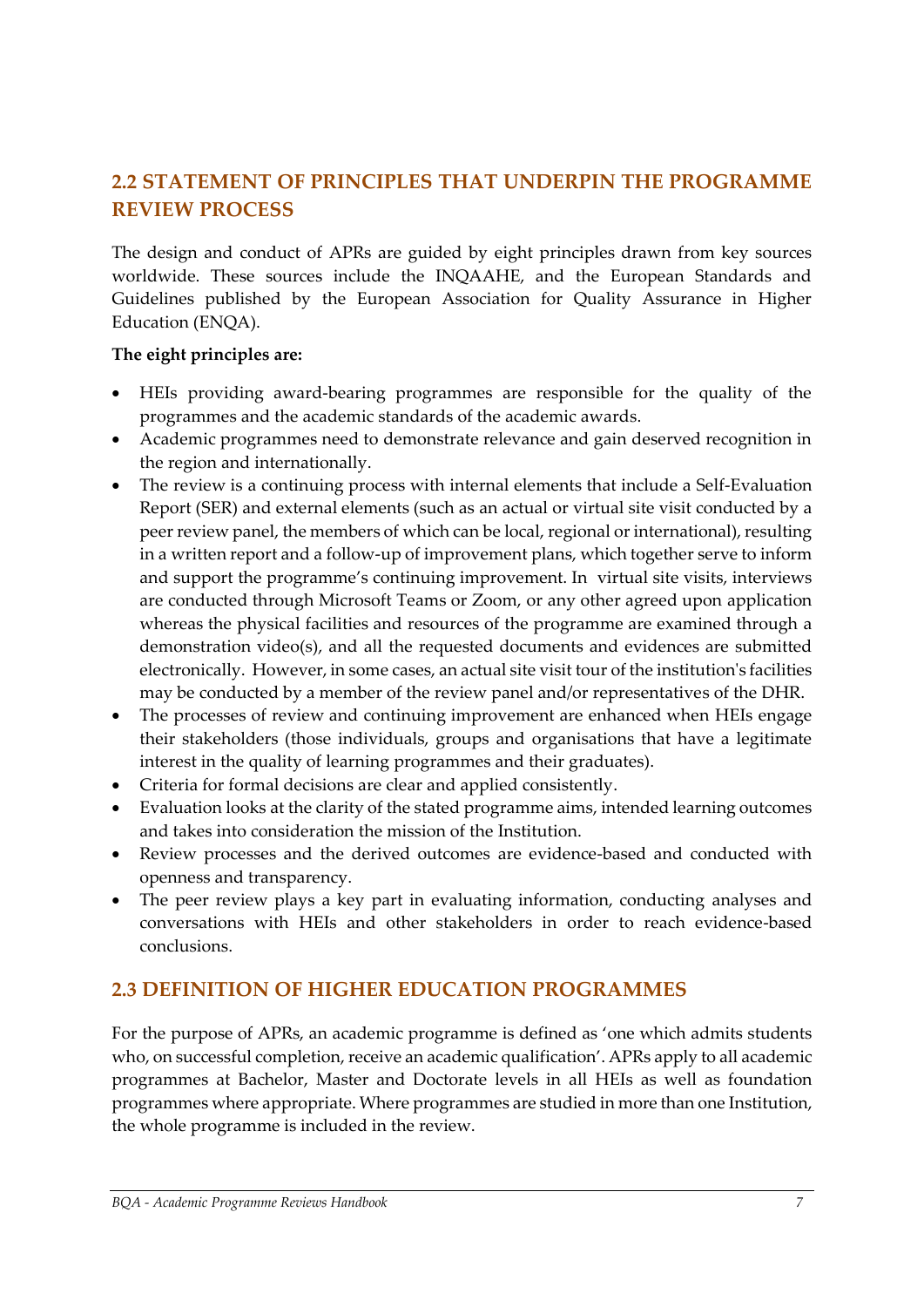## 2.2 STATEMENT OF PRINCIPLES THAT UNDERPIN THE PROGRAMME REVIEW PROCESS

The design and conduct of APRs are guided by eight principles drawn from key sources worldwide. These sources include the INQAAHE, and the European Standards and Guidelines published by the European Association for Quality Assurance in Higher Education (ENQA).

**The eight principles are:**

- HEIs providing award-bearing programmes are responsible for the quality of the programmes and the academic standards of the academic awards.
- Academic programmes need to demonstrate relevance and gain deserved recognition in the region and internationally.
- The review is a continuing process with internal elements that include a Self-Evaluation Report (SER) and external elements (such as an actual or virtual site visit conducted by a peer review panel, the members of which can be local, regional or international), resulting in a written report and a follow-up of improvement plans, which together serve to inform and support the programme's continuing improvement. In virtual site visits, interviews are conducted through Microsoft Teams or Zoom, or any other agreed upon application whereas the physical facilities and resources of the programme are examined through a demonstration video(s), and all the requested documents and evidences are submitted electronically. However, in some cases, an actual site visit tour of the institution's facilities may be conducted by a member of the review panel and/or representatives of the DHR.
- The processes of review and continuing improvement are enhanced when HEIs engage their stakeholders (those individuals, groups and organisations that have a legitimate interest in the quality of learning programmes and their graduates).
- Criteria for formal decisions are clear and applied consistently.
- Evaluation looks at the clarity of the stated programme aims, intended learning outcomes and takes into consideration the mission of the Institution.
- Review processes and the derived outcomes are evidence-based and conducted with openness and transparency.
- The peer review plays a key part in evaluating information, conducting analyses and conversations with HEIs and other stakeholders in order to reach evidence-based conclusions.

## 2.3 DEFINITION OF HIGHER EDUCATION PROGRAMMES

For the purpose of APRs, an academic programme is defined as 'one which admits students who, on successful completion, receive an academic qualification'. APRs apply to all academic programmes at Bachelor, Master and Doctorate levels in all HEIs as well as foundation programmes where appropriate. Where programmes are studied in more than one Institution, the whole programme is included in the review.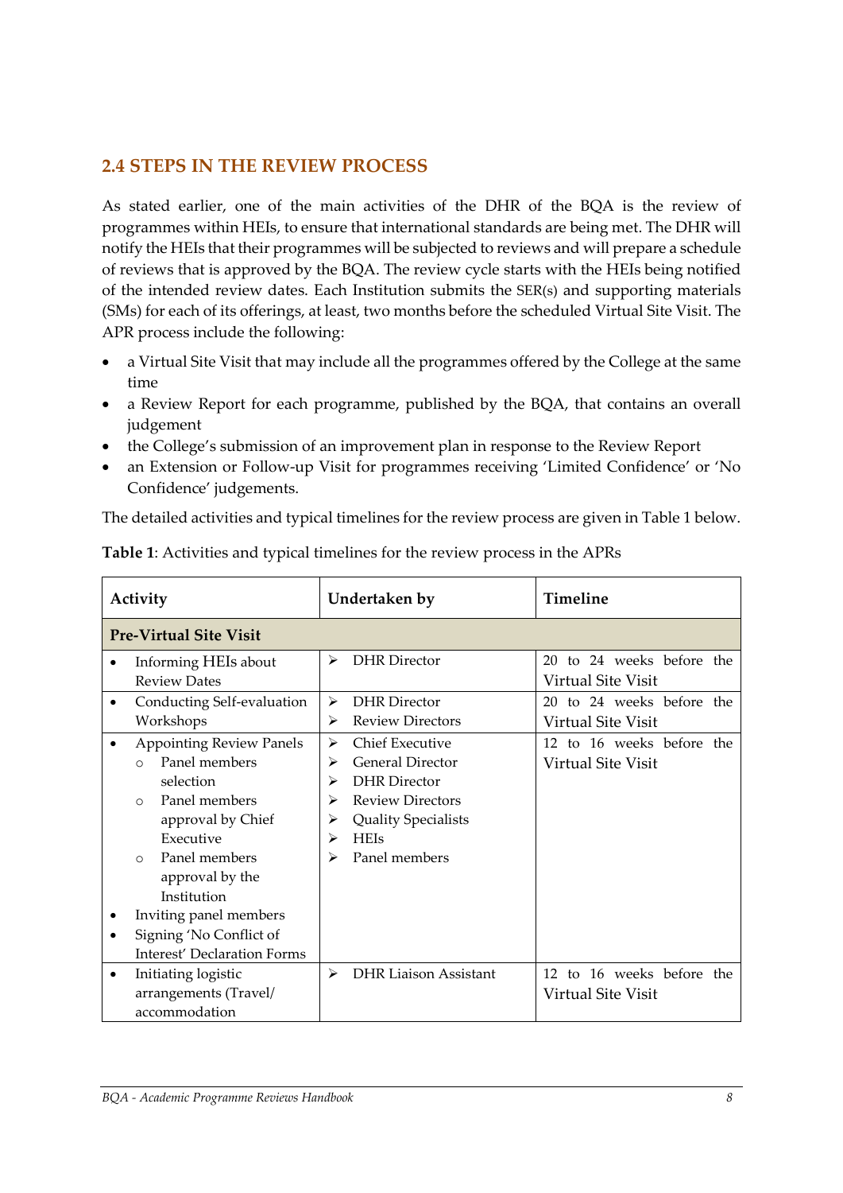## 2.4 STEPS IN THE REVIEW PROCESS

As stated earlier, one of the main activities of the DHR of the BQA is the review of programmes within HEIs, to ensure that international standards are being met. The DHR will notify the HEIs that their programmes will be subjected to reviews and will prepare a schedule of reviews that is approved by the BQA. The review cycle starts with the HEIs being notified of the intended review dates. Each Institution submits the SER(s) and supporting materials (SMs) for each of its offerings, at least, two months before the scheduled Virtual Site Visit. The APR process include the following:

- a Virtual Site Visit that may include all the programmes offered by the College at the same time
- a Review Report for each programme, published by the BQA, that contains an overall judgement
- the College's submission of an improvement plan in response to the Review Report
- an Extension or Follow-up Visit for programmes receiving 'Limited Confidence' or 'No Confidence' judgements.

The detailed activities and typical timelines for the review process are given in Table 1 below.

**Table 1**: Activities and typical timelines for the review process in the APRs

| Activity | Undertaken by | Timeline |
|---|---|---|
| **Pre-Virtual Site Visit** | | |
| • Informing HEIs about Review Dates | ➢ DHR Director | 20 to 24 weeks before the Virtual Site Visit |
| • Conducting Self-evaluation Workshops | ➢ DHR Director<br>➢ Review Directors | 20 to 24 weeks before the Virtual Site Visit |
| • Appointing Review Panels<br>&nbsp;&nbsp;○ Panel members selection<br>&nbsp;&nbsp;○ Panel members approval by Chief Executive<br>&nbsp;&nbsp;○ Panel members approval by the Institution<br>• Inviting panel members<br>• Signing 'No Conflict of Interest' Declaration Forms | ➢ Chief Executive<br>➢ General Director<br>➢ DHR Director<br>➢ Review Directors<br>➢ Quality Specialists<br>➢ HEIs<br>➢ Panel members | 12 to 16 weeks before the Virtual Site Visit |
| • Initiating logistic arrangements (Travel/ accommodation | ➢ DHR Liaison Assistant | 12 to 16 weeks before the Virtual Site Visit |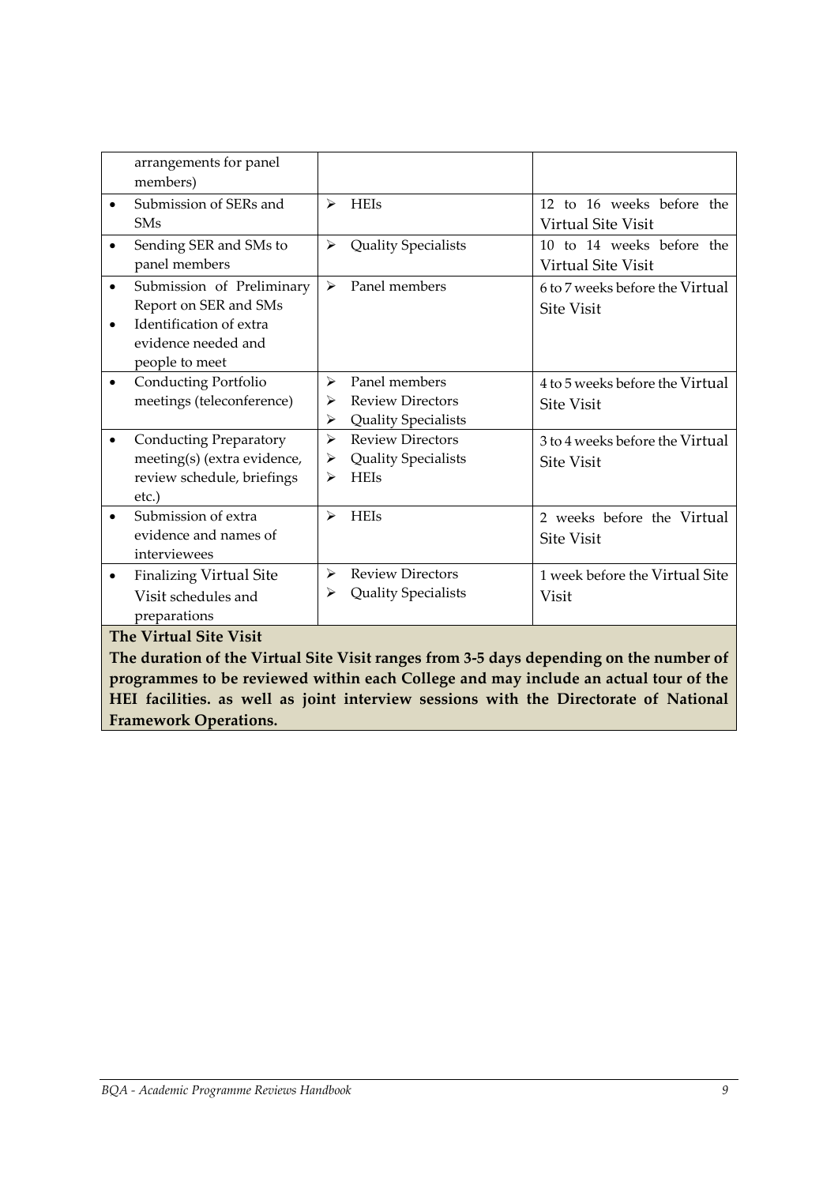| | | |
|---|---|---|
| arrangements for panel members) | | |
| • Submission of SERs and SMs | ➢ HEIs | 12 to 16 weeks before the Virtual Site Visit |
| • Sending SER and SMs to panel members | ➢ Quality Specialists | 10 to 14 weeks before the Virtual Site Visit |
| • Submission of Preliminary Report on SER and SMs<br>• Identification of extra evidence needed and people to meet | ➢ Panel members | 6 to 7 weeks before the Virtual Site Visit |
| • Conducting Portfolio meetings (teleconference) | ➢ Panel members<br>➢ Review Directors<br>➢ Quality Specialists | 4 to 5 weeks before the Virtual Site Visit |
| • Conducting Preparatory meeting(s) (extra evidence, review schedule, briefings etc.) | ➢ Review Directors<br>➢ Quality Specialists<br>➢ HEIs | 3 to 4 weeks before the Virtual Site Visit |
| • Submission of extra evidence and names of interviewees | ➢ HEIs | 2 weeks before the Virtual Site Visit |
| • Finalizing Virtual Site Visit schedules and preparations | ➢ Review Directors<br>➢ Quality Specialists | 1 week before the Virtual Site Visit |
| **The Virtual Site Visit**<br>**The duration of the Virtual Site Visit ranges from 3-5 days depending on the number of programmes to be reviewed within each College and may include an actual tour of the HEI facilities. as well as joint interview sessions with the Directorate of National Framework Operations.** | | |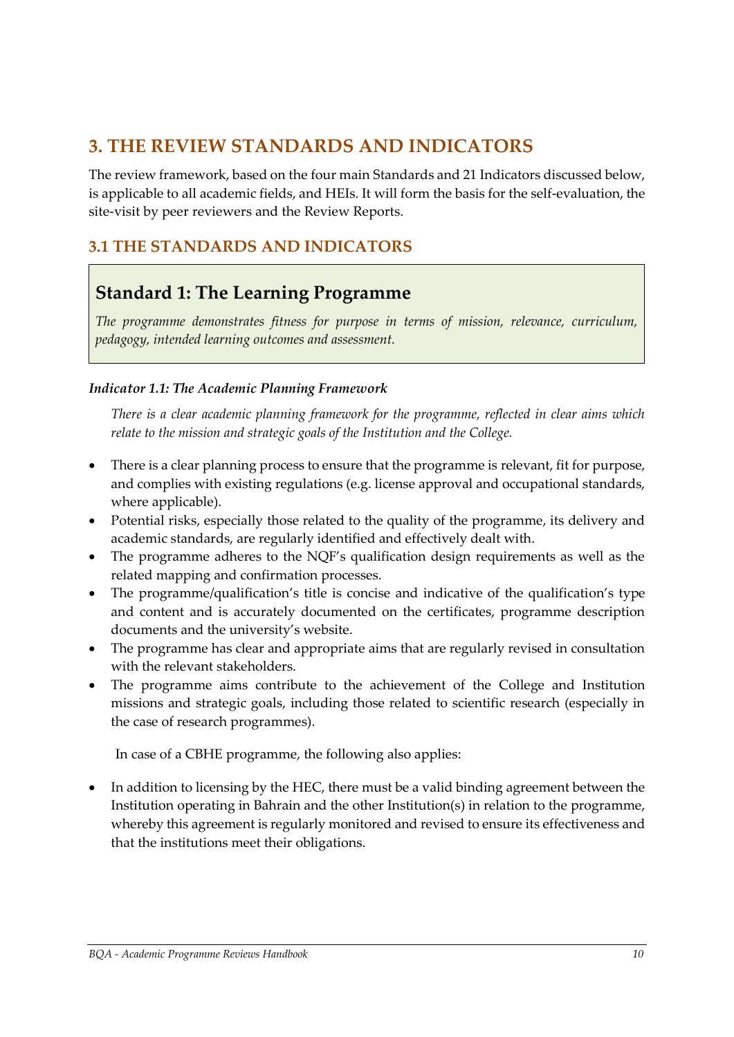# 3. THE REVIEW STANDARDS AND INDICATORS

The review framework, based on the four main Standards and 21 Indicators discussed below, is applicable to all academic fields, and HEIs. It will form the basis for the self-evaluation, the site-visit by peer reviewers and the Review Reports.

## 3.1 THE STANDARDS AND INDICATORS

### Standard 1: The Learning Programme

*The programme demonstrates fitness for purpose in terms of mission, relevance, curriculum, pedagogy, intended learning outcomes and assessment.*

#### *Indicator 1.1: The Academic Planning Framework*

*There is a clear academic planning framework for the programme, reflected in clear aims which relate to the mission and strategic goals of the Institution and the College.*

- There is a clear planning process to ensure that the programme is relevant, fit for purpose, and complies with existing regulations (e.g. license approval and occupational standards, where applicable).
- Potential risks, especially those related to the quality of the programme, its delivery and academic standards, are regularly identified and effectively dealt with.
- The programme adheres to the NQF's qualification design requirements as well as the related mapping and confirmation processes.
- The programme/qualification's title is concise and indicative of the qualification's type and content and is accurately documented on the certificates, programme description documents and the university's website.
- The programme has clear and appropriate aims that are regularly revised in consultation with the relevant stakeholders.
- The programme aims contribute to the achievement of the College and Institution missions and strategic goals, including those related to scientific research (especially in the case of research programmes).

In case of a CBHE programme, the following also applies:

- In addition to licensing by the HEC, there must be a valid binding agreement between the Institution operating in Bahrain and the other Institution(s) in relation to the programme, whereby this agreement is regularly monitored and revised to ensure its effectiveness and that the institutions meet their obligations.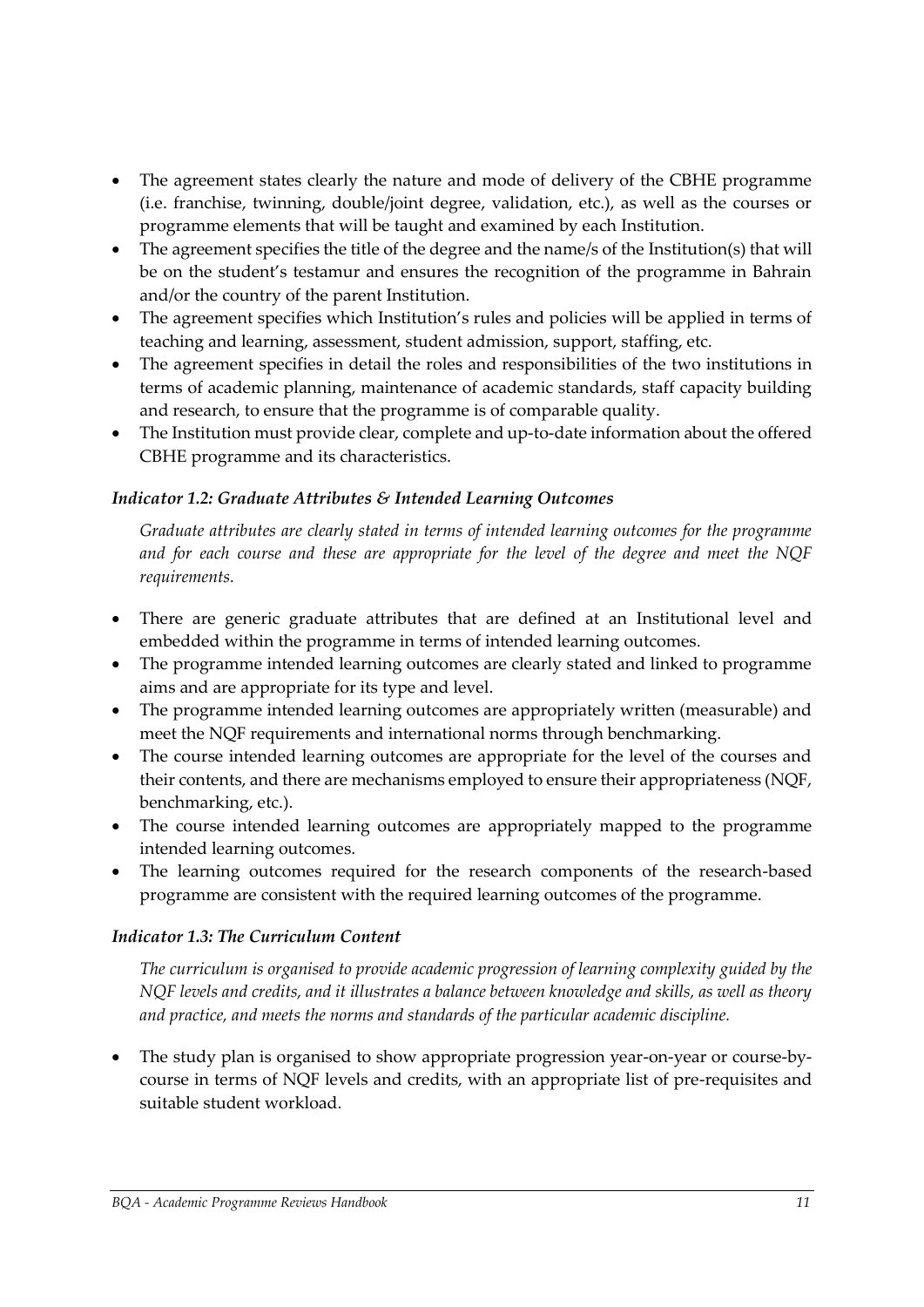- The agreement states clearly the nature and mode of delivery of the CBHE programme (i.e. franchise, twinning, double/joint degree, validation, etc.), as well as the courses or programme elements that will be taught and examined by each Institution.
- The agreement specifies the title of the degree and the name/s of the Institution(s) that will be on the student's testamur and ensures the recognition of the programme in Bahrain and/or the country of the parent Institution.
- The agreement specifies which Institution's rules and policies will be applied in terms of teaching and learning, assessment, student admission, support, staffing, etc.
- The agreement specifies in detail the roles and responsibilities of the two institutions in terms of academic planning, maintenance of academic standards, staff capacity building and research, to ensure that the programme is of comparable quality.
- The Institution must provide clear, complete and up-to-date information about the offered CBHE programme and its characteristics.

### *Indicator 1.2: Graduate Attributes & Intended Learning Outcomes*

*Graduate attributes are clearly stated in terms of intended learning outcomes for the programme and for each course and these are appropriate for the level of the degree and meet the NQF requirements.*

- There are generic graduate attributes that are defined at an Institutional level and embedded within the programme in terms of intended learning outcomes.
- The programme intended learning outcomes are clearly stated and linked to programme aims and are appropriate for its type and level.
- The programme intended learning outcomes are appropriately written (measurable) and meet the NQF requirements and international norms through benchmarking.
- The course intended learning outcomes are appropriate for the level of the courses and their contents, and there are mechanisms employed to ensure their appropriateness (NQF, benchmarking, etc.).
- The course intended learning outcomes are appropriately mapped to the programme intended learning outcomes.
- The learning outcomes required for the research components of the research-based programme are consistent with the required learning outcomes of the programme.

### *Indicator 1.3: The Curriculum Content*

*The curriculum is organised to provide academic progression of learning complexity guided by the NQF levels and credits, and it illustrates a balance between knowledge and skills, as well as theory and practice, and meets the norms and standards of the particular academic discipline.*

- The study plan is organised to show appropriate progression year-on-year or course-by-course in terms of NQF levels and credits, with an appropriate list of pre-requisites and suitable student workload.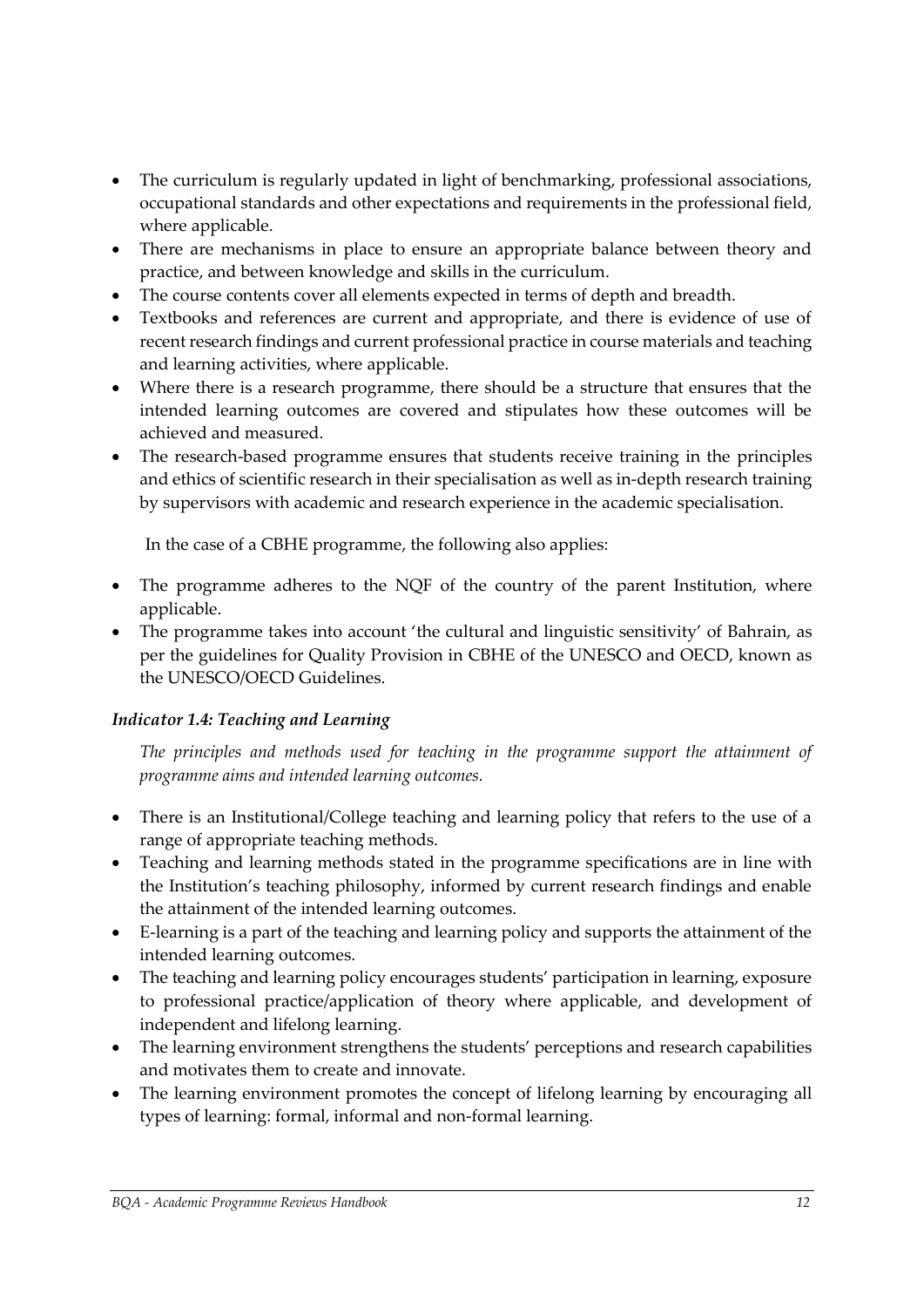- The curriculum is regularly updated in light of benchmarking, professional associations, occupational standards and other expectations and requirements in the professional field, where applicable.
- There are mechanisms in place to ensure an appropriate balance between theory and practice, and between knowledge and skills in the curriculum.
- The course contents cover all elements expected in terms of depth and breadth.
- Textbooks and references are current and appropriate, and there is evidence of use of recent research findings and current professional practice in course materials and teaching and learning activities, where applicable.
- Where there is a research programme, there should be a structure that ensures that the intended learning outcomes are covered and stipulates how these outcomes will be achieved and measured.
- The research-based programme ensures that students receive training in the principles and ethics of scientific research in their specialisation as well as in-depth research training by supervisors with academic and research experience in the academic specialisation.

In the case of a CBHE programme, the following also applies:

- The programme adheres to the NQF of the country of the parent Institution, where applicable.
- The programme takes into account 'the cultural and linguistic sensitivity' of Bahrain, as per the guidelines for Quality Provision in CBHE of the UNESCO and OECD, known as the UNESCO/OECD Guidelines.

### *Indicator 1.4: Teaching and Learning*

*The principles and methods used for teaching in the programme support the attainment of programme aims and intended learning outcomes.*

- There is an Institutional/College teaching and learning policy that refers to the use of a range of appropriate teaching methods.
- Teaching and learning methods stated in the programme specifications are in line with the Institution's teaching philosophy, informed by current research findings and enable the attainment of the intended learning outcomes.
- E-learning is a part of the teaching and learning policy and supports the attainment of the intended learning outcomes.
- The teaching and learning policy encourages students' participation in learning, exposure to professional practice/application of theory where applicable, and development of independent and lifelong learning.
- The learning environment strengthens the students' perceptions and research capabilities and motivates them to create and innovate.
- The learning environment promotes the concept of lifelong learning by encouraging all types of learning: formal, informal and non-formal learning.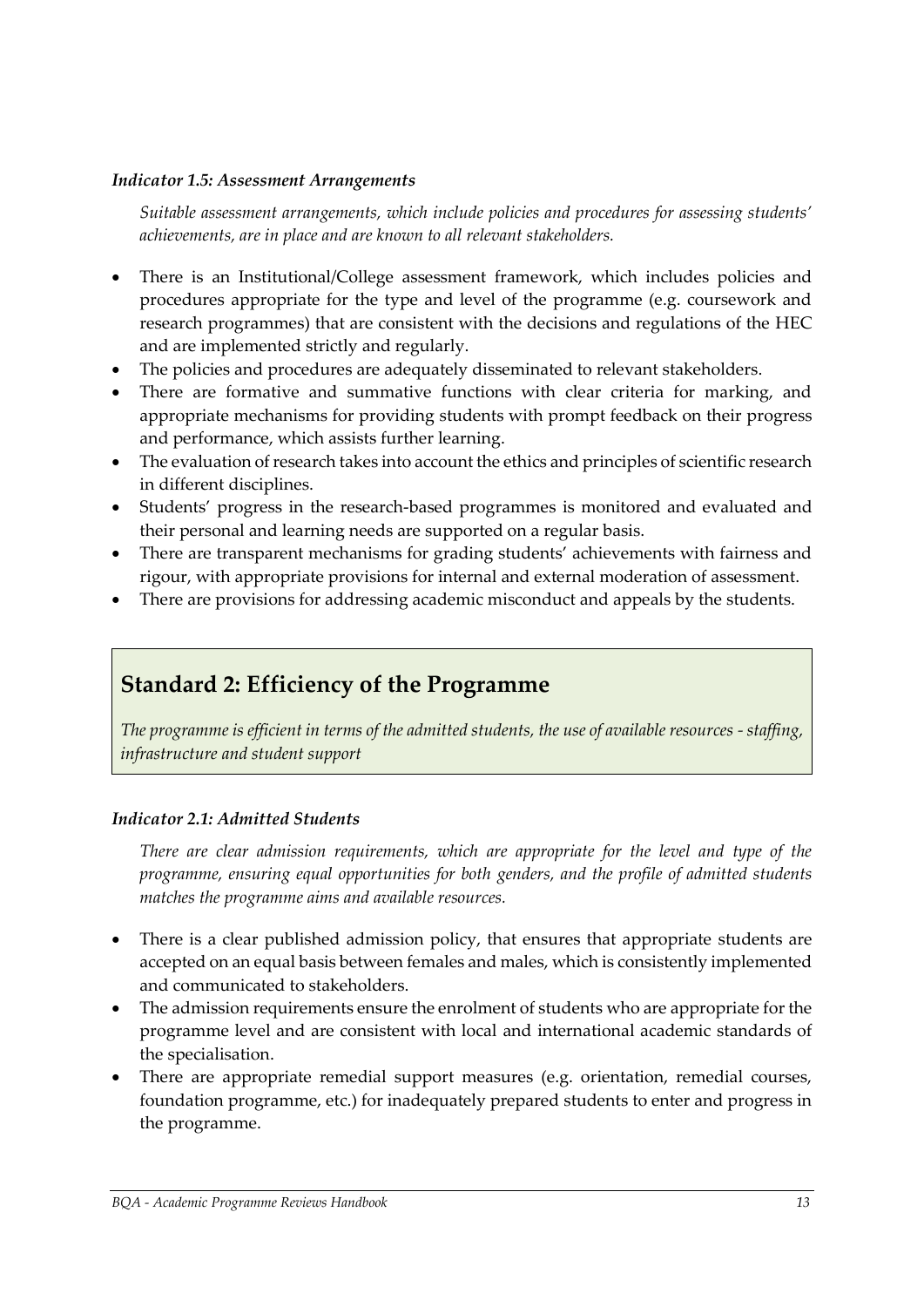#### *Indicator 1.5: Assessment Arrangements*

*Suitable assessment arrangements, which include policies and procedures for assessing students' achievements, are in place and are known to all relevant stakeholders.*

- There is an Institutional/College assessment framework, which includes policies and procedures appropriate for the type and level of the programme (e.g. coursework and research programmes) that are consistent with the decisions and regulations of the HEC and are implemented strictly and regularly.
- The policies and procedures are adequately disseminated to relevant stakeholders.
- There are formative and summative functions with clear criteria for marking, and appropriate mechanisms for providing students with prompt feedback on their progress and performance, which assists further learning.
- The evaluation of research takes into account the ethics and principles of scientific research in different disciplines.
- Students' progress in the research-based programmes is monitored and evaluated and their personal and learning needs are supported on a regular basis.
- There are transparent mechanisms for grading students' achievements with fairness and rigour, with appropriate provisions for internal and external moderation of assessment.
- There are provisions for addressing academic misconduct and appeals by the students.

## Standard 2: Efficiency of the Programme

*The programme is efficient in terms of the admitted students, the use of available resources - staffing, infrastructure and student support*

#### *Indicator 2.1: Admitted Students*

*There are clear admission requirements, which are appropriate for the level and type of the programme, ensuring equal opportunities for both genders, and the profile of admitted students matches the programme aims and available resources.*

- There is a clear published admission policy, that ensures that appropriate students are accepted on an equal basis between females and males, which is consistently implemented and communicated to stakeholders.
- The admission requirements ensure the enrolment of students who are appropriate for the programme level and are consistent with local and international academic standards of the specialisation.
- There are appropriate remedial support measures (e.g. orientation, remedial courses, foundation programme, etc.) for inadequately prepared students to enter and progress in the programme.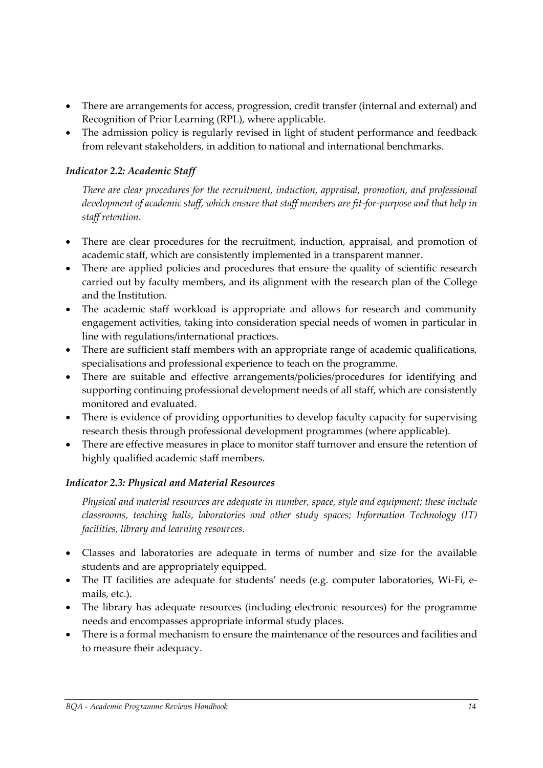- There are arrangements for access, progression, credit transfer (internal and external) and Recognition of Prior Learning (RPL), where applicable.
- The admission policy is regularly revised in light of student performance and feedback from relevant stakeholders, in addition to national and international benchmarks.

### *Indicator 2.2: Academic Staff*

*There are clear procedures for the recruitment, induction, appraisal, promotion, and professional development of academic staff, which ensure that staff members are fit-for-purpose and that help in staff retention.*

- There are clear procedures for the recruitment, induction, appraisal, and promotion of academic staff, which are consistently implemented in a transparent manner.
- There are applied policies and procedures that ensure the quality of scientific research carried out by faculty members, and its alignment with the research plan of the College and the Institution.
- The academic staff workload is appropriate and allows for research and community engagement activities, taking into consideration special needs of women in particular in line with regulations/international practices.
- There are sufficient staff members with an appropriate range of academic qualifications, specialisations and professional experience to teach on the programme.
- There are suitable and effective arrangements/policies/procedures for identifying and supporting continuing professional development needs of all staff, which are consistently monitored and evaluated.
- There is evidence of providing opportunities to develop faculty capacity for supervising research thesis through professional development programmes (where applicable).
- There are effective measures in place to monitor staff turnover and ensure the retention of highly qualified academic staff members.

### *Indicator 2.3: Physical and Material Resources*

*Physical and material resources are adequate in number, space, style and equipment; these include classrooms, teaching halls, laboratories and other study spaces; Information Technology (IT) facilities, library and learning resources.*

- Classes and laboratories are adequate in terms of number and size for the available students and are appropriately equipped.
- The IT facilities are adequate for students' needs (e.g. computer laboratories, Wi-Fi, e-mails, etc.).
- The library has adequate resources (including electronic resources) for the programme needs and encompasses appropriate informal study places.
- There is a formal mechanism to ensure the maintenance of the resources and facilities and to measure their adequacy.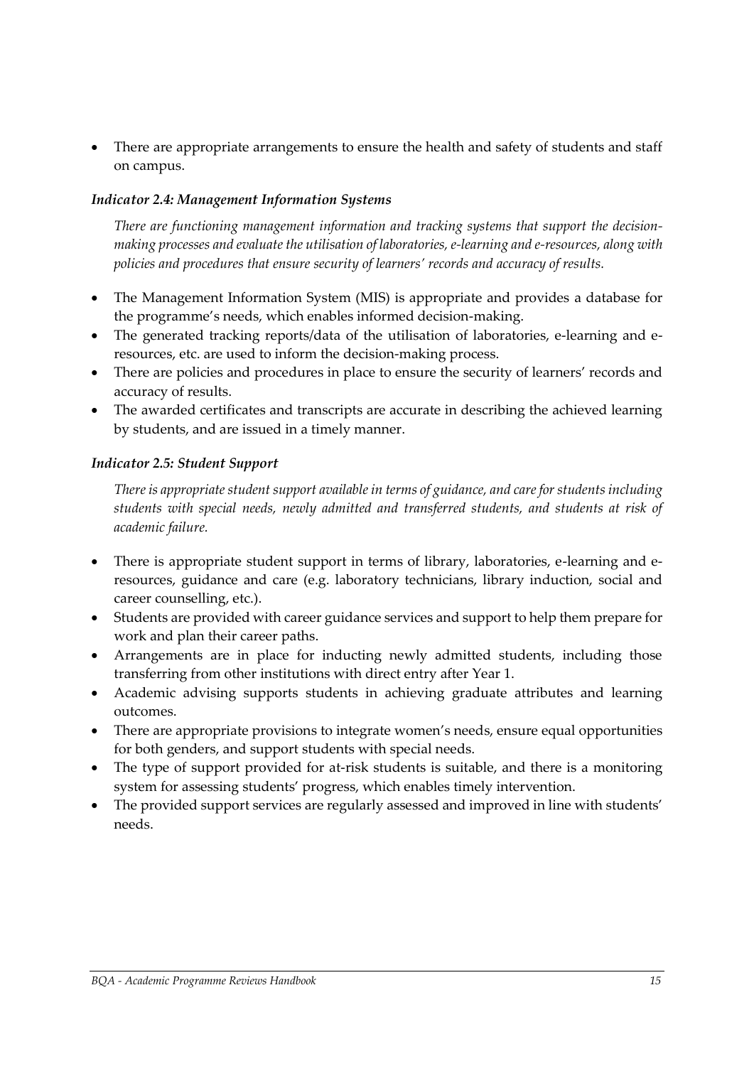- There are appropriate arrangements to ensure the health and safety of students and staff on campus.

### *Indicator 2.4: Management Information Systems*

*There are functioning management information and tracking systems that support the decision-making processes and evaluate the utilisation of laboratories, e-learning and e-resources, along with policies and procedures that ensure security of learners' records and accuracy of results.*

- The Management Information System (MIS) is appropriate and provides a database for the programme's needs, which enables informed decision-making.
- The generated tracking reports/data of the utilisation of laboratories, e-learning and e-resources, etc. are used to inform the decision-making process.
- There are policies and procedures in place to ensure the security of learners' records and accuracy of results.
- The awarded certificates and transcripts are accurate in describing the achieved learning by students, and are issued in a timely manner.

### *Indicator 2.5: Student Support*

*There is appropriate student support available in terms of guidance, and care for students including students with special needs, newly admitted and transferred students, and students at risk of academic failure.*

- There is appropriate student support in terms of library, laboratories, e-learning and e-resources, guidance and care (e.g. laboratory technicians, library induction, social and career counselling, etc.).
- Students are provided with career guidance services and support to help them prepare for work and plan their career paths.
- Arrangements are in place for inducting newly admitted students, including those transferring from other institutions with direct entry after Year 1.
- Academic advising supports students in achieving graduate attributes and learning outcomes.
- There are appropriate provisions to integrate women's needs, ensure equal opportunities for both genders, and support students with special needs.
- The type of support provided for at-risk students is suitable, and there is a monitoring system for assessing students' progress, which enables timely intervention.
- The provided support services are regularly assessed and improved in line with students' needs.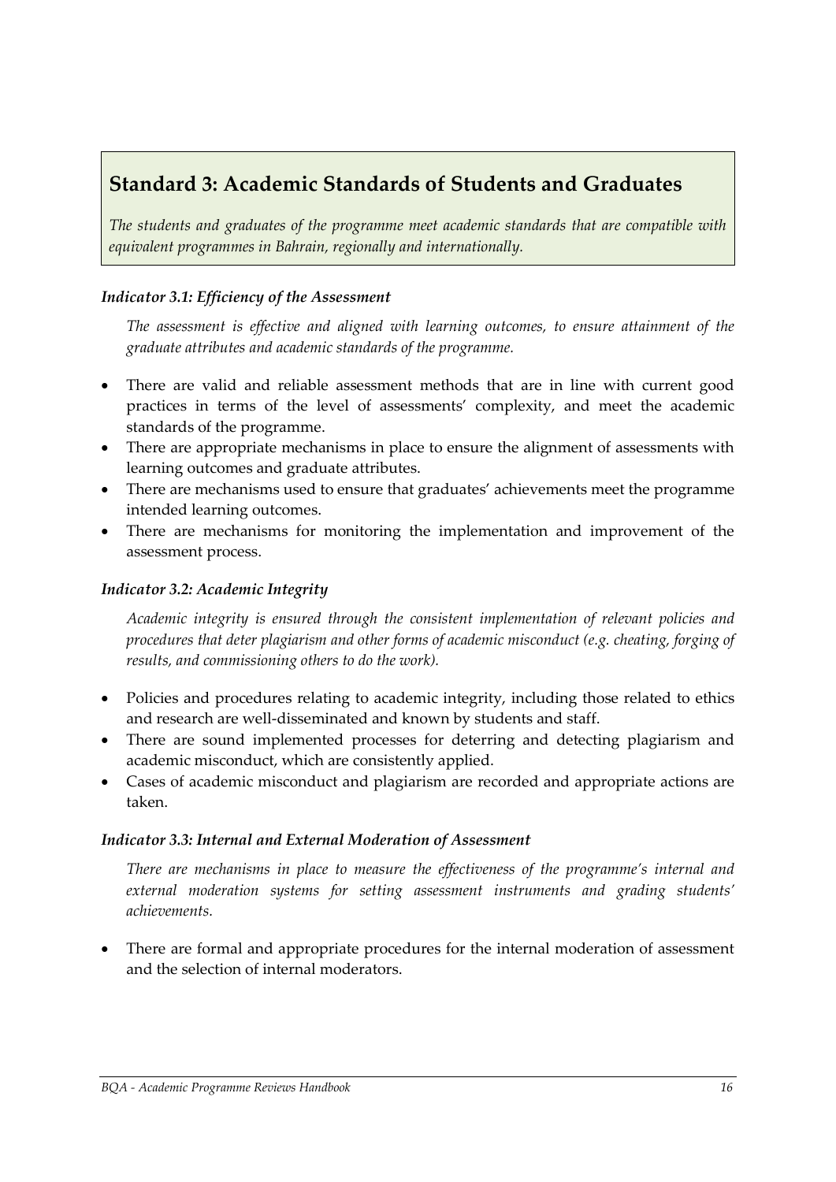## Standard 3: Academic Standards of Students and Graduates

*The students and graduates of the programme meet academic standards that are compatible with equivalent programmes in Bahrain, regionally and internationally.*

### *Indicator 3.1: Efficiency of the Assessment*

*The assessment is effective and aligned with learning outcomes, to ensure attainment of the graduate attributes and academic standards of the programme.*

- There are valid and reliable assessment methods that are in line with current good practices in terms of the level of assessments' complexity, and meet the academic standards of the programme.
- There are appropriate mechanisms in place to ensure the alignment of assessments with learning outcomes and graduate attributes.
- There are mechanisms used to ensure that graduates' achievements meet the programme intended learning outcomes.
- There are mechanisms for monitoring the implementation and improvement of the assessment process.

### *Indicator 3.2: Academic Integrity*

*Academic integrity is ensured through the consistent implementation of relevant policies and procedures that deter plagiarism and other forms of academic misconduct (e.g. cheating, forging of results, and commissioning others to do the work).*

- Policies and procedures relating to academic integrity, including those related to ethics and research are well-disseminated and known by students and staff.
- There are sound implemented processes for deterring and detecting plagiarism and academic misconduct, which are consistently applied.
- Cases of academic misconduct and plagiarism are recorded and appropriate actions are taken.

### *Indicator 3.3: Internal and External Moderation of Assessment*

*There are mechanisms in place to measure the effectiveness of the programme's internal and external moderation systems for setting assessment instruments and grading students' achievements.*

- There are formal and appropriate procedures for the internal moderation of assessment and the selection of internal moderators.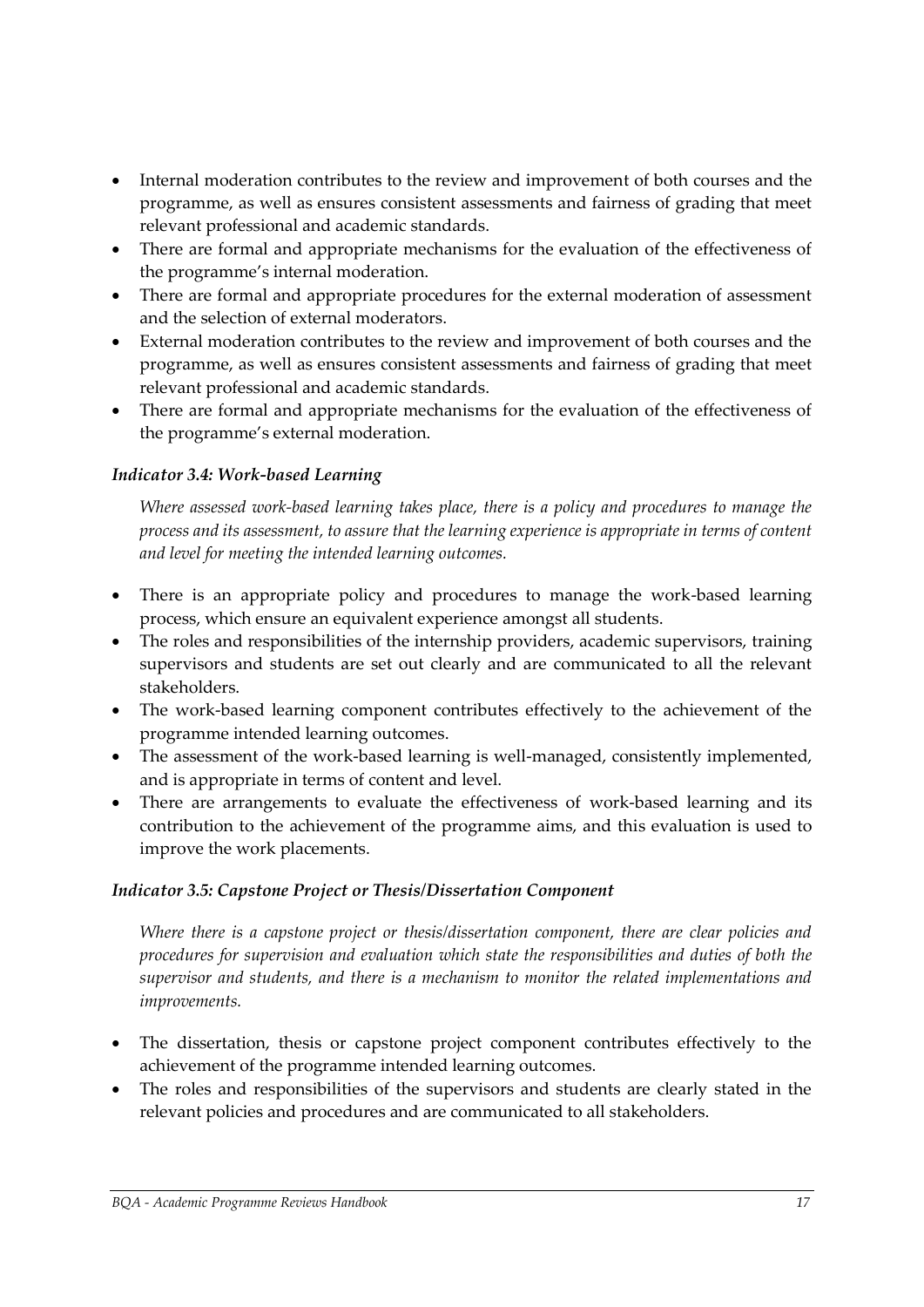- Internal moderation contributes to the review and improvement of both courses and the programme, as well as ensures consistent assessments and fairness of grading that meet relevant professional and academic standards.
- There are formal and appropriate mechanisms for the evaluation of the effectiveness of the programme's internal moderation.
- There are formal and appropriate procedures for the external moderation of assessment and the selection of external moderators.
- External moderation contributes to the review and improvement of both courses and the programme, as well as ensures consistent assessments and fairness of grading that meet relevant professional and academic standards.
- There are formal and appropriate mechanisms for the evaluation of the effectiveness of the programme's external moderation.

#### *Indicator 3.4: Work-based Learning*

*Where assessed work-based learning takes place, there is a policy and procedures to manage the process and its assessment, to assure that the learning experience is appropriate in terms of content and level for meeting the intended learning outcomes.*

- There is an appropriate policy and procedures to manage the work-based learning process, which ensure an equivalent experience amongst all students.
- The roles and responsibilities of the internship providers, academic supervisors, training supervisors and students are set out clearly and are communicated to all the relevant stakeholders.
- The work-based learning component contributes effectively to the achievement of the programme intended learning outcomes.
- The assessment of the work-based learning is well-managed, consistently implemented, and is appropriate in terms of content and level.
- There are arrangements to evaluate the effectiveness of work-based learning and its contribution to the achievement of the programme aims, and this evaluation is used to improve the work placements.

#### *Indicator 3.5: Capstone Project or Thesis/Dissertation Component*

*Where there is a capstone project or thesis/dissertation component, there are clear policies and procedures for supervision and evaluation which state the responsibilities and duties of both the supervisor and students, and there is a mechanism to monitor the related implementations and improvements.*

- The dissertation, thesis or capstone project component contributes effectively to the achievement of the programme intended learning outcomes.
- The roles and responsibilities of the supervisors and students are clearly stated in the relevant policies and procedures and are communicated to all stakeholders.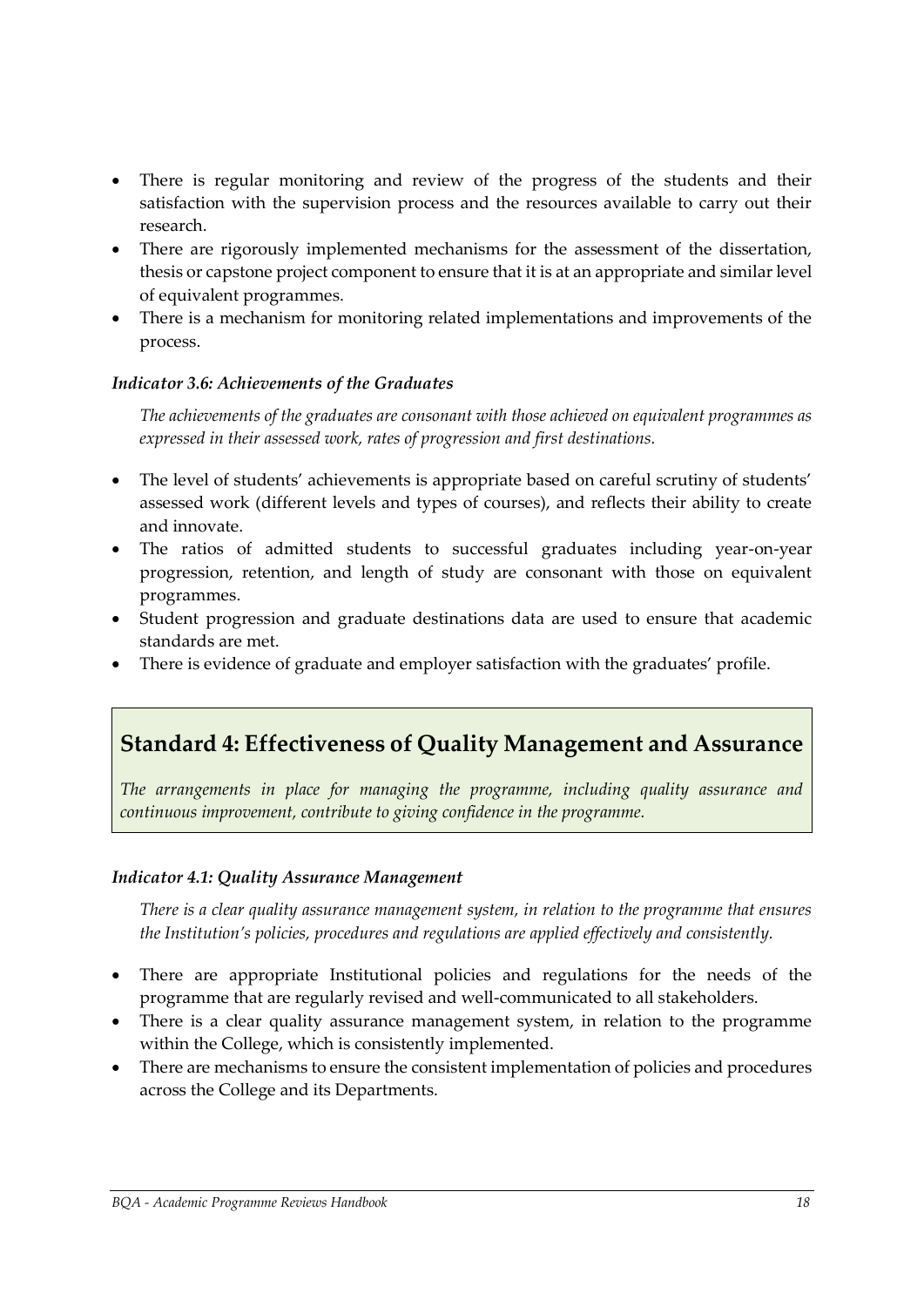- There is regular monitoring and review of the progress of the students and their satisfaction with the supervision process and the resources available to carry out their research.
- There are rigorously implemented mechanisms for the assessment of the dissertation, thesis or capstone project component to ensure that it is at an appropriate and similar level of equivalent programmes.
- There is a mechanism for monitoring related implementations and improvements of the process.

#### *Indicator 3.6: Achievements of the Graduates*

*The achievements of the graduates are consonant with those achieved on equivalent programmes as expressed in their assessed work, rates of progression and first destinations.*

- The level of students' achievements is appropriate based on careful scrutiny of students' assessed work (different levels and types of courses), and reflects their ability to create and innovate.
- The ratios of admitted students to successful graduates including year-on-year progression, retention, and length of study are consonant with those on equivalent programmes.
- Student progression and graduate destinations data are used to ensure that academic standards are met.
- There is evidence of graduate and employer satisfaction with the graduates' profile.

## Standard 4: Effectiveness of Quality Management and Assurance

*The arrangements in place for managing the programme, including quality assurance and continuous improvement, contribute to giving confidence in the programme.*

#### *Indicator 4.1: Quality Assurance Management*

*There is a clear quality assurance management system, in relation to the programme that ensures the Institution's policies, procedures and regulations are applied effectively and consistently.*

- There are appropriate Institutional policies and regulations for the needs of the programme that are regularly revised and well-communicated to all stakeholders.
- There is a clear quality assurance management system, in relation to the programme within the College, which is consistently implemented.
- There are mechanisms to ensure the consistent implementation of policies and procedures across the College and its Departments.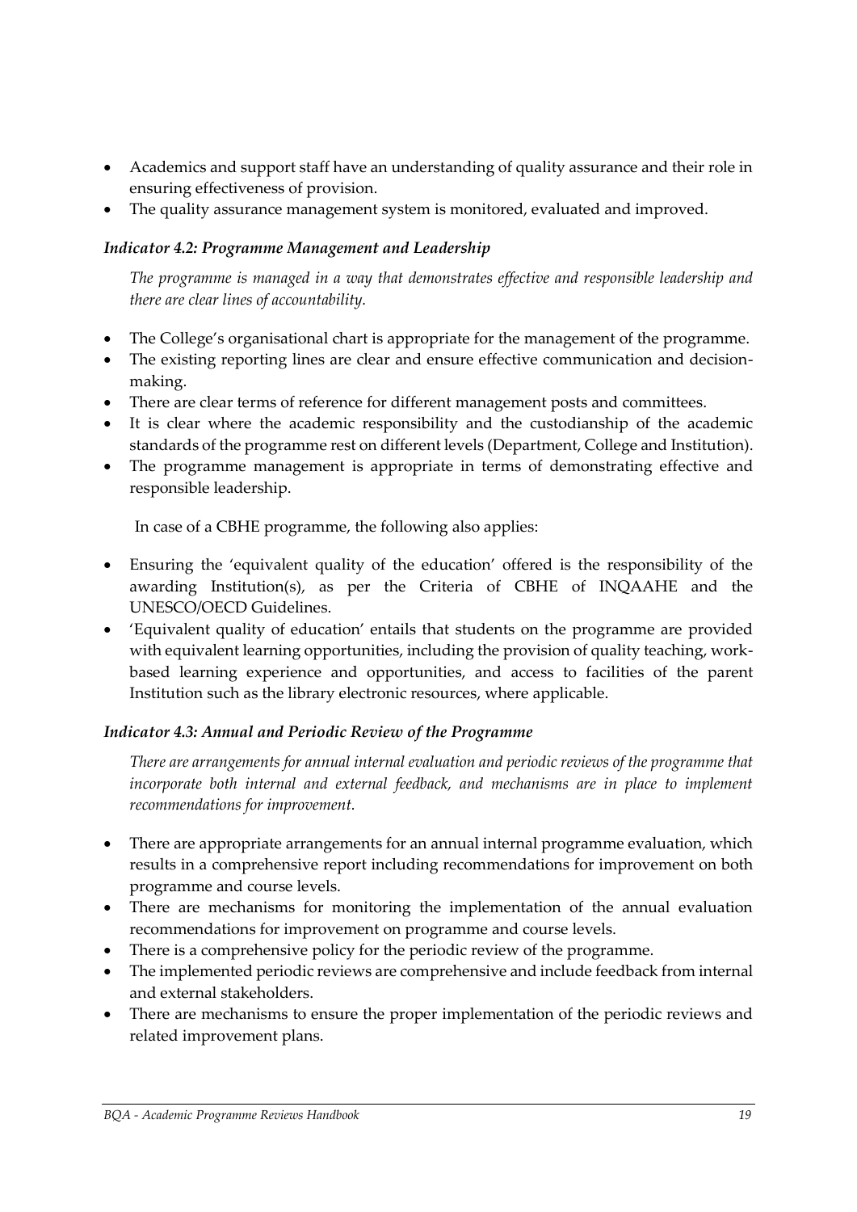- Academics and support staff have an understanding of quality assurance and their role in ensuring effectiveness of provision.
- The quality assurance management system is monitored, evaluated and improved.

### *Indicator 4.2: Programme Management and Leadership*

*The programme is managed in a way that demonstrates effective and responsible leadership and there are clear lines of accountability.*

- The College's organisational chart is appropriate for the management of the programme.
- The existing reporting lines are clear and ensure effective communication and decision-making.
- There are clear terms of reference for different management posts and committees.
- It is clear where the academic responsibility and the custodianship of the academic standards of the programme rest on different levels (Department, College and Institution).
- The programme management is appropriate in terms of demonstrating effective and responsible leadership.

In case of a CBHE programme, the following also applies:

- Ensuring the 'equivalent quality of the education' offered is the responsibility of the awarding Institution(s), as per the Criteria of CBHE of INQAAHE and the UNESCO/OECD Guidelines.
- 'Equivalent quality of education' entails that students on the programme are provided with equivalent learning opportunities, including the provision of quality teaching, work-based learning experience and opportunities, and access to facilities of the parent Institution such as the library electronic resources, where applicable.

### *Indicator 4.3: Annual and Periodic Review of the Programme*

*There are arrangements for annual internal evaluation and periodic reviews of the programme that incorporate both internal and external feedback, and mechanisms are in place to implement recommendations for improvement.*

- There are appropriate arrangements for an annual internal programme evaluation, which results in a comprehensive report including recommendations for improvement on both programme and course levels.
- There are mechanisms for monitoring the implementation of the annual evaluation recommendations for improvement on programme and course levels.
- There is a comprehensive policy for the periodic review of the programme.
- The implemented periodic reviews are comprehensive and include feedback from internal and external stakeholders.
- There are mechanisms to ensure the proper implementation of the periodic reviews and related improvement plans.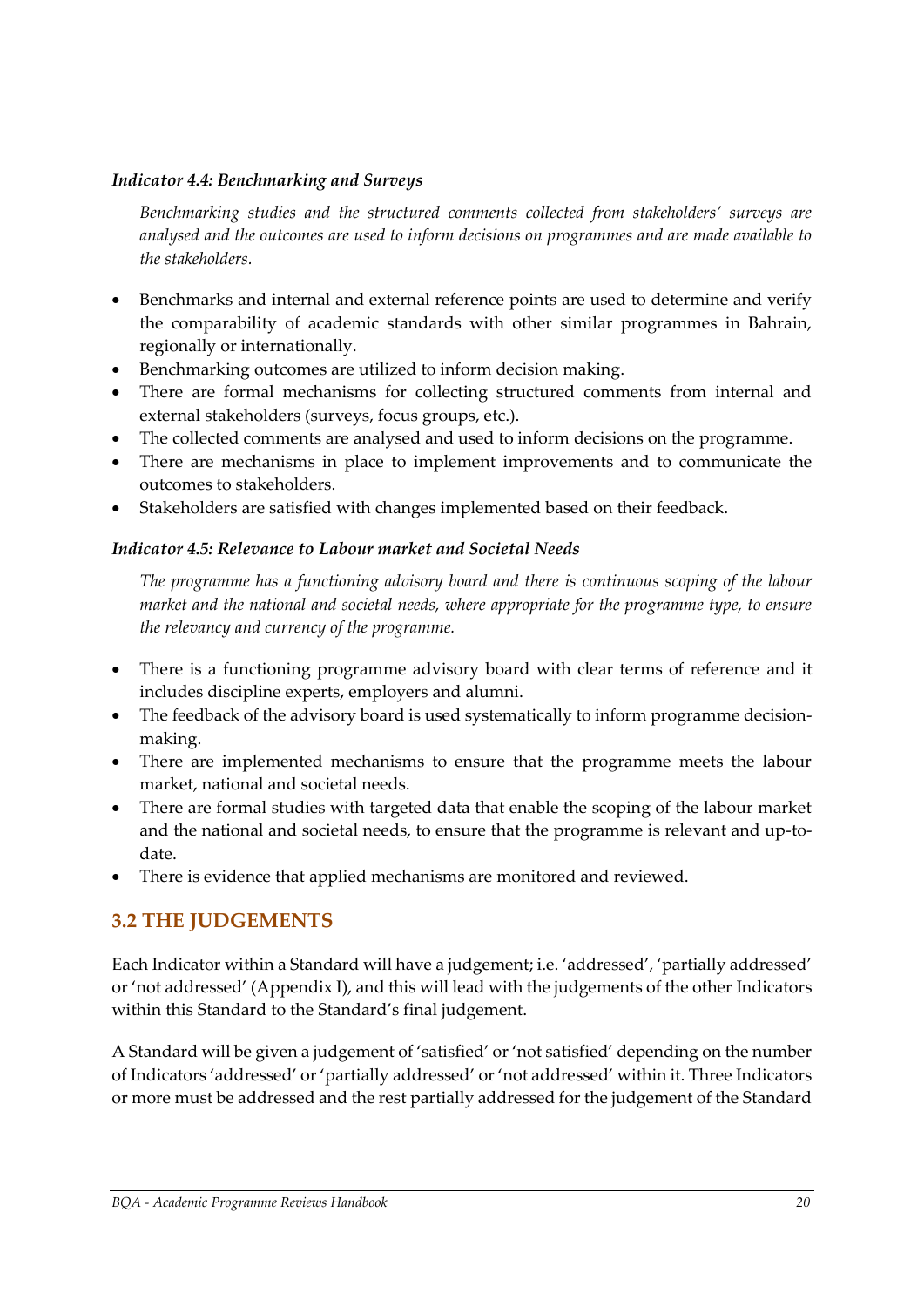#### *Indicator 4.4: Benchmarking and Surveys*

*Benchmarking studies and the structured comments collected from stakeholders' surveys are analysed and the outcomes are used to inform decisions on programmes and are made available to the stakeholders.*

- Benchmarks and internal and external reference points are used to determine and verify the comparability of academic standards with other similar programmes in Bahrain, regionally or internationally.
- Benchmarking outcomes are utilized to inform decision making.
- There are formal mechanisms for collecting structured comments from internal and external stakeholders (surveys, focus groups, etc.).
- The collected comments are analysed and used to inform decisions on the programme.
- There are mechanisms in place to implement improvements and to communicate the outcomes to stakeholders.
- Stakeholders are satisfied with changes implemented based on their feedback.

#### *Indicator 4.5: Relevance to Labour market and Societal Needs*

*The programme has a functioning advisory board and there is continuous scoping of the labour market and the national and societal needs, where appropriate for the programme type, to ensure the relevancy and currency of the programme.*

- There is a functioning programme advisory board with clear terms of reference and it includes discipline experts, employers and alumni.
- The feedback of the advisory board is used systematically to inform programme decision-making.
- There are implemented mechanisms to ensure that the programme meets the labour market, national and societal needs.
- There are formal studies with targeted data that enable the scoping of the labour market and the national and societal needs, to ensure that the programme is relevant and up-to-date.
- There is evidence that applied mechanisms are monitored and reviewed.

## 3.2 THE JUDGEMENTS

Each Indicator within a Standard will have a judgement; i.e. 'addressed', 'partially addressed' or 'not addressed' (Appendix I), and this will lead with the judgements of the other Indicators within this Standard to the Standard's final judgement.

A Standard will be given a judgement of 'satisfied' or 'not satisfied' depending on the number of Indicators 'addressed' or 'partially addressed' or 'not addressed' within it. Three Indicators or more must be addressed and the rest partially addressed for the judgement of the Standard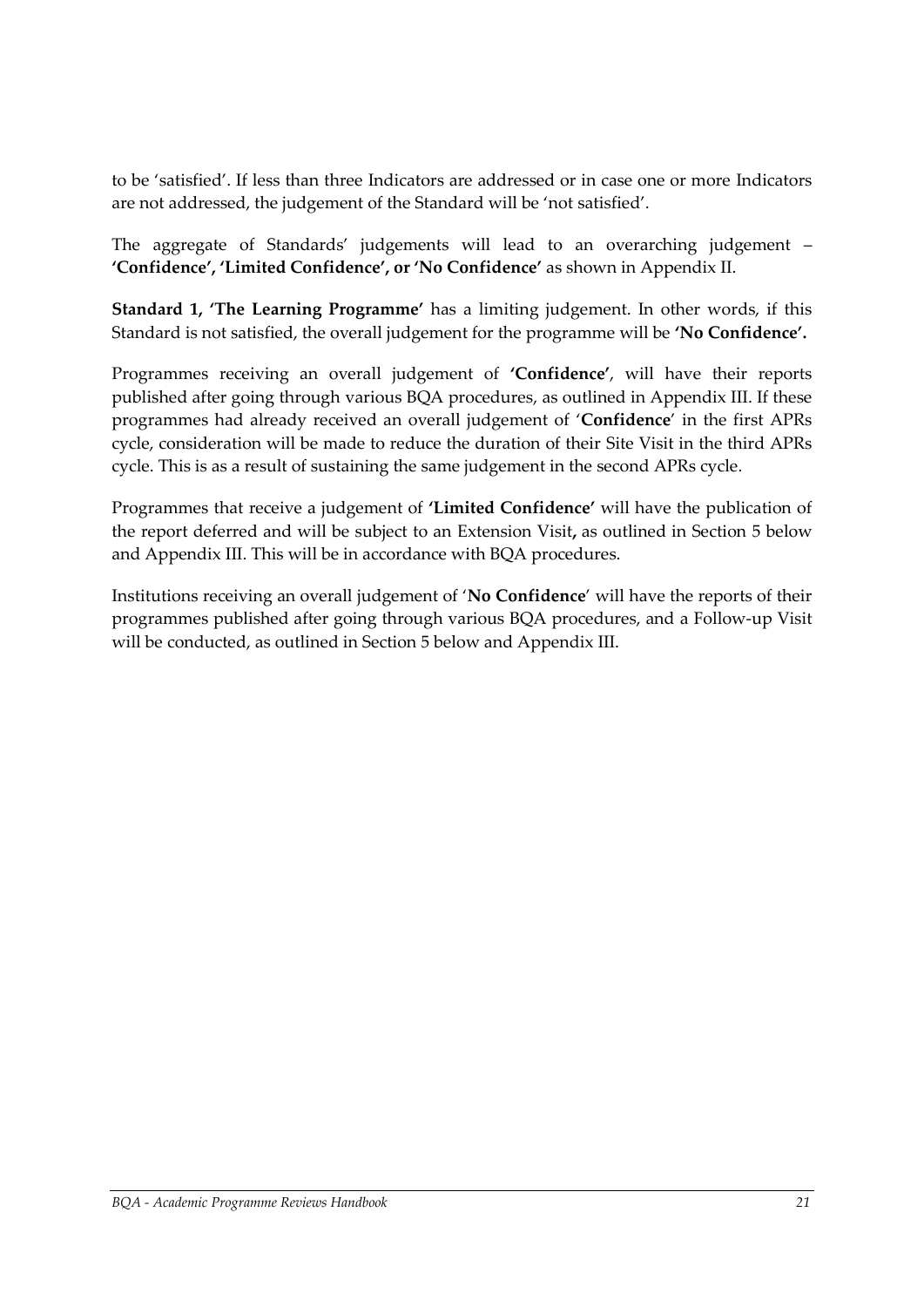to be 'satisfied'. If less than three Indicators are addressed or in case one or more Indicators are not addressed, the judgement of the Standard will be 'not satisfied'.

The aggregate of Standards' judgements will lead to an overarching judgement – **'Confidence', 'Limited Confidence', or 'No Confidence'** as shown in Appendix II.

**Standard 1, 'The Learning Programme'** has a limiting judgement. In other words, if this Standard is not satisfied, the overall judgement for the programme will be **'No Confidence'.**

Programmes receiving an overall judgement of **'Confidence'**, will have their reports published after going through various BQA procedures, as outlined in Appendix III. If these programmes had already received an overall judgement of '**Confidence**' in the first APRs cycle, consideration will be made to reduce the duration of their Site Visit in the third APRs cycle. This is as a result of sustaining the same judgement in the second APRs cycle.

Programmes that receive a judgement of **'Limited Confidence'** will have the publication of the report deferred and will be subject to an Extension Visit**,** as outlined in Section 5 below and Appendix III. This will be in accordance with BQA procedures.

Institutions receiving an overall judgement of '**No Confidence**' will have the reports of their programmes published after going through various BQA procedures, and a Follow-up Visit will be conducted, as outlined in Section 5 below and Appendix III.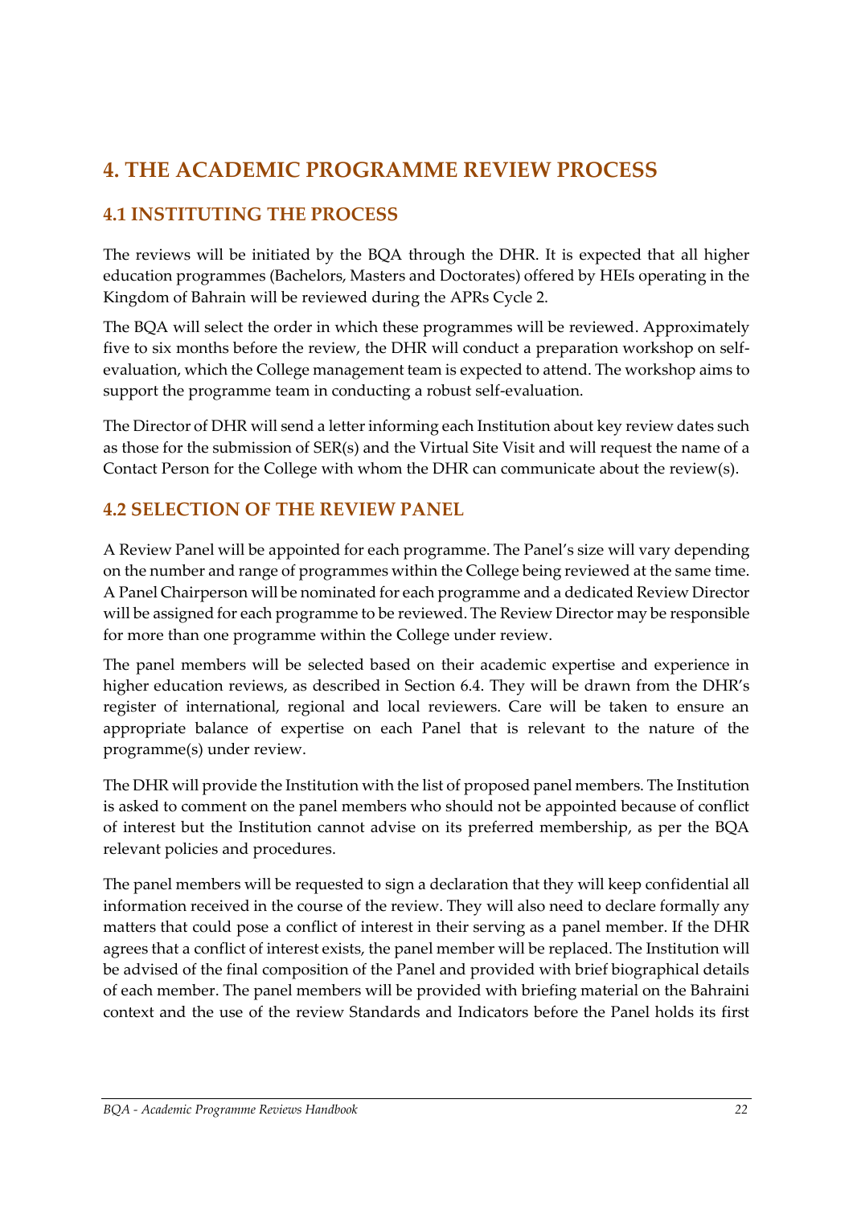# 4. THE ACADEMIC PROGRAMME REVIEW PROCESS

## 4.1 INSTITUTING THE PROCESS

The reviews will be initiated by the BQA through the DHR. It is expected that all higher education programmes (Bachelors, Masters and Doctorates) offered by HEIs operating in the Kingdom of Bahrain will be reviewed during the APRs Cycle 2.

The BQA will select the order in which these programmes will be reviewed. Approximately five to six months before the review, the DHR will conduct a preparation workshop on self-evaluation, which the College management team is expected to attend. The workshop aims to support the programme team in conducting a robust self-evaluation.

The Director of DHR will send a letter informing each Institution about key review dates such as those for the submission of SER(s) and the Virtual Site Visit and will request the name of a Contact Person for the College with whom the DHR can communicate about the review(s).

## 4.2 SELECTION OF THE REVIEW PANEL

A Review Panel will be appointed for each programme. The Panel's size will vary depending on the number and range of programmes within the College being reviewed at the same time. A Panel Chairperson will be nominated for each programme and a dedicated Review Director will be assigned for each programme to be reviewed. The Review Director may be responsible for more than one programme within the College under review.

The panel members will be selected based on their academic expertise and experience in higher education reviews, as described in Section 6.4. They will be drawn from the DHR's register of international, regional and local reviewers. Care will be taken to ensure an appropriate balance of expertise on each Panel that is relevant to the nature of the programme(s) under review.

The DHR will provide the Institution with the list of proposed panel members. The Institution is asked to comment on the panel members who should not be appointed because of conflict of interest but the Institution cannot advise on its preferred membership, as per the BQA relevant policies and procedures.

The panel members will be requested to sign a declaration that they will keep confidential all information received in the course of the review. They will also need to declare formally any matters that could pose a conflict of interest in their serving as a panel member. If the DHR agrees that a conflict of interest exists, the panel member will be replaced. The Institution will be advised of the final composition of the Panel and provided with brief biographical details of each member. The panel members will be provided with briefing material on the Bahraini context and the use of the review Standards and Indicators before the Panel holds its first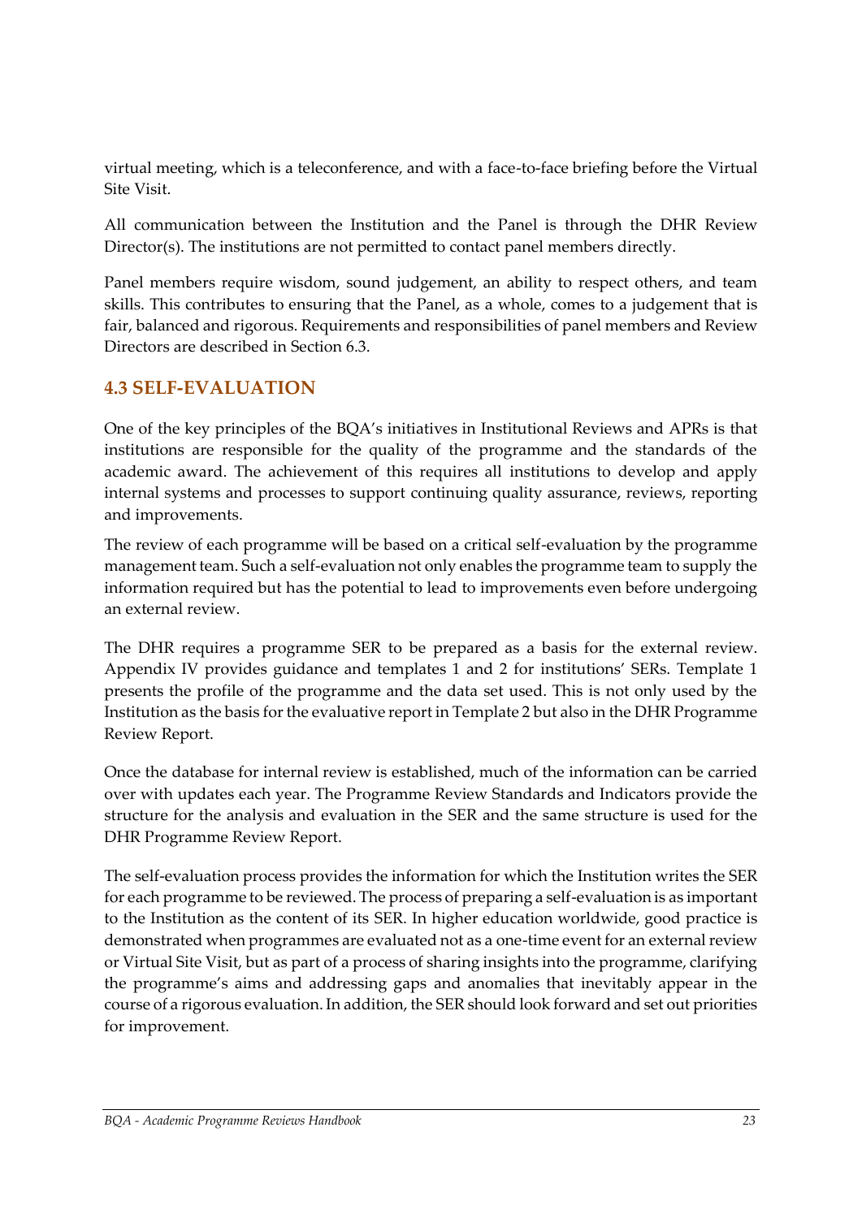virtual meeting, which is a teleconference, and with a face-to-face briefing before the Virtual Site Visit.

All communication between the Institution and the Panel is through the DHR Review Director(s). The institutions are not permitted to contact panel members directly.

Panel members require wisdom, sound judgement, an ability to respect others, and team skills. This contributes to ensuring that the Panel, as a whole, comes to a judgement that is fair, balanced and rigorous. Requirements and responsibilities of panel members and Review Directors are described in Section 6.3.

## 4.3 SELF-EVALUATION

One of the key principles of the BQA's initiatives in Institutional Reviews and APRs is that institutions are responsible for the quality of the programme and the standards of the academic award. The achievement of this requires all institutions to develop and apply internal systems and processes to support continuing quality assurance, reviews, reporting and improvements.

The review of each programme will be based on a critical self-evaluation by the programme management team. Such a self-evaluation not only enables the programme team to supply the information required but has the potential to lead to improvements even before undergoing an external review.

The DHR requires a programme SER to be prepared as a basis for the external review. Appendix IV provides guidance and templates 1 and 2 for institutions' SERs. Template 1 presents the profile of the programme and the data set used. This is not only used by the Institution as the basis for the evaluative report in Template 2 but also in the DHR Programme Review Report.

Once the database for internal review is established, much of the information can be carried over with updates each year. The Programme Review Standards and Indicators provide the structure for the analysis and evaluation in the SER and the same structure is used for the DHR Programme Review Report.

The self-evaluation process provides the information for which the Institution writes the SER for each programme to be reviewed. The process of preparing a self-evaluation is as important to the Institution as the content of its SER. In higher education worldwide, good practice is demonstrated when programmes are evaluated not as a one-time event for an external review or Virtual Site Visit, but as part of a process of sharing insights into the programme, clarifying the programme's aims and addressing gaps and anomalies that inevitably appear in the course of a rigorous evaluation. In addition, the SER should look forward and set out priorities for improvement.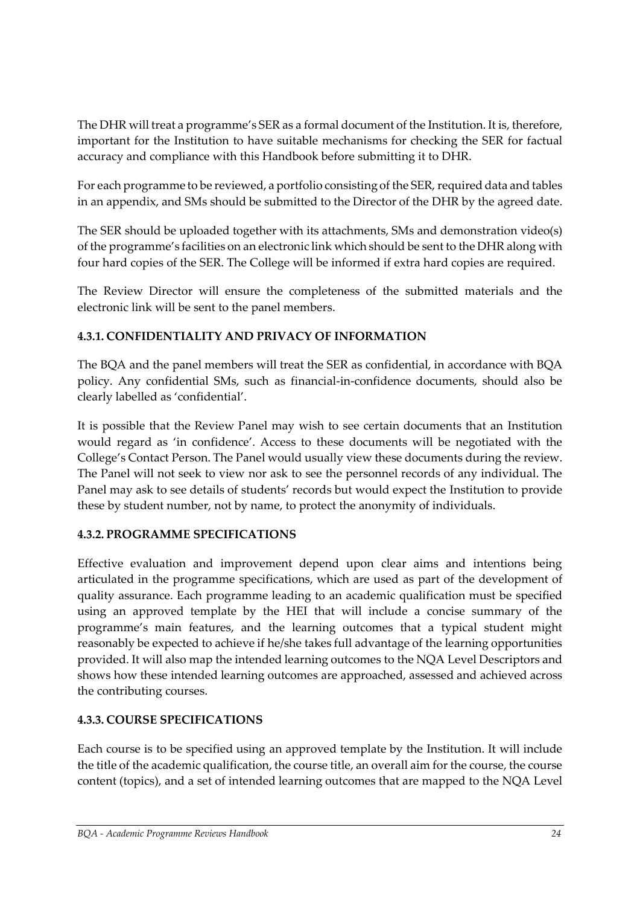The DHR will treat a programme's SER as a formal document of the Institution. It is, therefore, important for the Institution to have suitable mechanisms for checking the SER for factual accuracy and compliance with this Handbook before submitting it to DHR.

For each programme to be reviewed, a portfolio consisting of the SER, required data and tables in an appendix, and SMs should be submitted to the Director of the DHR by the agreed date.

The SER should be uploaded together with its attachments, SMs and demonstration video(s) of the programme's facilities on an electronic link which should be sent to the DHR along with four hard copies of the SER. The College will be informed if extra hard copies are required.

The Review Director will ensure the completeness of the submitted materials and the electronic link will be sent to the panel members.

### 4.3.1. CONFIDENTIALITY AND PRIVACY OF INFORMATION

The BQA and the panel members will treat the SER as confidential, in accordance with BQA policy. Any confidential SMs, such as financial-in-confidence documents, should also be clearly labelled as 'confidential'.

It is possible that the Review Panel may wish to see certain documents that an Institution would regard as 'in confidence'. Access to these documents will be negotiated with the College's Contact Person. The Panel would usually view these documents during the review. The Panel will not seek to view nor ask to see the personnel records of any individual. The Panel may ask to see details of students' records but would expect the Institution to provide these by student number, not by name, to protect the anonymity of individuals.

### 4.3.2. PROGRAMME SPECIFICATIONS

Effective evaluation and improvement depend upon clear aims and intentions being articulated in the programme specifications, which are used as part of the development of quality assurance. Each programme leading to an academic qualification must be specified using an approved template by the HEI that will include a concise summary of the programme's main features, and the learning outcomes that a typical student might reasonably be expected to achieve if he/she takes full advantage of the learning opportunities provided. It will also map the intended learning outcomes to the NQA Level Descriptors and shows how these intended learning outcomes are approached, assessed and achieved across the contributing courses.

### 4.3.3. COURSE SPECIFICATIONS

Each course is to be specified using an approved template by the Institution. It will include the title of the academic qualification, the course title, an overall aim for the course, the course content (topics), and a set of intended learning outcomes that are mapped to the NQA Level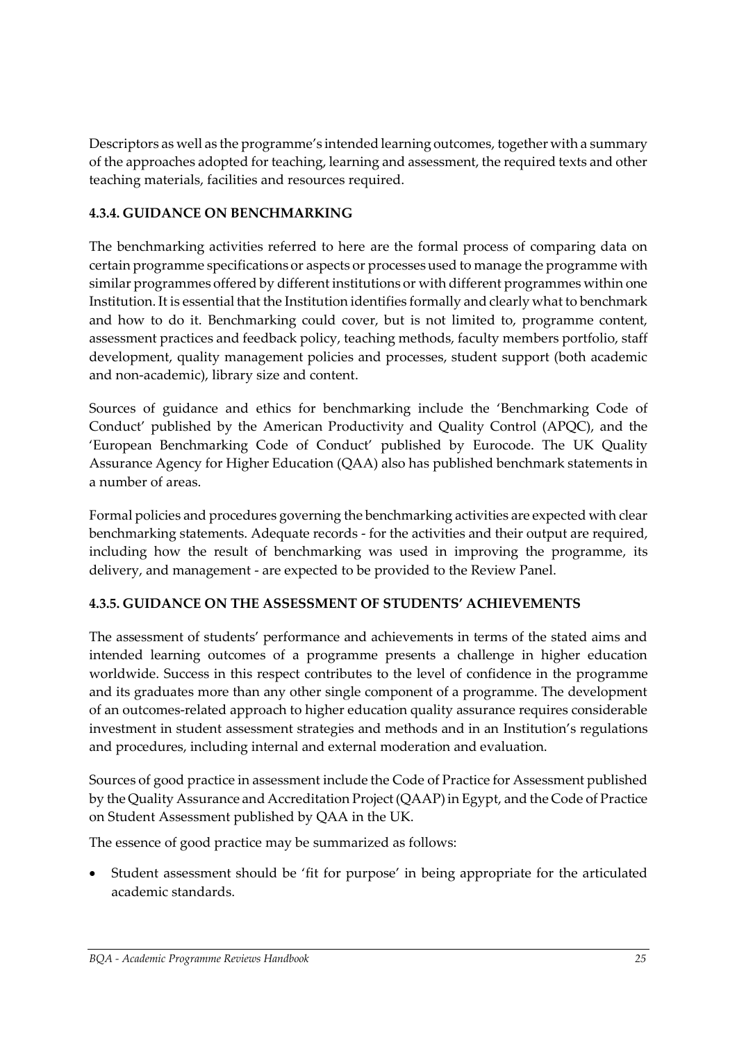Descriptors as well as the programme's intended learning outcomes, together with a summary of the approaches adopted for teaching, learning and assessment, the required texts and other teaching materials, facilities and resources required.

#### 4.3.4. GUIDANCE ON BENCHMARKING

The benchmarking activities referred to here are the formal process of comparing data on certain programme specifications or aspects or processes used to manage the programme with similar programmes offered by different institutions or with different programmes within one Institution. It is essential that the Institution identifies formally and clearly what to benchmark and how to do it. Benchmarking could cover, but is not limited to, programme content, assessment practices and feedback policy, teaching methods, faculty members portfolio, staff development, quality management policies and processes, student support (both academic and non-academic), library size and content.

Sources of guidance and ethics for benchmarking include the 'Benchmarking Code of Conduct' published by the American Productivity and Quality Control (APQC), and the 'European Benchmarking Code of Conduct' published by Eurocode. The UK Quality Assurance Agency for Higher Education (QAA) also has published benchmark statements in a number of areas.

Formal policies and procedures governing the benchmarking activities are expected with clear benchmarking statements. Adequate records - for the activities and their output are required, including how the result of benchmarking was used in improving the programme, its delivery, and management - are expected to be provided to the Review Panel.

#### 4.3.5. GUIDANCE ON THE ASSESSMENT OF STUDENTS' ACHIEVEMENTS

The assessment of students' performance and achievements in terms of the stated aims and intended learning outcomes of a programme presents a challenge in higher education worldwide. Success in this respect contributes to the level of confidence in the programme and its graduates more than any other single component of a programme. The development of an outcomes-related approach to higher education quality assurance requires considerable investment in student assessment strategies and methods and in an Institution's regulations and procedures, including internal and external moderation and evaluation.

Sources of good practice in assessment include the Code of Practice for Assessment published by the Quality Assurance and Accreditation Project (QAAP) in Egypt, and the Code of Practice on Student Assessment published by QAA in the UK.

The essence of good practice may be summarized as follows:

- Student assessment should be 'fit for purpose' in being appropriate for the articulated academic standards.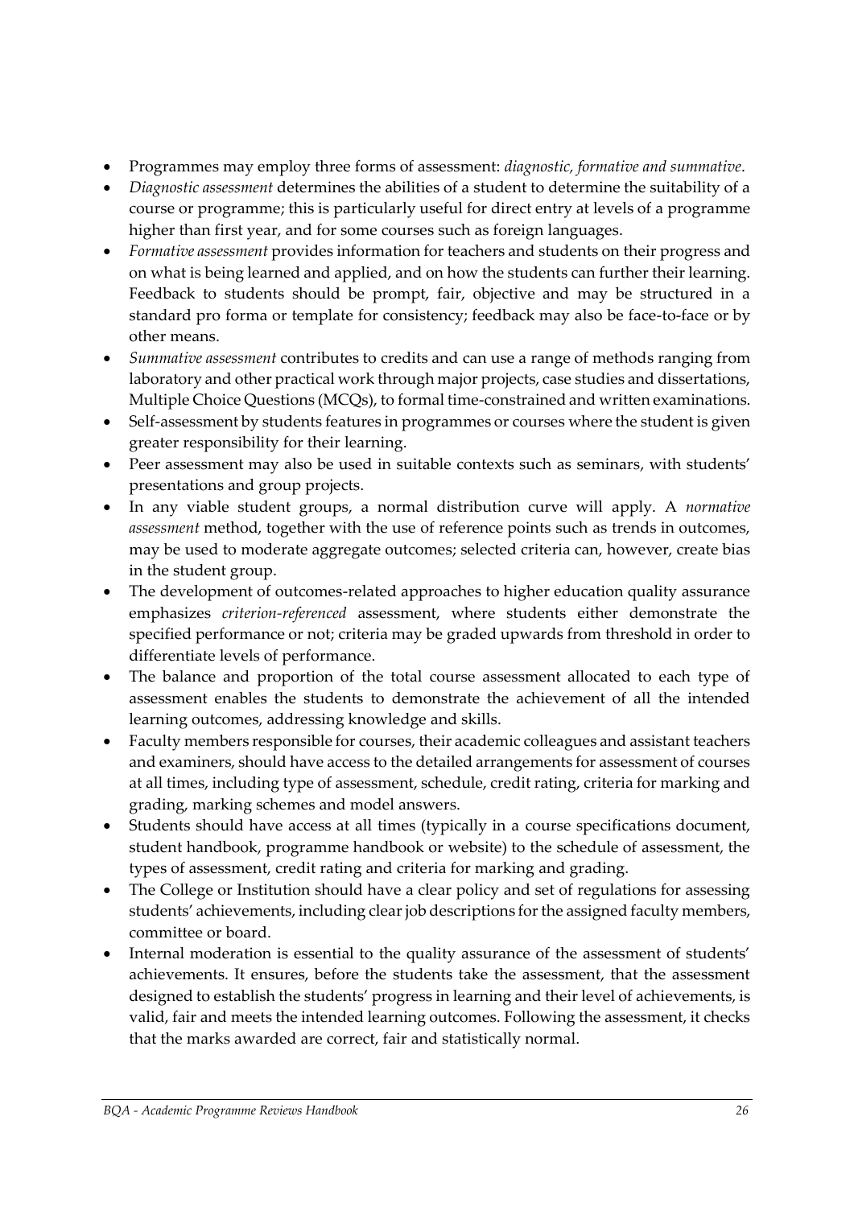- Programmes may employ three forms of assessment: *diagnostic, formative and summative*.
- *Diagnostic assessment* determines the abilities of a student to determine the suitability of a course or programme; this is particularly useful for direct entry at levels of a programme higher than first year, and for some courses such as foreign languages.
- *Formative assessment* provides information for teachers and students on their progress and on what is being learned and applied, and on how the students can further their learning. Feedback to students should be prompt, fair, objective and may be structured in a standard pro forma or template for consistency; feedback may also be face-to-face or by other means.
- *Summative assessment* contributes to credits and can use a range of methods ranging from laboratory and other practical work through major projects, case studies and dissertations, Multiple Choice Questions (MCQs), to formal time-constrained and written examinations.
- Self-assessment by students features in programmes or courses where the student is given greater responsibility for their learning.
- Peer assessment may also be used in suitable contexts such as seminars, with students' presentations and group projects.
- In any viable student groups, a normal distribution curve will apply. A *normative assessment* method, together with the use of reference points such as trends in outcomes, may be used to moderate aggregate outcomes; selected criteria can, however, create bias in the student group.
- The development of outcomes-related approaches to higher education quality assurance emphasizes *criterion-referenced* assessment, where students either demonstrate the specified performance or not; criteria may be graded upwards from threshold in order to differentiate levels of performance.
- The balance and proportion of the total course assessment allocated to each type of assessment enables the students to demonstrate the achievement of all the intended learning outcomes, addressing knowledge and skills.
- Faculty members responsible for courses, their academic colleagues and assistant teachers and examiners, should have access to the detailed arrangements for assessment of courses at all times, including type of assessment, schedule, credit rating, criteria for marking and grading, marking schemes and model answers.
- Students should have access at all times (typically in a course specifications document, student handbook, programme handbook or website) to the schedule of assessment, the types of assessment, credit rating and criteria for marking and grading.
- The College or Institution should have a clear policy and set of regulations for assessing students' achievements, including clear job descriptions for the assigned faculty members, committee or board.
- Internal moderation is essential to the quality assurance of the assessment of students' achievements. It ensures, before the students take the assessment, that the assessment designed to establish the students' progress in learning and their level of achievements, is valid, fair and meets the intended learning outcomes. Following the assessment, it checks that the marks awarded are correct, fair and statistically normal.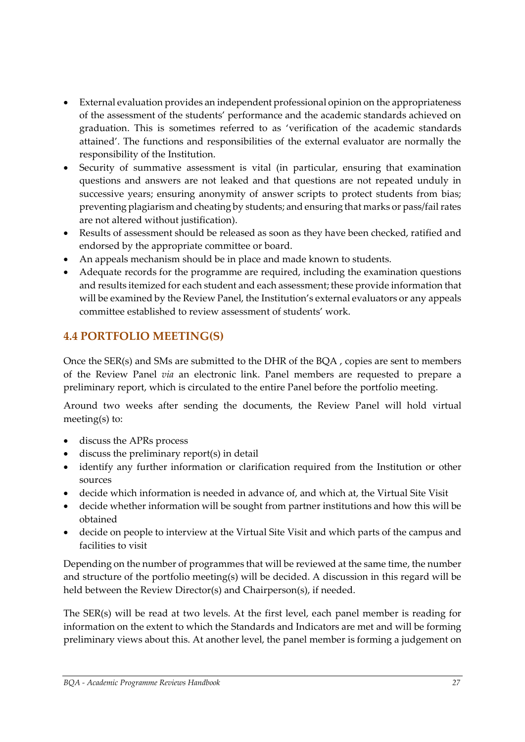- External evaluation provides an independent professional opinion on the appropriateness of the assessment of the students' performance and the academic standards achieved on graduation. This is sometimes referred to as 'verification of the academic standards attained'. The functions and responsibilities of the external evaluator are normally the responsibility of the Institution.
- Security of summative assessment is vital (in particular, ensuring that examination questions and answers are not leaked and that questions are not repeated unduly in successive years; ensuring anonymity of answer scripts to protect students from bias; preventing plagiarism and cheating by students; and ensuring that marks or pass/fail rates are not altered without justification).
- Results of assessment should be released as soon as they have been checked, ratified and endorsed by the appropriate committee or board.
- An appeals mechanism should be in place and made known to students.
- Adequate records for the programme are required, including the examination questions and results itemized for each student and each assessment; these provide information that will be examined by the Review Panel, the Institution's external evaluators or any appeals committee established to review assessment of students' work.

## 4.4 PORTFOLIO MEETING(S)

Once the SER(s) and SMs are submitted to the DHR of the BQA , copies are sent to members of the Review Panel *via* an electronic link. Panel members are requested to prepare a preliminary report, which is circulated to the entire Panel before the portfolio meeting.

Around two weeks after sending the documents, the Review Panel will hold virtual meeting(s) to:

- discuss the APRs process
- discuss the preliminary report(s) in detail
- identify any further information or clarification required from the Institution or other sources
- decide which information is needed in advance of, and which at, the Virtual Site Visit
- decide whether information will be sought from partner institutions and how this will be obtained
- decide on people to interview at the Virtual Site Visit and which parts of the campus and facilities to visit

Depending on the number of programmes that will be reviewed at the same time, the number and structure of the portfolio meeting(s) will be decided. A discussion in this regard will be held between the Review Director(s) and Chairperson(s), if needed.

The SER(s) will be read at two levels. At the first level, each panel member is reading for information on the extent to which the Standards and Indicators are met and will be forming preliminary views about this. At another level, the panel member is forming a judgement on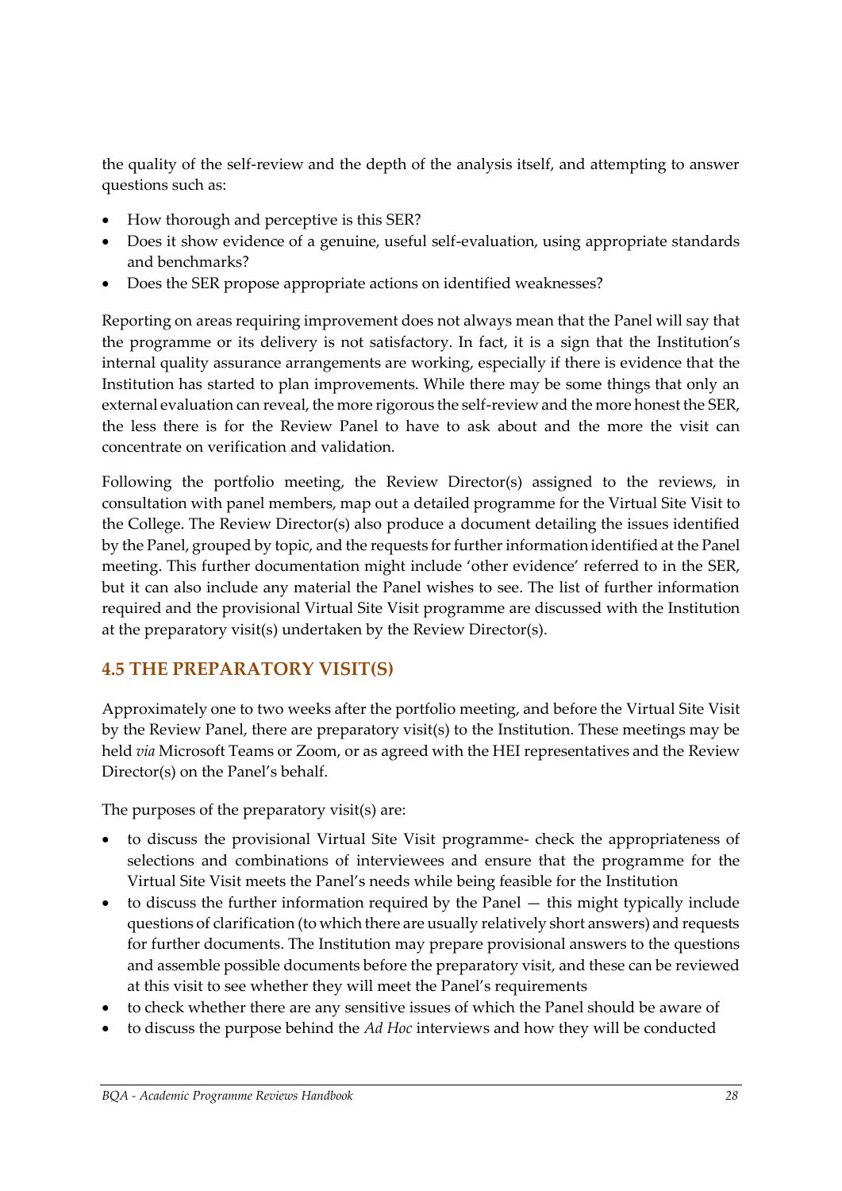the quality of the self-review and the depth of the analysis itself, and attempting to answer questions such as:

- How thorough and perceptive is this SER?
- Does it show evidence of a genuine, useful self-evaluation, using appropriate standards and benchmarks?
- Does the SER propose appropriate actions on identified weaknesses?

Reporting on areas requiring improvement does not always mean that the Panel will say that the programme or its delivery is not satisfactory. In fact, it is a sign that the Institution's internal quality assurance arrangements are working, especially if there is evidence that the Institution has started to plan improvements. While there may be some things that only an external evaluation can reveal, the more rigorous the self-review and the more honest the SER, the less there is for the Review Panel to have to ask about and the more the visit can concentrate on verification and validation.

Following the portfolio meeting, the Review Director(s) assigned to the reviews, in consultation with panel members, map out a detailed programme for the Virtual Site Visit to the College. The Review Director(s) also produce a document detailing the issues identified by the Panel, grouped by topic, and the requests for further information identified at the Panel meeting. This further documentation might include 'other evidence' referred to in the SER, but it can also include any material the Panel wishes to see. The list of further information required and the provisional Virtual Site Visit programme are discussed with the Institution at the preparatory visit(s) undertaken by the Review Director(s).

## 4.5 THE PREPARATORY VISIT(S)

Approximately one to two weeks after the portfolio meeting, and before the Virtual Site Visit by the Review Panel, there are preparatory visit(s) to the Institution. These meetings may be held *via* Microsoft Teams or Zoom, or as agreed with the HEI representatives and the Review Director(s) on the Panel's behalf.

The purposes of the preparatory visit(s) are:

- to discuss the provisional Virtual Site Visit programme- check the appropriateness of selections and combinations of interviewees and ensure that the programme for the Virtual Site Visit meets the Panel's needs while being feasible for the Institution
- to discuss the further information required by the Panel — this might typically include questions of clarification (to which there are usually relatively short answers) and requests for further documents. The Institution may prepare provisional answers to the questions and assemble possible documents before the preparatory visit, and these can be reviewed at this visit to see whether they will meet the Panel's requirements
- to check whether there are any sensitive issues of which the Panel should be aware of
- to discuss the purpose behind the *Ad Hoc* interviews and how they will be conducted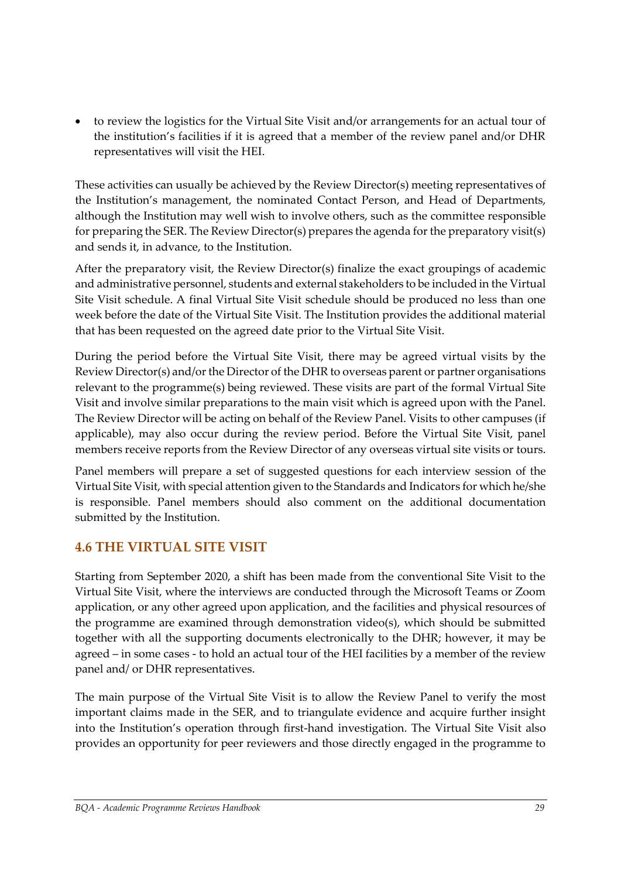- to review the logistics for the Virtual Site Visit and/or arrangements for an actual tour of the institution's facilities if it is agreed that a member of the review panel and/or DHR representatives will visit the HEI.

These activities can usually be achieved by the Review Director(s) meeting representatives of the Institution's management, the nominated Contact Person, and Head of Departments, although the Institution may well wish to involve others, such as the committee responsible for preparing the SER. The Review Director(s) prepares the agenda for the preparatory visit(s) and sends it, in advance, to the Institution.

After the preparatory visit, the Review Director(s) finalize the exact groupings of academic and administrative personnel, students and external stakeholders to be included in the Virtual Site Visit schedule. A final Virtual Site Visit schedule should be produced no less than one week before the date of the Virtual Site Visit. The Institution provides the additional material that has been requested on the agreed date prior to the Virtual Site Visit.

During the period before the Virtual Site Visit, there may be agreed virtual visits by the Review Director(s) and/or the Director of the DHR to overseas parent or partner organisations relevant to the programme(s) being reviewed. These visits are part of the formal Virtual Site Visit and involve similar preparations to the main visit which is agreed upon with the Panel. The Review Director will be acting on behalf of the Review Panel. Visits to other campuses (if applicable), may also occur during the review period. Before the Virtual Site Visit, panel members receive reports from the Review Director of any overseas virtual site visits or tours.

Panel members will prepare a set of suggested questions for each interview session of the Virtual Site Visit, with special attention given to the Standards and Indicators for which he/she is responsible. Panel members should also comment on the additional documentation submitted by the Institution.

## 4.6 THE VIRTUAL SITE VISIT

Starting from September 2020, a shift has been made from the conventional Site Visit to the Virtual Site Visit, where the interviews are conducted through the Microsoft Teams or Zoom application, or any other agreed upon application, and the facilities and physical resources of the programme are examined through demonstration video(s), which should be submitted together with all the supporting documents electronically to the DHR; however, it may be agreed – in some cases - to hold an actual tour of the HEI facilities by a member of the review panel and/ or DHR representatives.

The main purpose of the Virtual Site Visit is to allow the Review Panel to verify the most important claims made in the SER, and to triangulate evidence and acquire further insight into the Institution's operation through first-hand investigation. The Virtual Site Visit also provides an opportunity for peer reviewers and those directly engaged in the programme to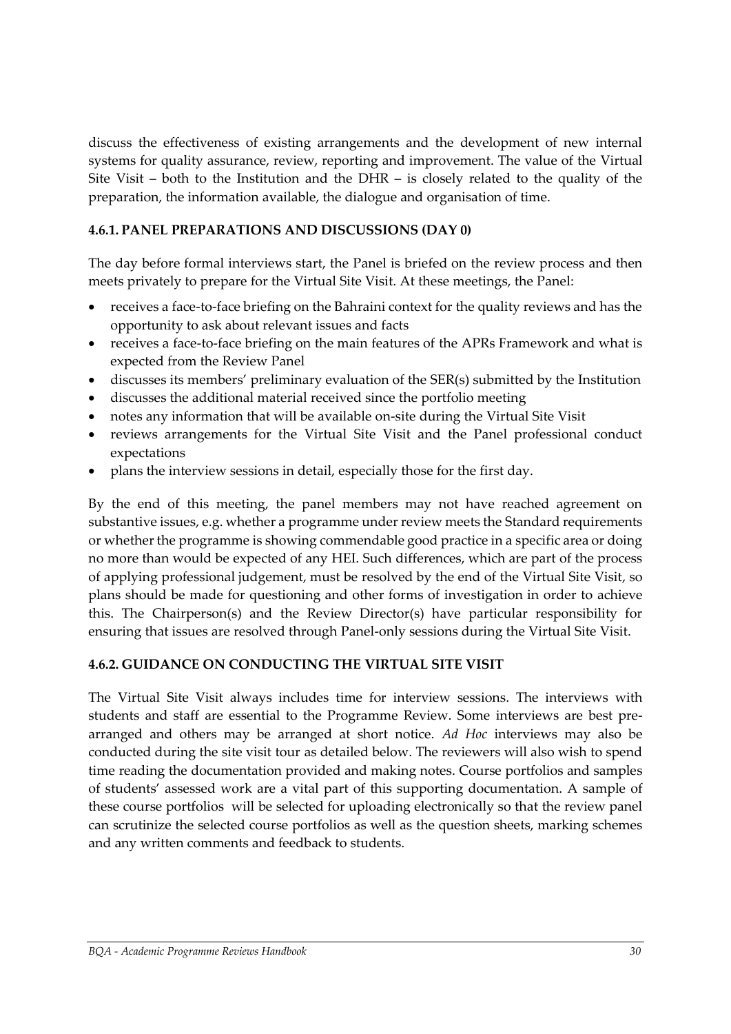discuss the effectiveness of existing arrangements and the development of new internal systems for quality assurance, review, reporting and improvement. The value of the Virtual Site Visit – both to the Institution and the DHR – is closely related to the quality of the preparation, the information available, the dialogue and organisation of time.

#### 4.6.1. PANEL PREPARATIONS AND DISCUSSIONS (DAY 0)

The day before formal interviews start, the Panel is briefed on the review process and then meets privately to prepare for the Virtual Site Visit. At these meetings, the Panel:

- receives a face-to-face briefing on the Bahraini context for the quality reviews and has the opportunity to ask about relevant issues and facts
- receives a face-to-face briefing on the main features of the APRs Framework and what is expected from the Review Panel
- discusses its members' preliminary evaluation of the SER(s) submitted by the Institution
- discusses the additional material received since the portfolio meeting
- notes any information that will be available on-site during the Virtual Site Visit
- reviews arrangements for the Virtual Site Visit and the Panel professional conduct expectations
- plans the interview sessions in detail, especially those for the first day.

By the end of this meeting, the panel members may not have reached agreement on substantive issues, e.g. whether a programme under review meets the Standard requirements or whether the programme is showing commendable good practice in a specific area or doing no more than would be expected of any HEI. Such differences, which are part of the process of applying professional judgement, must be resolved by the end of the Virtual Site Visit, so plans should be made for questioning and other forms of investigation in order to achieve this. The Chairperson(s) and the Review Director(s) have particular responsibility for ensuring that issues are resolved through Panel-only sessions during the Virtual Site Visit.

#### 4.6.2. GUIDANCE ON CONDUCTING THE VIRTUAL SITE VISIT

The Virtual Site Visit always includes time for interview sessions. The interviews with students and staff are essential to the Programme Review. Some interviews are best pre-arranged and others may be arranged at short notice. *Ad Hoc* interviews may also be conducted during the site visit tour as detailed below. The reviewers will also wish to spend time reading the documentation provided and making notes. Course portfolios and samples of students' assessed work are a vital part of this supporting documentation. A sample of these course portfolios will be selected for uploading electronically so that the review panel can scrutinize the selected course portfolios as well as the question sheets, marking schemes and any written comments and feedback to students.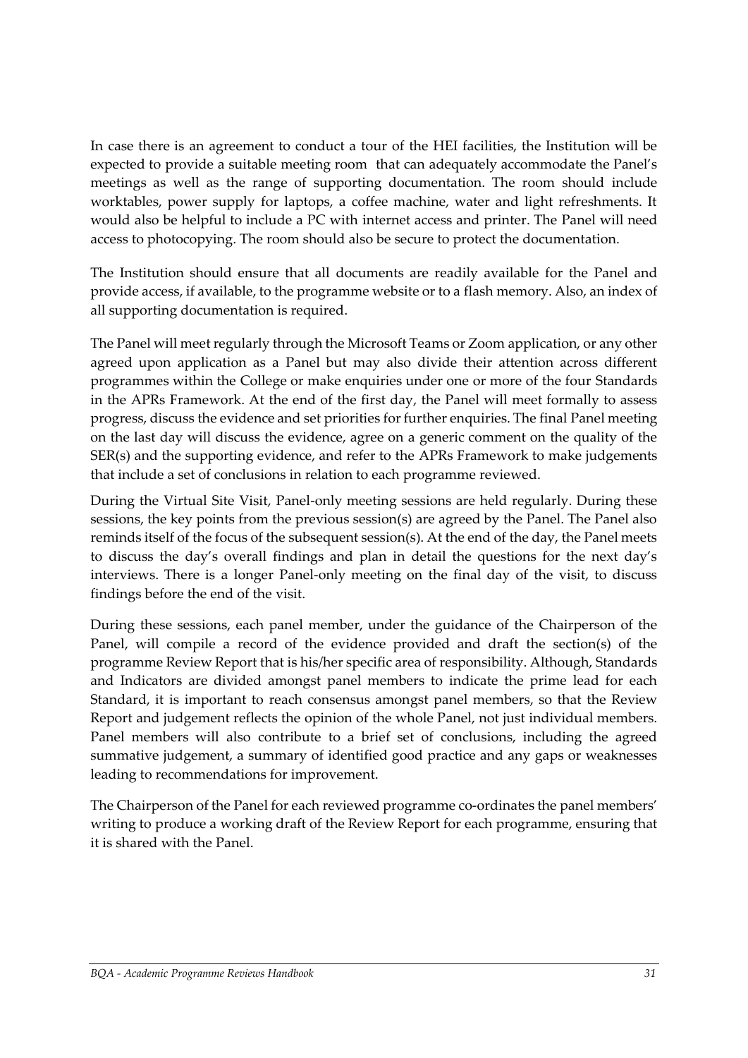In case there is an agreement to conduct a tour of the HEI facilities, the Institution will be expected to provide a suitable meeting room that can adequately accommodate the Panel's meetings as well as the range of supporting documentation. The room should include worktables, power supply for laptops, a coffee machine, water and light refreshments. It would also be helpful to include a PC with internet access and printer. The Panel will need access to photocopying. The room should also be secure to protect the documentation.

The Institution should ensure that all documents are readily available for the Panel and provide access, if available, to the programme website or to a flash memory. Also, an index of all supporting documentation is required.

The Panel will meet regularly through the Microsoft Teams or Zoom application, or any other agreed upon application as a Panel but may also divide their attention across different programmes within the College or make enquiries under one or more of the four Standards in the APRs Framework. At the end of the first day, the Panel will meet formally to assess progress, discuss the evidence and set priorities for further enquiries. The final Panel meeting on the last day will discuss the evidence, agree on a generic comment on the quality of the SER(s) and the supporting evidence, and refer to the APRs Framework to make judgements that include a set of conclusions in relation to each programme reviewed.

During the Virtual Site Visit, Panel-only meeting sessions are held regularly. During these sessions, the key points from the previous session(s) are agreed by the Panel. The Panel also reminds itself of the focus of the subsequent session(s). At the end of the day, the Panel meets to discuss the day's overall findings and plan in detail the questions for the next day's interviews. There is a longer Panel-only meeting on the final day of the visit, to discuss findings before the end of the visit.

During these sessions, each panel member, under the guidance of the Chairperson of the Panel, will compile a record of the evidence provided and draft the section(s) of the programme Review Report that is his/her specific area of responsibility. Although, Standards and Indicators are divided amongst panel members to indicate the prime lead for each Standard, it is important to reach consensus amongst panel members, so that the Review Report and judgement reflects the opinion of the whole Panel, not just individual members. Panel members will also contribute to a brief set of conclusions, including the agreed summative judgement, a summary of identified good practice and any gaps or weaknesses leading to recommendations for improvement.

The Chairperson of the Panel for each reviewed programme co-ordinates the panel members' writing to produce a working draft of the Review Report for each programme, ensuring that it is shared with the Panel.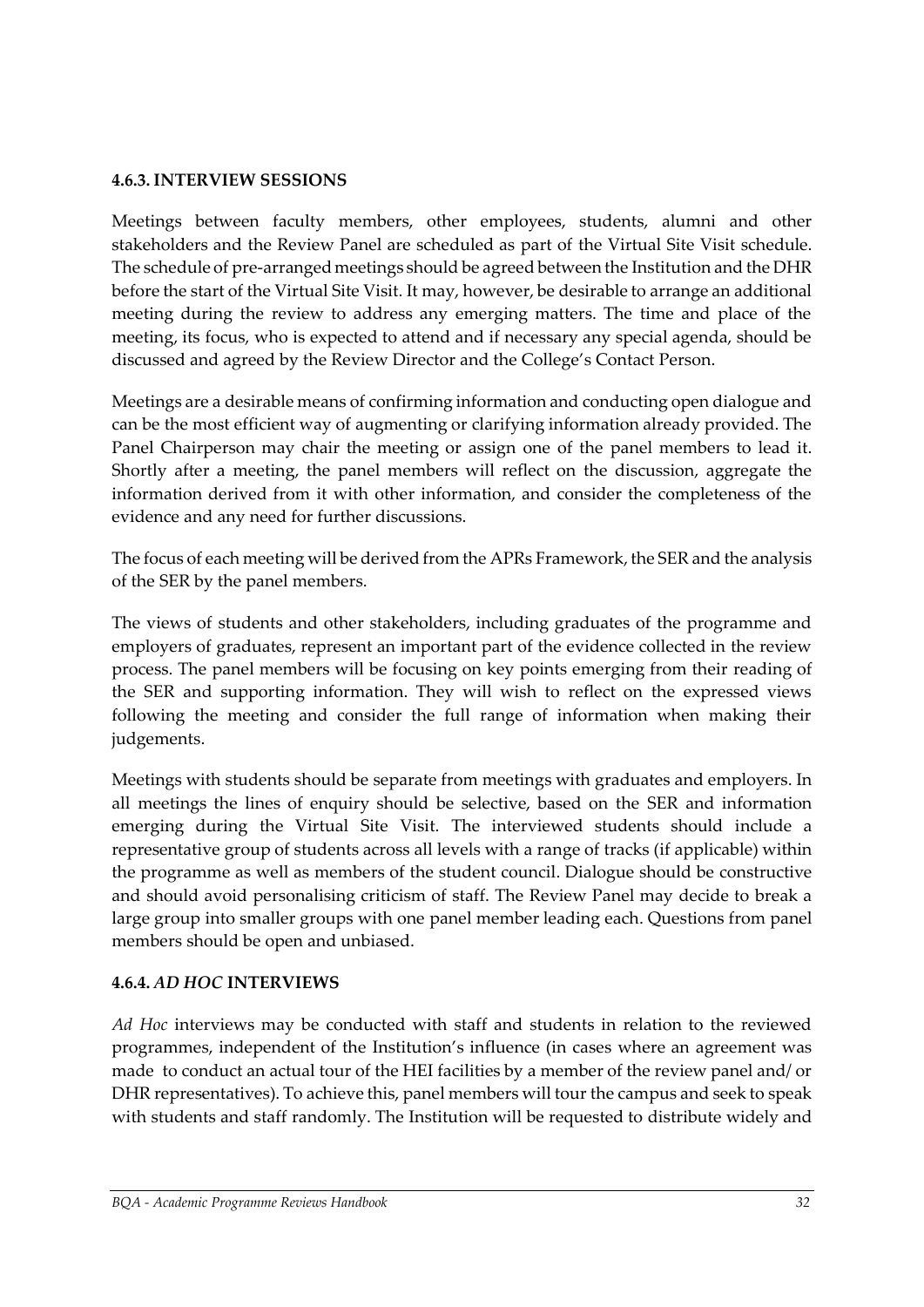#### 4.6.3. INTERVIEW SESSIONS

Meetings between faculty members, other employees, students, alumni and other stakeholders and the Review Panel are scheduled as part of the Virtual Site Visit schedule. The schedule of pre-arranged meetings should be agreed between the Institution and the DHR before the start of the Virtual Site Visit. It may, however, be desirable to arrange an additional meeting during the review to address any emerging matters. The time and place of the meeting, its focus, who is expected to attend and if necessary any special agenda, should be discussed and agreed by the Review Director and the College's Contact Person.

Meetings are a desirable means of confirming information and conducting open dialogue and can be the most efficient way of augmenting or clarifying information already provided. The Panel Chairperson may chair the meeting or assign one of the panel members to lead it. Shortly after a meeting, the panel members will reflect on the discussion, aggregate the information derived from it with other information, and consider the completeness of the evidence and any need for further discussions.

The focus of each meeting will be derived from the APRs Framework, the SER and the analysis of the SER by the panel members.

The views of students and other stakeholders, including graduates of the programme and employers of graduates, represent an important part of the evidence collected in the review process. The panel members will be focusing on key points emerging from their reading of the SER and supporting information. They will wish to reflect on the expressed views following the meeting and consider the full range of information when making their judgements.

Meetings with students should be separate from meetings with graduates and employers. In all meetings the lines of enquiry should be selective, based on the SER and information emerging during the Virtual Site Visit. The interviewed students should include a representative group of students across all levels with a range of tracks (if applicable) within the programme as well as members of the student council. Dialogue should be constructive and should avoid personalising criticism of staff. The Review Panel may decide to break a large group into smaller groups with one panel member leading each. Questions from panel members should be open and unbiased.

#### 4.6.4. *AD HOC* INTERVIEWS

*Ad Hoc* interviews may be conducted with staff and students in relation to the reviewed programmes, independent of the Institution's influence (in cases where an agreement was made to conduct an actual tour of the HEI facilities by a member of the review panel and/ or DHR representatives). To achieve this, panel members will tour the campus and seek to speak with students and staff randomly. The Institution will be requested to distribute widely and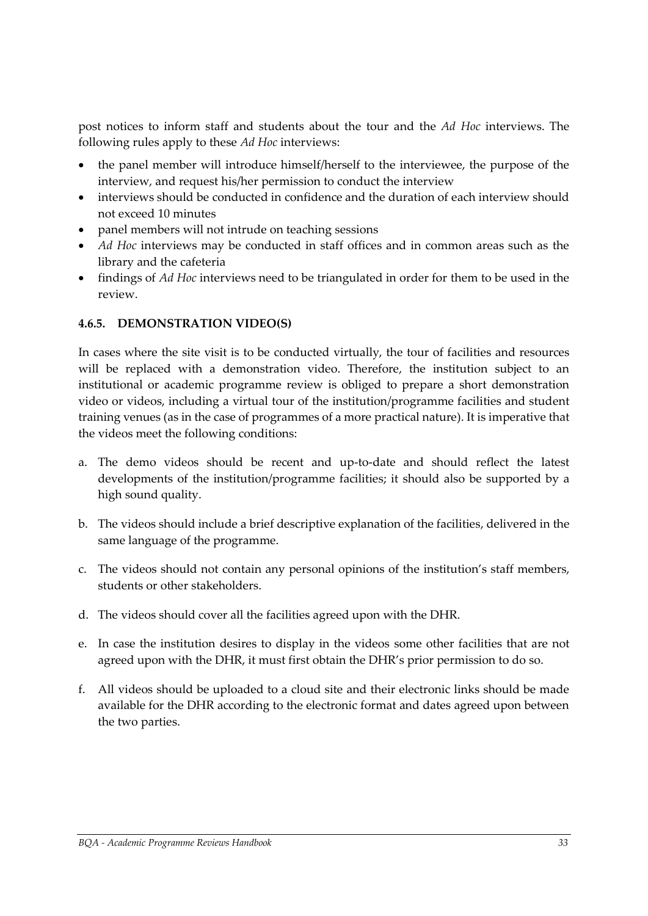post notices to inform staff and students about the tour and the *Ad Hoc* interviews. The following rules apply to these *Ad Hoc* interviews:

- the panel member will introduce himself/herself to the interviewee, the purpose of the interview, and request his/her permission to conduct the interview
- interviews should be conducted in confidence and the duration of each interview should not exceed 10 minutes
- panel members will not intrude on teaching sessions
- *Ad Hoc* interviews may be conducted in staff offices and in common areas such as the library and the cafeteria
- findings of *Ad Hoc* interviews need to be triangulated in order for them to be used in the review.

#### 4.6.5. DEMONSTRATION VIDEO(S)

In cases where the site visit is to be conducted virtually, the tour of facilities and resources will be replaced with a demonstration video. Therefore, the institution subject to an institutional or academic programme review is obliged to prepare a short demonstration video or videos, including a virtual tour of the institution/programme facilities and student training venues (as in the case of programmes of a more practical nature). It is imperative that the videos meet the following conditions:

a. The demo videos should be recent and up-to-date and should reflect the latest developments of the institution/programme facilities; it should also be supported by a high sound quality.

b. The videos should include a brief descriptive explanation of the facilities, delivered in the same language of the programme.

c. The videos should not contain any personal opinions of the institution's staff members, students or other stakeholders.

d. The videos should cover all the facilities agreed upon with the DHR.

e. In case the institution desires to display in the videos some other facilities that are not agreed upon with the DHR, it must first obtain the DHR's prior permission to do so.

f. All videos should be uploaded to a cloud site and their electronic links should be made available for the DHR according to the electronic format and dates agreed upon between the two parties.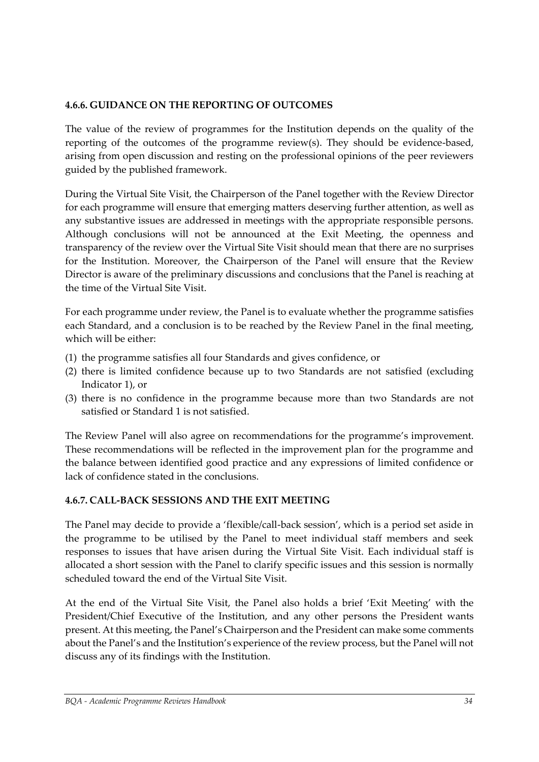#### 4.6.6. GUIDANCE ON THE REPORTING OF OUTCOMES

The value of the review of programmes for the Institution depends on the quality of the reporting of the outcomes of the programme review(s). They should be evidence-based, arising from open discussion and resting on the professional opinions of the peer reviewers guided by the published framework.

During the Virtual Site Visit, the Chairperson of the Panel together with the Review Director for each programme will ensure that emerging matters deserving further attention, as well as any substantive issues are addressed in meetings with the appropriate responsible persons. Although conclusions will not be announced at the Exit Meeting, the openness and transparency of the review over the Virtual Site Visit should mean that there are no surprises for the Institution. Moreover, the Chairperson of the Panel will ensure that the Review Director is aware of the preliminary discussions and conclusions that the Panel is reaching at the time of the Virtual Site Visit.

For each programme under review, the Panel is to evaluate whether the programme satisfies each Standard, and a conclusion is to be reached by the Review Panel in the final meeting, which will be either:

(1) the programme satisfies all four Standards and gives confidence, or
(2) there is limited confidence because up to two Standards are not satisfied (excluding Indicator 1), or
(3) there is no confidence in the programme because more than two Standards are not satisfied or Standard 1 is not satisfied.

The Review Panel will also agree on recommendations for the programme's improvement. These recommendations will be reflected in the improvement plan for the programme and the balance between identified good practice and any expressions of limited confidence or lack of confidence stated in the conclusions.

#### 4.6.7. CALL-BACK SESSIONS AND THE EXIT MEETING

The Panel may decide to provide a 'flexible/call-back session', which is a period set aside in the programme to be utilised by the Panel to meet individual staff members and seek responses to issues that have arisen during the Virtual Site Visit. Each individual staff is allocated a short session with the Panel to clarify specific issues and this session is normally scheduled toward the end of the Virtual Site Visit.

At the end of the Virtual Site Visit, the Panel also holds a brief 'Exit Meeting' with the President/Chief Executive of the Institution, and any other persons the President wants present. At this meeting, the Panel's Chairperson and the President can make some comments about the Panel's and the Institution's experience of the review process, but the Panel will not discuss any of its findings with the Institution.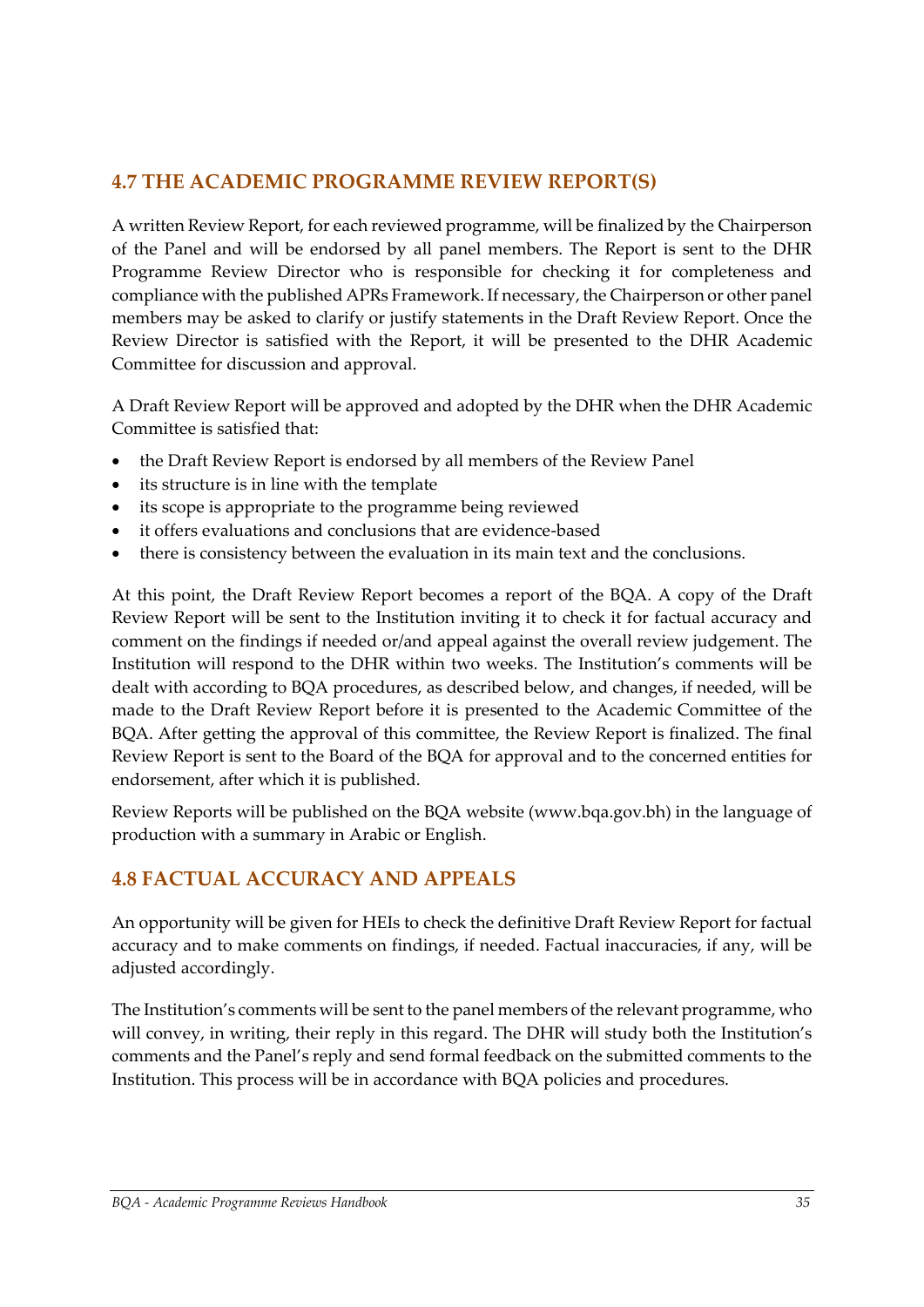## 4.7 THE ACADEMIC PROGRAMME REVIEW REPORT(S)

A written Review Report, for each reviewed programme, will be finalized by the Chairperson of the Panel and will be endorsed by all panel members. The Report is sent to the DHR Programme Review Director who is responsible for checking it for completeness and compliance with the published APRs Framework. If necessary, the Chairperson or other panel members may be asked to clarify or justify statements in the Draft Review Report. Once the Review Director is satisfied with the Report, it will be presented to the DHR Academic Committee for discussion and approval.

A Draft Review Report will be approved and adopted by the DHR when the DHR Academic Committee is satisfied that:

- the Draft Review Report is endorsed by all members of the Review Panel
- its structure is in line with the template
- its scope is appropriate to the programme being reviewed
- it offers evaluations and conclusions that are evidence-based
- there is consistency between the evaluation in its main text and the conclusions.

At this point, the Draft Review Report becomes a report of the BQA. A copy of the Draft Review Report will be sent to the Institution inviting it to check it for factual accuracy and comment on the findings if needed or/and appeal against the overall review judgement. The Institution will respond to the DHR within two weeks. The Institution's comments will be dealt with according to BQA procedures, as described below, and changes, if needed, will be made to the Draft Review Report before it is presented to the Academic Committee of the BQA. After getting the approval of this committee, the Review Report is finalized. The final Review Report is sent to the Board of the BQA for approval and to the concerned entities for endorsement, after which it is published.

Review Reports will be published on the BQA website (www.bqa.gov.bh) in the language of production with a summary in Arabic or English.

## 4.8 FACTUAL ACCURACY AND APPEALS

An opportunity will be given for HEIs to check the definitive Draft Review Report for factual accuracy and to make comments on findings, if needed. Factual inaccuracies, if any, will be adjusted accordingly.

The Institution's comments will be sent to the panel members of the relevant programme, who will convey, in writing, their reply in this regard. The DHR will study both the Institution's comments and the Panel's reply and send formal feedback on the submitted comments to the Institution. This process will be in accordance with BQA policies and procedures.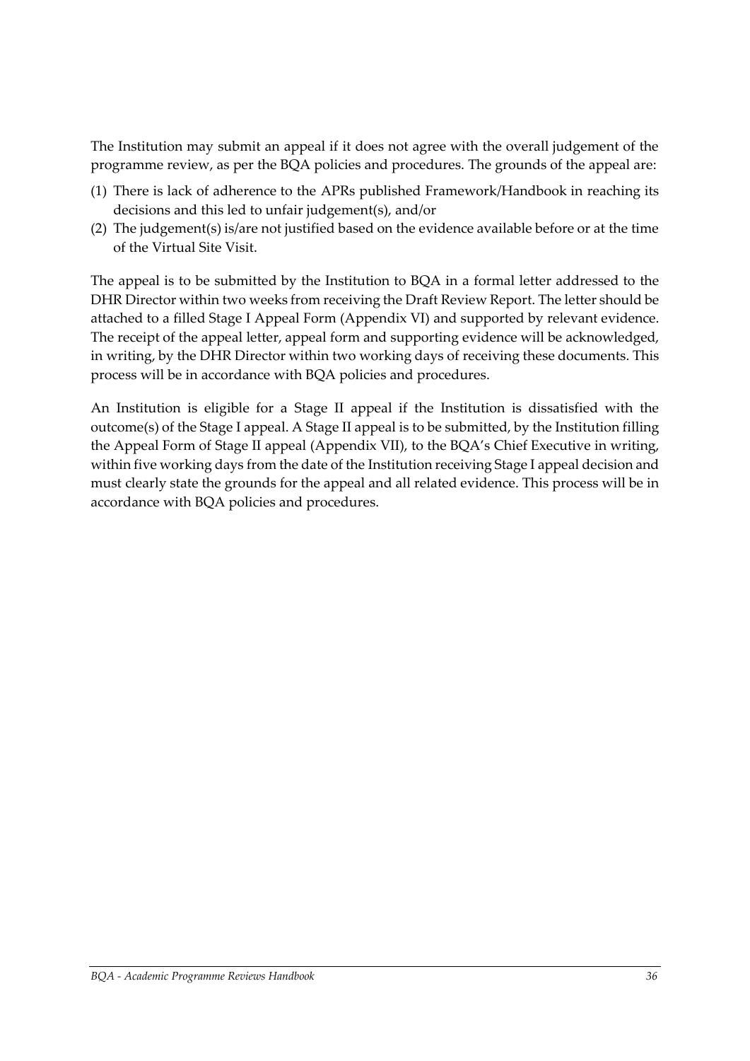The Institution may submit an appeal if it does not agree with the overall judgement of the programme review, as per the BQA policies and procedures. The grounds of the appeal are:

(1) There is lack of adherence to the APRs published Framework/Handbook in reaching its decisions and this led to unfair judgement(s), and/or

(2) The judgement(s) is/are not justified based on the evidence available before or at the time of the Virtual Site Visit.

The appeal is to be submitted by the Institution to BQA in a formal letter addressed to the DHR Director within two weeks from receiving the Draft Review Report. The letter should be attached to a filled Stage I Appeal Form (Appendix VI) and supported by relevant evidence. The receipt of the appeal letter, appeal form and supporting evidence will be acknowledged, in writing, by the DHR Director within two working days of receiving these documents. This process will be in accordance with BQA policies and procedures.

An Institution is eligible for a Stage II appeal if the Institution is dissatisfied with the outcome(s) of the Stage I appeal. A Stage II appeal is to be submitted, by the Institution filling the Appeal Form of Stage II appeal (Appendix VII), to the BQA's Chief Executive in writing, within five working days from the date of the Institution receiving Stage I appeal decision and must clearly state the grounds for the appeal and all related evidence. This process will be in accordance with BQA policies and procedures.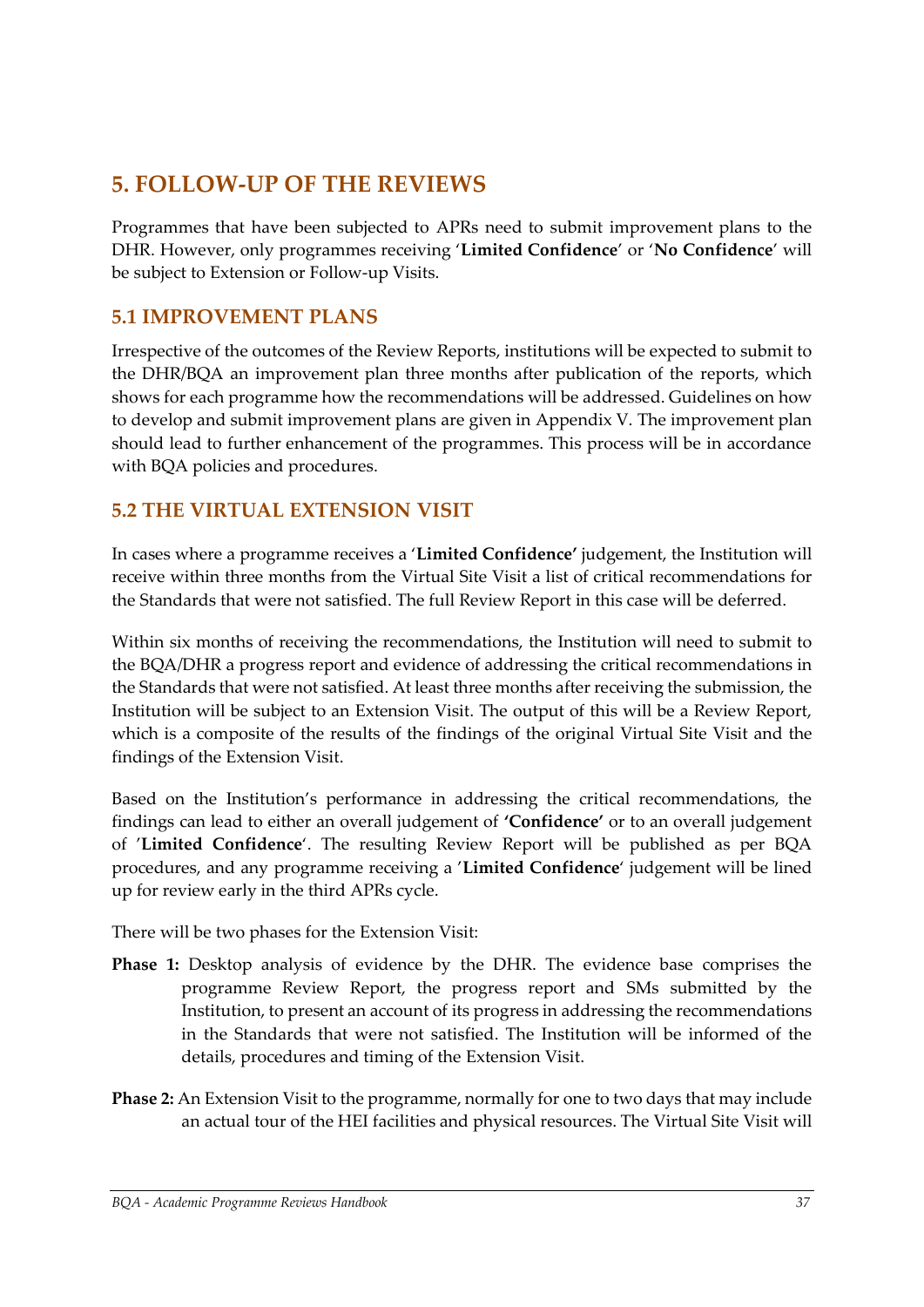## 5. FOLLOW-UP OF THE REVIEWS

Programmes that have been subjected to APRs need to submit improvement plans to the DHR. However, only programmes receiving '**Limited Confidence**' or '**No Confidence**' will be subject to Extension or Follow-up Visits.

### 5.1 IMPROVEMENT PLANS

Irrespective of the outcomes of the Review Reports, institutions will be expected to submit to the DHR/BQA an improvement plan three months after publication of the reports, which shows for each programme how the recommendations will be addressed. Guidelines on how to develop and submit improvement plans are given in Appendix V. The improvement plan should lead to further enhancement of the programmes. This process will be in accordance with BQA policies and procedures.

### 5.2 THE VIRTUAL EXTENSION VISIT

In cases where a programme receives a '**Limited Confidence'** judgement, the Institution will receive within three months from the Virtual Site Visit a list of critical recommendations for the Standards that were not satisfied. The full Review Report in this case will be deferred.

Within six months of receiving the recommendations, the Institution will need to submit to the BQA/DHR a progress report and evidence of addressing the critical recommendations in the Standards that were not satisfied. At least three months after receiving the submission, the Institution will be subject to an Extension Visit. The output of this will be a Review Report, which is a composite of the results of the findings of the original Virtual Site Visit and the findings of the Extension Visit.

Based on the Institution's performance in addressing the critical recommendations, the findings can lead to either an overall judgement of **'Confidence'** or to an overall judgement of '**Limited Confidence**'. The resulting Review Report will be published as per BQA procedures, and any programme receiving a '**Limited Confidence**' judgement will be lined up for review early in the third APRs cycle.

There will be two phases for the Extension Visit:

**Phase 1:** Desktop analysis of evidence by the DHR. The evidence base comprises the programme Review Report, the progress report and SMs submitted by the Institution, to present an account of its progress in addressing the recommendations in the Standards that were not satisfied. The Institution will be informed of the details, procedures and timing of the Extension Visit.

**Phase 2:** An Extension Visit to the programme, normally for one to two days that may include an actual tour of the HEI facilities and physical resources. The Virtual Site Visit will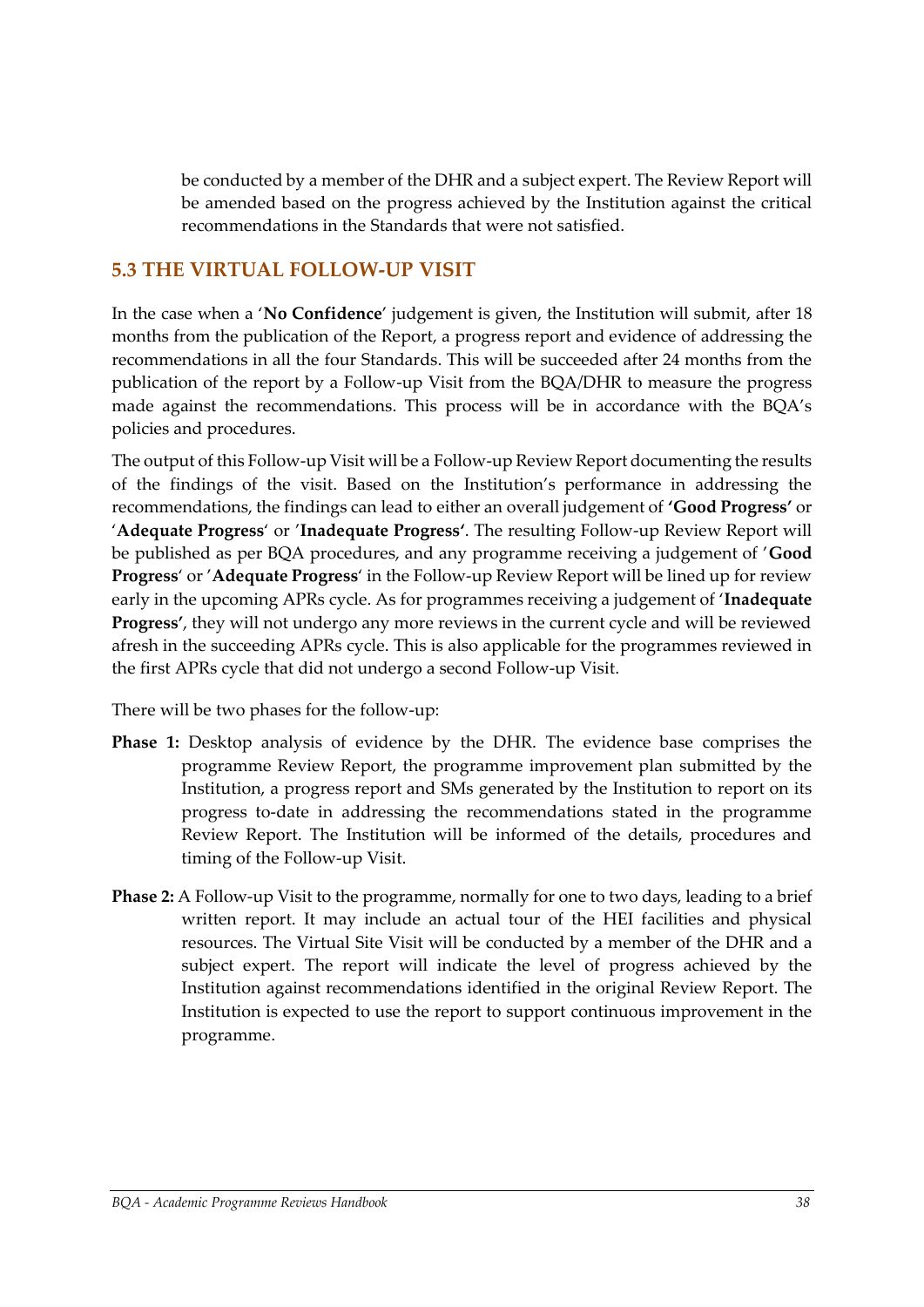be conducted by a member of the DHR and a subject expert. The Review Report will be amended based on the progress achieved by the Institution against the critical recommendations in the Standards that were not satisfied.

## 5.3 THE VIRTUAL FOLLOW-UP VISIT

In the case when a '**No Confidence**' judgement is given, the Institution will submit, after 18 months from the publication of the Report, a progress report and evidence of addressing the recommendations in all the four Standards. This will be succeeded after 24 months from the publication of the report by a Follow-up Visit from the BQA/DHR to measure the progress made against the recommendations. This process will be in accordance with the BQA's policies and procedures.

The output of this Follow-up Visit will be a Follow-up Review Report documenting the results of the findings of the visit. Based on the Institution's performance in addressing the recommendations, the findings can lead to either an overall judgement of **'Good Progress'** or '**Adequate Progress**' or '**Inadequate Progress'**. The resulting Follow-up Review Report will be published as per BQA procedures, and any programme receiving a judgement of '**Good Progress**' or '**Adequate Progress**' in the Follow-up Review Report will be lined up for review early in the upcoming APRs cycle. As for programmes receiving a judgement of '**Inadequate Progress'**, they will not undergo any more reviews in the current cycle and will be reviewed afresh in the succeeding APRs cycle. This is also applicable for the programmes reviewed in the first APRs cycle that did not undergo a second Follow-up Visit.

There will be two phases for the follow-up:

**Phase 1:** Desktop analysis of evidence by the DHR. The evidence base comprises the programme Review Report, the programme improvement plan submitted by the Institution, a progress report and SMs generated by the Institution to report on its progress to-date in addressing the recommendations stated in the programme Review Report. The Institution will be informed of the details, procedures and timing of the Follow-up Visit.

**Phase 2:** A Follow-up Visit to the programme, normally for one to two days, leading to a brief written report. It may include an actual tour of the HEI facilities and physical resources. The Virtual Site Visit will be conducted by a member of the DHR and a subject expert. The report will indicate the level of progress achieved by the Institution against recommendations identified in the original Review Report. The Institution is expected to use the report to support continuous improvement in the programme.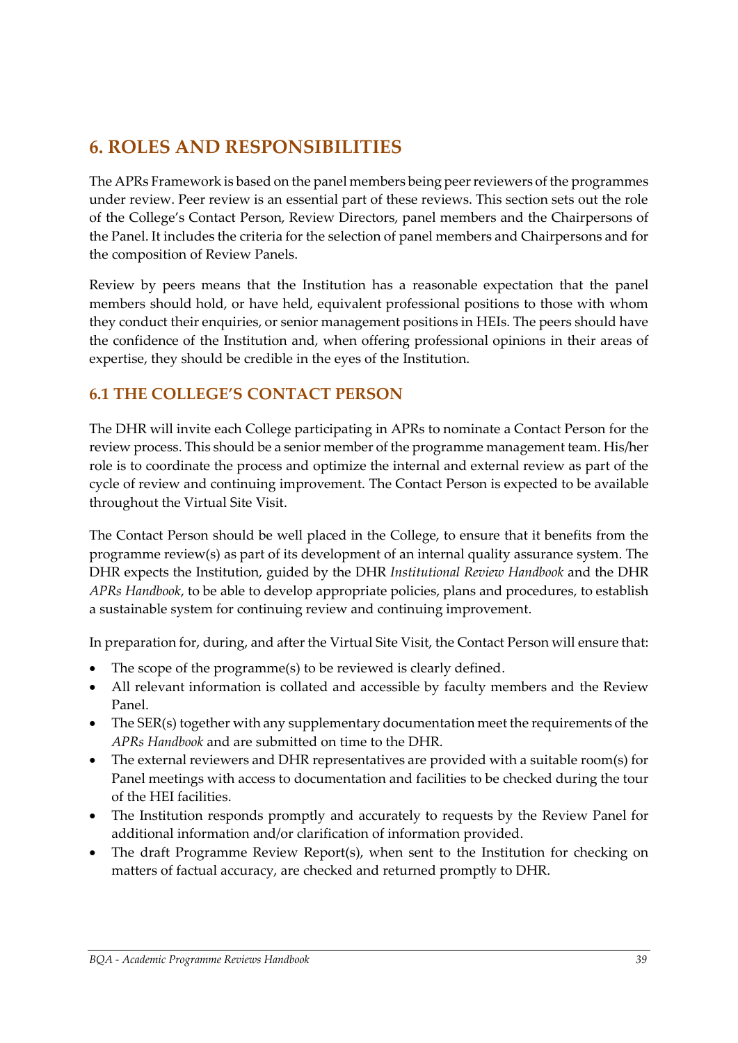## 6. ROLES AND RESPONSIBILITIES

The APRs Framework is based on the panel members being peer reviewers of the programmes under review. Peer review is an essential part of these reviews. This section sets out the role of the College's Contact Person, Review Directors, panel members and the Chairpersons of the Panel. It includes the criteria for the selection of panel members and Chairpersons and for the composition of Review Panels.

Review by peers means that the Institution has a reasonable expectation that the panel members should hold, or have held, equivalent professional positions to those with whom they conduct their enquiries, or senior management positions in HEIs. The peers should have the confidence of the Institution and, when offering professional opinions in their areas of expertise, they should be credible in the eyes of the Institution.

### 6.1 THE COLLEGE'S CONTACT PERSON

The DHR will invite each College participating in APRs to nominate a Contact Person for the review process. This should be a senior member of the programme management team. His/her role is to coordinate the process and optimize the internal and external review as part of the cycle of review and continuing improvement. The Contact Person is expected to be available throughout the Virtual Site Visit.

The Contact Person should be well placed in the College, to ensure that it benefits from the programme review(s) as part of its development of an internal quality assurance system. The DHR expects the Institution, guided by the DHR *Institutional Review Handbook* and the DHR *APRs Handbook*, to be able to develop appropriate policies, plans and procedures, to establish a sustainable system for continuing review and continuing improvement.

In preparation for, during, and after the Virtual Site Visit, the Contact Person will ensure that:

- The scope of the programme(s) to be reviewed is clearly defined.
- All relevant information is collated and accessible by faculty members and the Review Panel.
- The SER(s) together with any supplementary documentation meet the requirements of the *APRs Handbook* and are submitted on time to the DHR.
- The external reviewers and DHR representatives are provided with a suitable room(s) for Panel meetings with access to documentation and facilities to be checked during the tour of the HEI facilities.
- The Institution responds promptly and accurately to requests by the Review Panel for additional information and/or clarification of information provided.
- The draft Programme Review Report(s), when sent to the Institution for checking on matters of factual accuracy, are checked and returned promptly to DHR.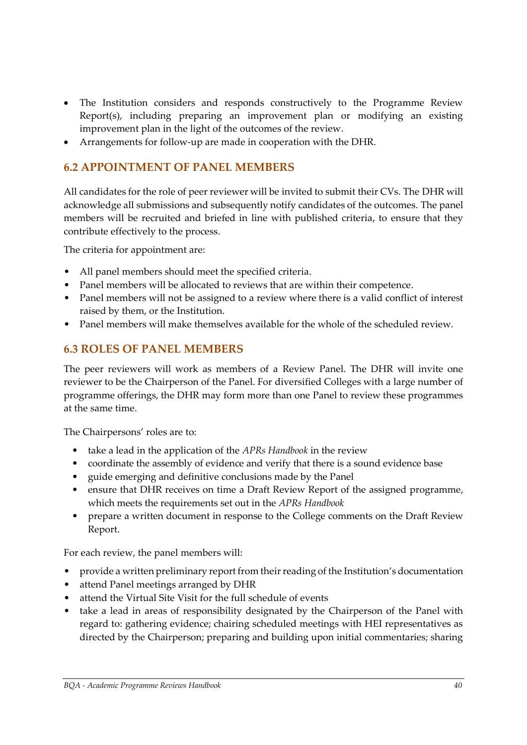- The Institution considers and responds constructively to the Programme Review Report(s), including preparing an improvement plan or modifying an existing improvement plan in the light of the outcomes of the review.
- Arrangements for follow-up are made in cooperation with the DHR.

## 6.2 APPOINTMENT OF PANEL MEMBERS

All candidates for the role of peer reviewer will be invited to submit their CVs. The DHR will acknowledge all submissions and subsequently notify candidates of the outcomes. The panel members will be recruited and briefed in line with published criteria, to ensure that they contribute effectively to the process.

The criteria for appointment are:

- All panel members should meet the specified criteria.
- Panel members will be allocated to reviews that are within their competence.
- Panel members will not be assigned to a review where there is a valid conflict of interest raised by them, or the Institution.
- Panel members will make themselves available for the whole of the scheduled review.

## 6.3 ROLES OF PANEL MEMBERS

The peer reviewers will work as members of a Review Panel. The DHR will invite one reviewer to be the Chairperson of the Panel. For diversified Colleges with a large number of programme offerings, the DHR may form more than one Panel to review these programmes at the same time.

The Chairpersons' roles are to:

- take a lead in the application of the *APRs Handbook* in the review
- coordinate the assembly of evidence and verify that there is a sound evidence base
- guide emerging and definitive conclusions made by the Panel
- ensure that DHR receives on time a Draft Review Report of the assigned programme, which meets the requirements set out in the *APRs Handbook*
- prepare a written document in response to the College comments on the Draft Review Report.

For each review, the panel members will:

- provide a written preliminary report from their reading of the Institution's documentation
- attend Panel meetings arranged by DHR
- attend the Virtual Site Visit for the full schedule of events
- take a lead in areas of responsibility designated by the Chairperson of the Panel with regard to: gathering evidence; chairing scheduled meetings with HEI representatives as directed by the Chairperson; preparing and building upon initial commentaries; sharing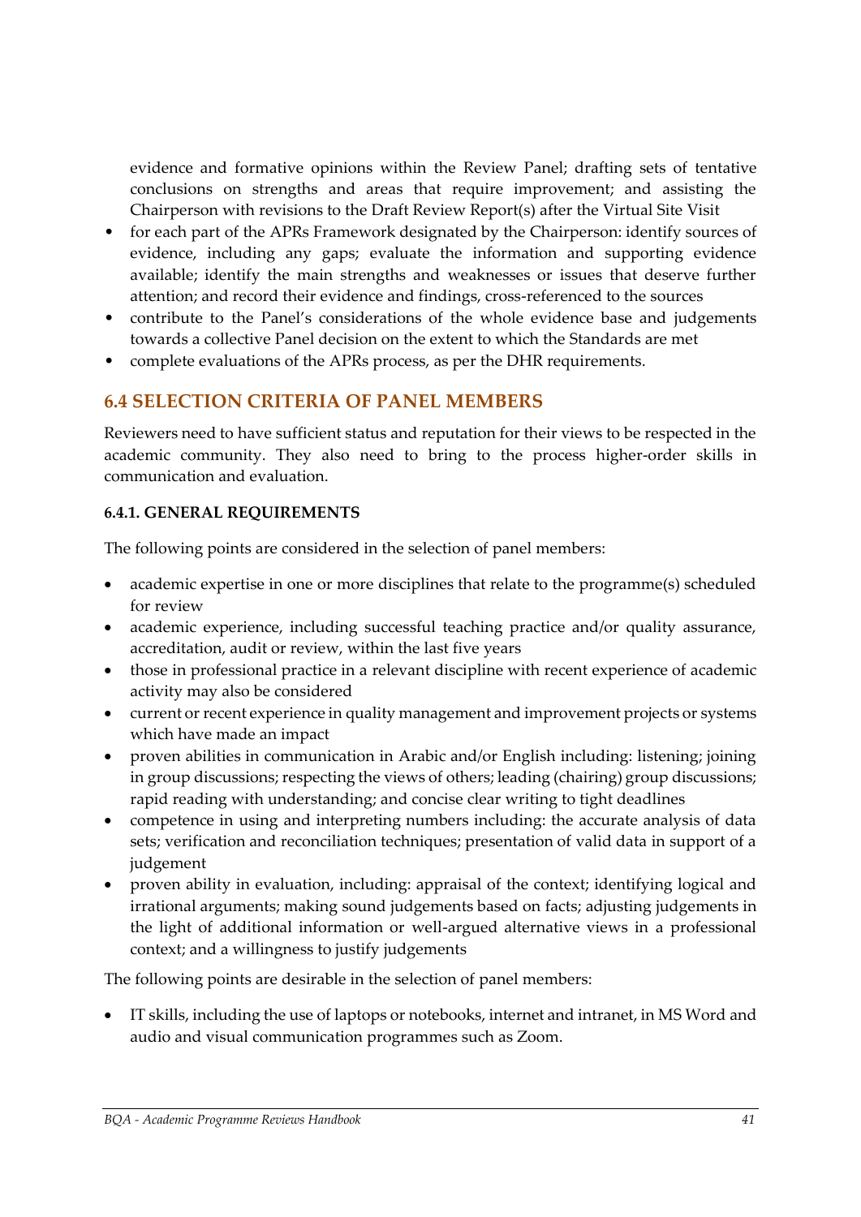evidence and formative opinions within the Review Panel; drafting sets of tentative conclusions on strengths and areas that require improvement; and assisting the Chairperson with revisions to the Draft Review Report(s) after the Virtual Site Visit

- for each part of the APRs Framework designated by the Chairperson: identify sources of evidence, including any gaps; evaluate the information and supporting evidence available; identify the main strengths and weaknesses or issues that deserve further attention; and record their evidence and findings, cross-referenced to the sources
- contribute to the Panel's considerations of the whole evidence base and judgements towards a collective Panel decision on the extent to which the Standards are met
- complete evaluations of the APRs process, as per the DHR requirements.

## 6.4 SELECTION CRITERIA OF PANEL MEMBERS

Reviewers need to have sufficient status and reputation for their views to be respected in the academic community. They also need to bring to the process higher-order skills in communication and evaluation.

### 6.4.1. GENERAL REQUIREMENTS

The following points are considered in the selection of panel members:

- academic expertise in one or more disciplines that relate to the programme(s) scheduled for review
- academic experience, including successful teaching practice and/or quality assurance, accreditation, audit or review, within the last five years
- those in professional practice in a relevant discipline with recent experience of academic activity may also be considered
- current or recent experience in quality management and improvement projects or systems which have made an impact
- proven abilities in communication in Arabic and/or English including: listening; joining in group discussions; respecting the views of others; leading (chairing) group discussions; rapid reading with understanding; and concise clear writing to tight deadlines
- competence in using and interpreting numbers including: the accurate analysis of data sets; verification and reconciliation techniques; presentation of valid data in support of a judgement
- proven ability in evaluation, including: appraisal of the context; identifying logical and irrational arguments; making sound judgements based on facts; adjusting judgements in the light of additional information or well-argued alternative views in a professional context; and a willingness to justify judgements

The following points are desirable in the selection of panel members:

- IT skills, including the use of laptops or notebooks, internet and intranet, in MS Word and audio and visual communication programmes such as Zoom.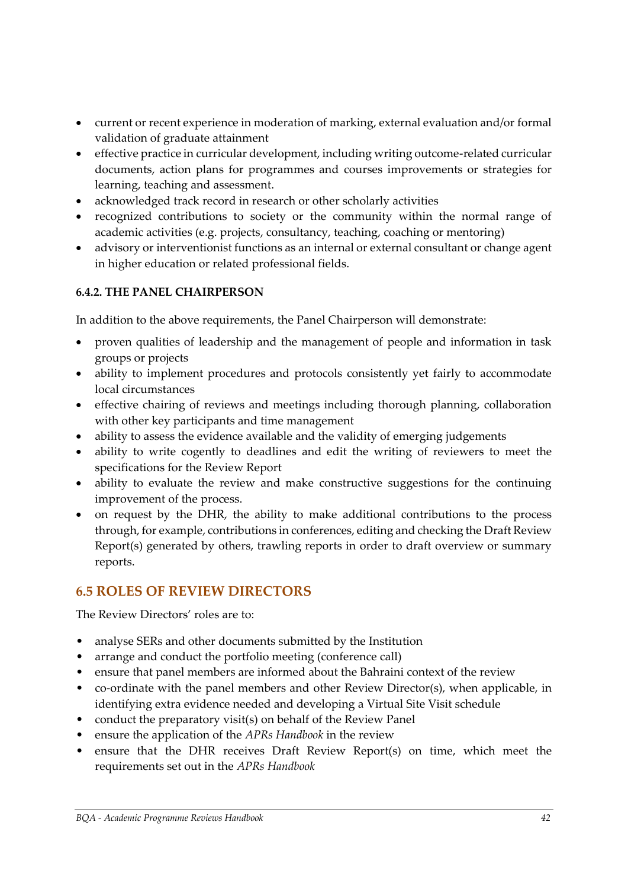- current or recent experience in moderation of marking, external evaluation and/or formal validation of graduate attainment
- effective practice in curricular development, including writing outcome-related curricular documents, action plans for programmes and courses improvements or strategies for learning, teaching and assessment.
- acknowledged track record in research or other scholarly activities
- recognized contributions to society or the community within the normal range of academic activities (e.g. projects, consultancy, teaching, coaching or mentoring)
- advisory or interventionist functions as an internal or external consultant or change agent in higher education or related professional fields.

#### 6.4.2. THE PANEL CHAIRPERSON

In addition to the above requirements, the Panel Chairperson will demonstrate:

- proven qualities of leadership and the management of people and information in task groups or projects
- ability to implement procedures and protocols consistently yet fairly to accommodate local circumstances
- effective chairing of reviews and meetings including thorough planning, collaboration with other key participants and time management
- ability to assess the evidence available and the validity of emerging judgements
- ability to write cogently to deadlines and edit the writing of reviewers to meet the specifications for the Review Report
- ability to evaluate the review and make constructive suggestions for the continuing improvement of the process.
- on request by the DHR, the ability to make additional contributions to the process through, for example, contributions in conferences, editing and checking the Draft Review Report(s) generated by others, trawling reports in order to draft overview or summary reports.

## 6.5 ROLES OF REVIEW DIRECTORS

The Review Directors' roles are to:

- analyse SERs and other documents submitted by the Institution
- arrange and conduct the portfolio meeting (conference call)
- ensure that panel members are informed about the Bahraini context of the review
- co-ordinate with the panel members and other Review Director(s), when applicable, in identifying extra evidence needed and developing a Virtual Site Visit schedule
- conduct the preparatory visit(s) on behalf of the Review Panel
- ensure the application of the *APRs Handbook* in the review
- ensure that the DHR receives Draft Review Report(s) on time, which meet the requirements set out in the *APRs Handbook*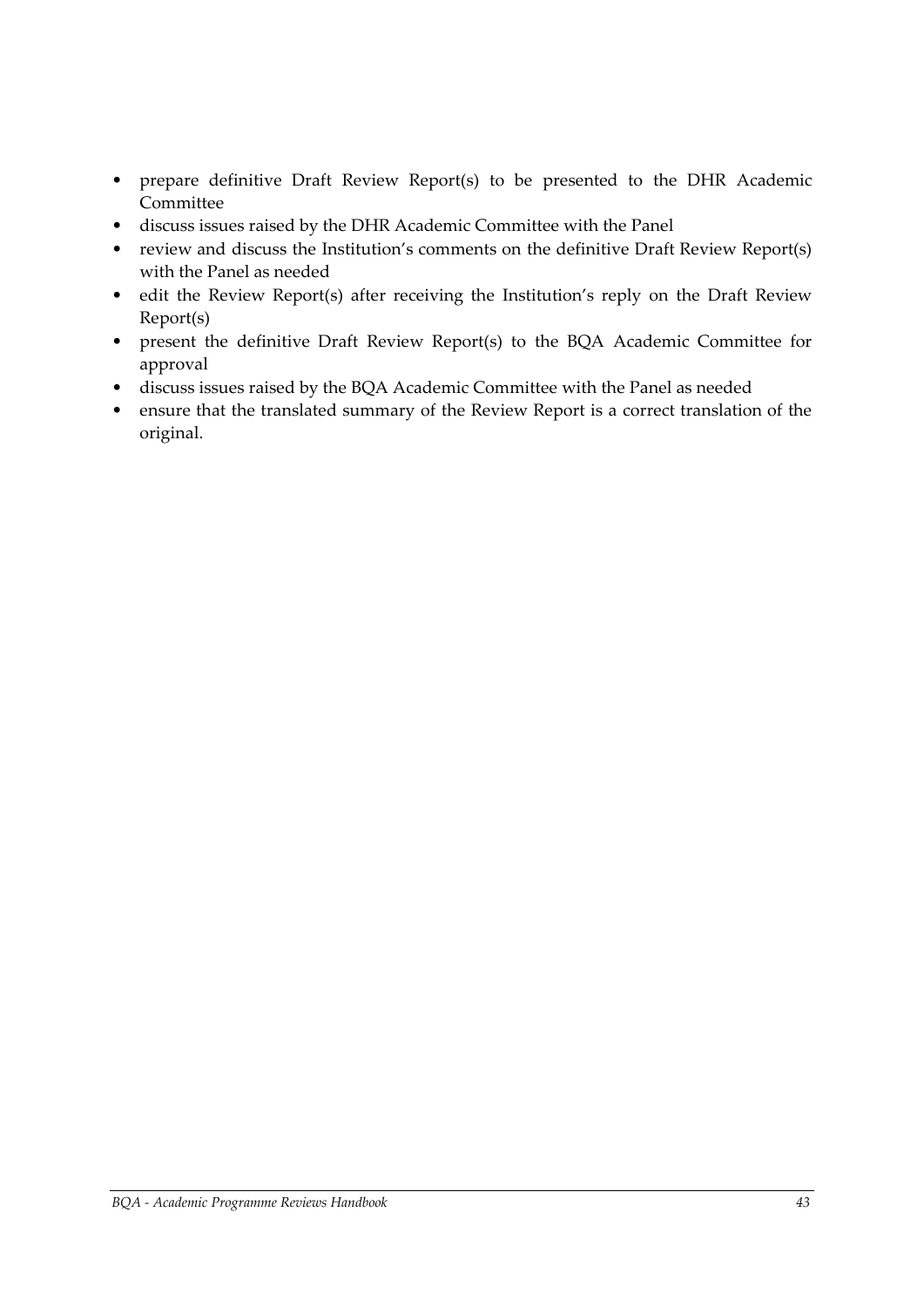- prepare definitive Draft Review Report(s) to be presented to the DHR Academic Committee
- discuss issues raised by the DHR Academic Committee with the Panel
- review and discuss the Institution's comments on the definitive Draft Review Report(s) with the Panel as needed
- edit the Review Report(s) after receiving the Institution's reply on the Draft Review Report(s)
- present the definitive Draft Review Report(s) to the BQA Academic Committee for approval
- discuss issues raised by the BQA Academic Committee with the Panel as needed
- ensure that the translated summary of the Review Report is a correct translation of the original.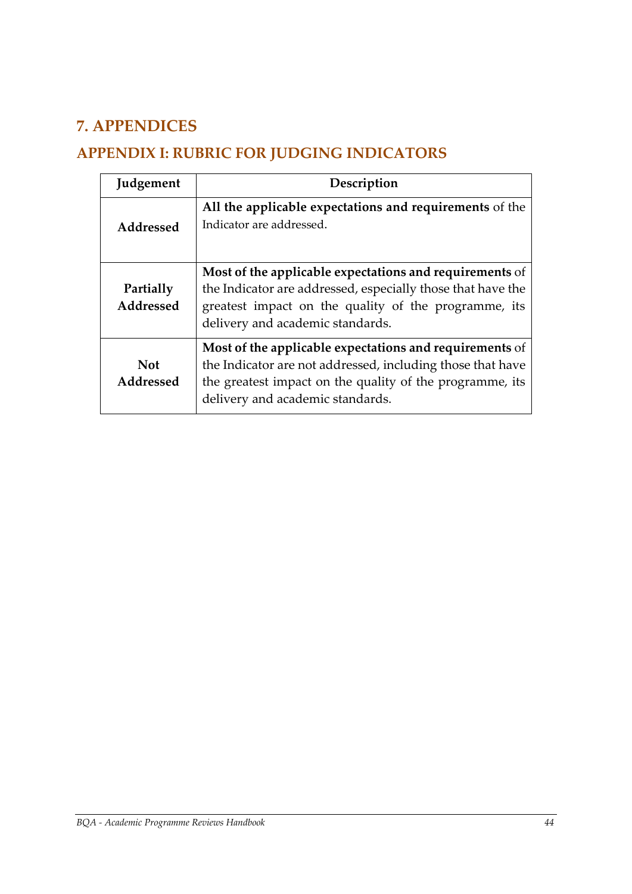# 7. APPENDICES

## APPENDIX I: RUBRIC FOR JUDGING INDICATORS

| Judgement | Description |
|---|---|
| **Addressed** | **All the applicable expectations and requirements** of the Indicator are addressed. |
| **Partially Addressed** | **Most of the applicable expectations and requirements** of the Indicator are addressed, especially those that have the greatest impact on the quality of the programme, its delivery and academic standards. |
| **Not Addressed** | **Most of the applicable expectations and requirements** of the Indicator are not addressed, including those that have the greatest impact on the quality of the programme, its delivery and academic standards. |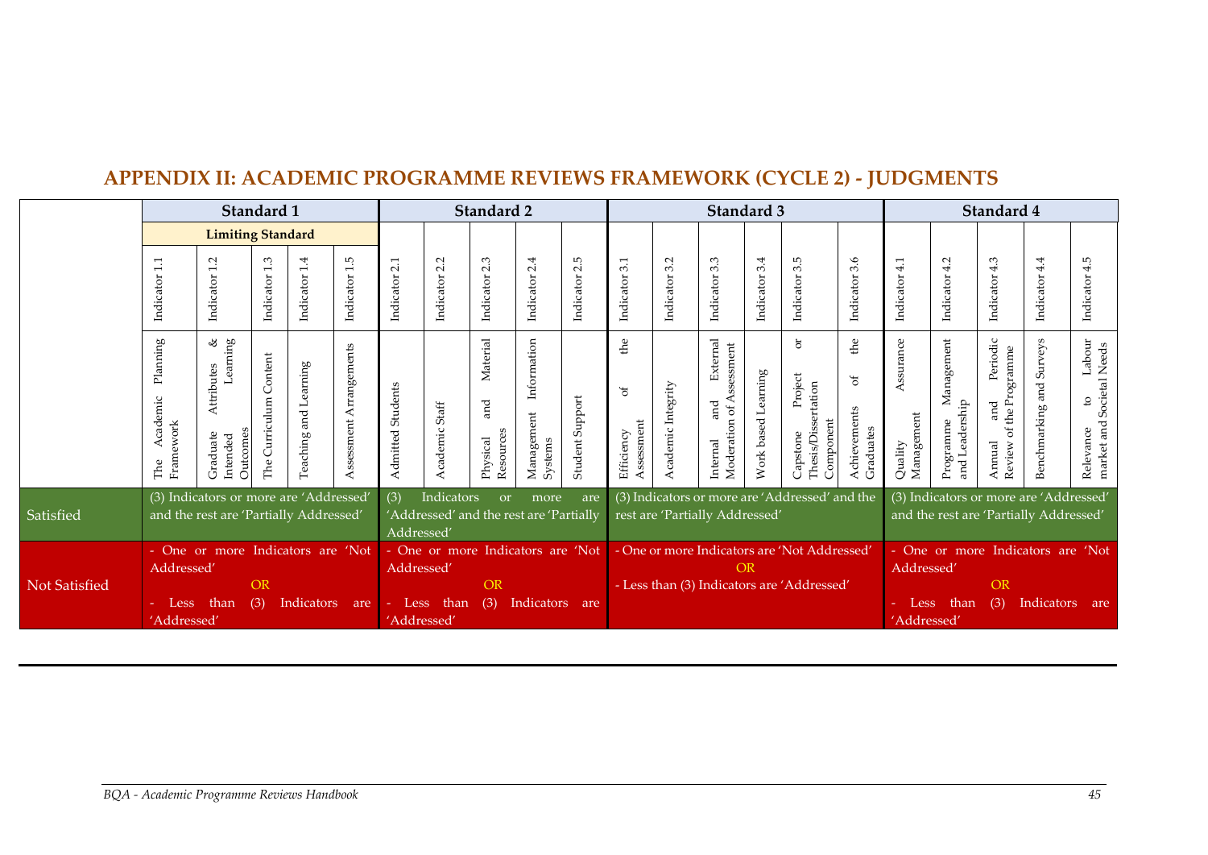## APPENDIX II: ACADEMIC PROGRAMME REVIEWS FRAMEWORK (CYCLE 2) - JUDGMENTS

| | Standard 1 | | | | | Standard 2 | | | | | Standard 3 | | | | | | Standard 4 | | | | |
|---|---|---|---|---|---|---|---|---|---|---|---|---|---|---|---|---|---|---|---|---|---|
| | Limiting Standard | | | | | | | | | | | | | | | | | | | | |
| | Indicator 1.1 | Indicator 1.2 | Indicator 1.3 | Indicator 1.4 | Indicator 1.5 | Indicator 2.1 | Indicator 2.2 | Indicator 2.3 | Indicator 2.4 | Indicator 2.5 | Indicator 3.1 | Indicator 3.2 | Indicator 3.3 | Indicator 3.4 | Indicator 3.5 | Indicator 3.6 | Indicator 4.1 | Indicator 4.2 | Indicator 4.3 | Indicator 4.4 | Indicator 4.5 |
| | The Academic Planning Framework | Graduate Attributes & Intended Learning Outcomes | The Curriculum Content | Teaching and Learning | Assessment Arrangements | Admitted Students | Academic Staff | Physical and Material Resources | Management Information Systems | Student Support | Efficiency of the Assessment | Academic Integrity | Internal and External Moderation of Assessment | Work based Learning | Capstone Project or Thesis/Dissertation Component | Achievements of the Graduates | Quality Assurance Management | Programme Management and Leadership | Annual and Periodic Review of the Programme | Benchmarking and Surveys | Relevance to Labour market and Societal Needs |
| Satisfied | (3) Indicators or more are 'Addressed' and the rest are 'Partially Addressed' | | | | | (3) Indicators or more are 'Addressed' and the rest are 'Partially Addressed' | | | | | (3) Indicators or more are 'Addressed' and the rest are 'Partially Addressed' | | | | | | (3) Indicators or more are 'Addressed' and the rest are 'Partially Addressed' | | | | |
| Not Satisfied | - One or more Indicators are 'Not Addressed' OR - Less than (3) Indicators are 'Addressed' | | | | | - One or more Indicators are 'Not Addressed' OR - Less than (3) Indicators are 'Addressed' | | | | | - One or more Indicators are 'Not Addressed' OR - Less than (3) Indicators are 'Addressed' | | | | | | - One or more Indicators are 'Not Addressed' OR - Less than (3) Indicators are 'Addressed' | | | | |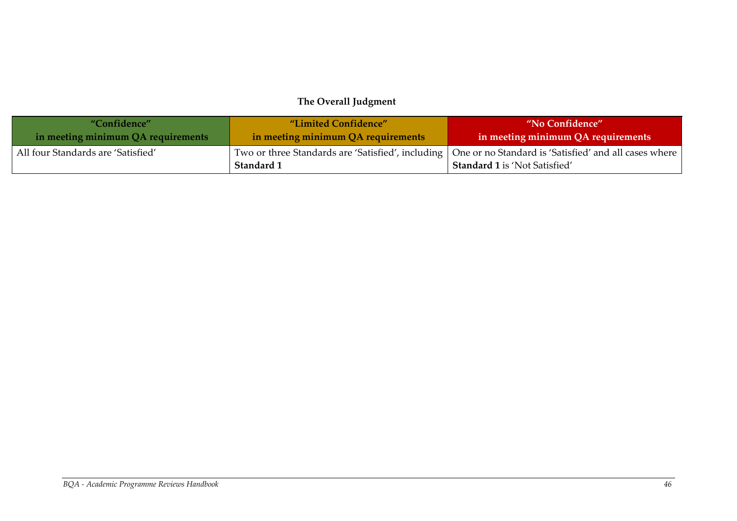**The Overall Judgment**

| "Confidence" in meeting minimum QA requirements | "Limited Confidence" in meeting minimum QA requirements | "No Confidence" in meeting minimum QA requirements |
|---|---|---|
| All four Standards are 'Satisfied' | Two or three Standards are 'Satisfied', including **Standard 1** | One or no Standard is 'Satisfied' and all cases where **Standard 1** is 'Not Satisfied' |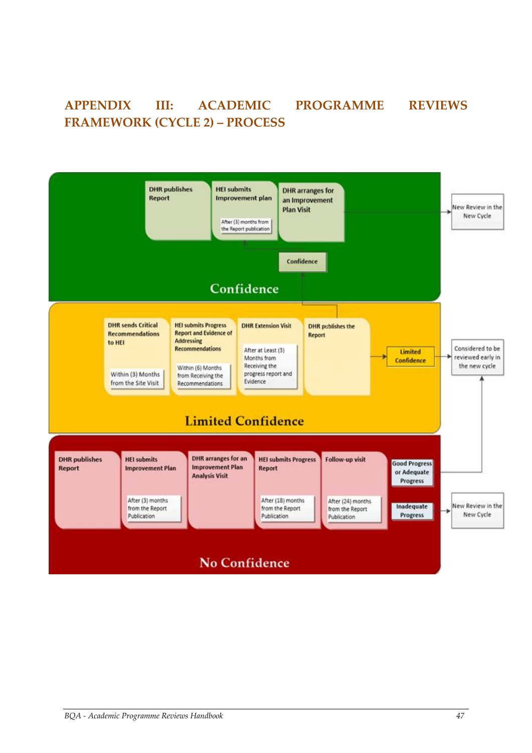# APPENDIX III: ACADEMIC PROGRAMME REVIEWS FRAMEWORK (CYCLE 2) – PROCESS

**Confidence**

- DHR publishes Report
- HEI submits Improvement plan — After (3) months from the Report publication
- DHR arranges for an Improvement Plan Visit
- → New Review in the New Cycle

**Limited Confidence**

- DHR sends Critical Recommendations to HEI — Within (3) Months from the Site Visit
- HEI submits Progress Report and Evidence of Addressing Recommendations — Within (6) Months from Receiving the Recommendations
- DHR Extension Visit — After at Least (3) Months from Receiving the progress report and Evidence
- DHR publishes the Report
- Confidence → (returns to Confidence process)
- Limited Confidence → Considered to be reviewed early in the new cycle

**No Confidence**

- DHR publishes Report
- HEI submits Improvement Plan — After (3) months from the Report Publication
- DHR arranges for an Improvement Plan Analysis Visit
- HEI submits Progress Report — After (18) months from the Report Publication
- Follow-up visit — After (24) months from the Report Publication
- Good Progress or Adequate Progress → Considered to be reviewed early in the new cycle
- Inadequate Progress → New Review in the New Cycle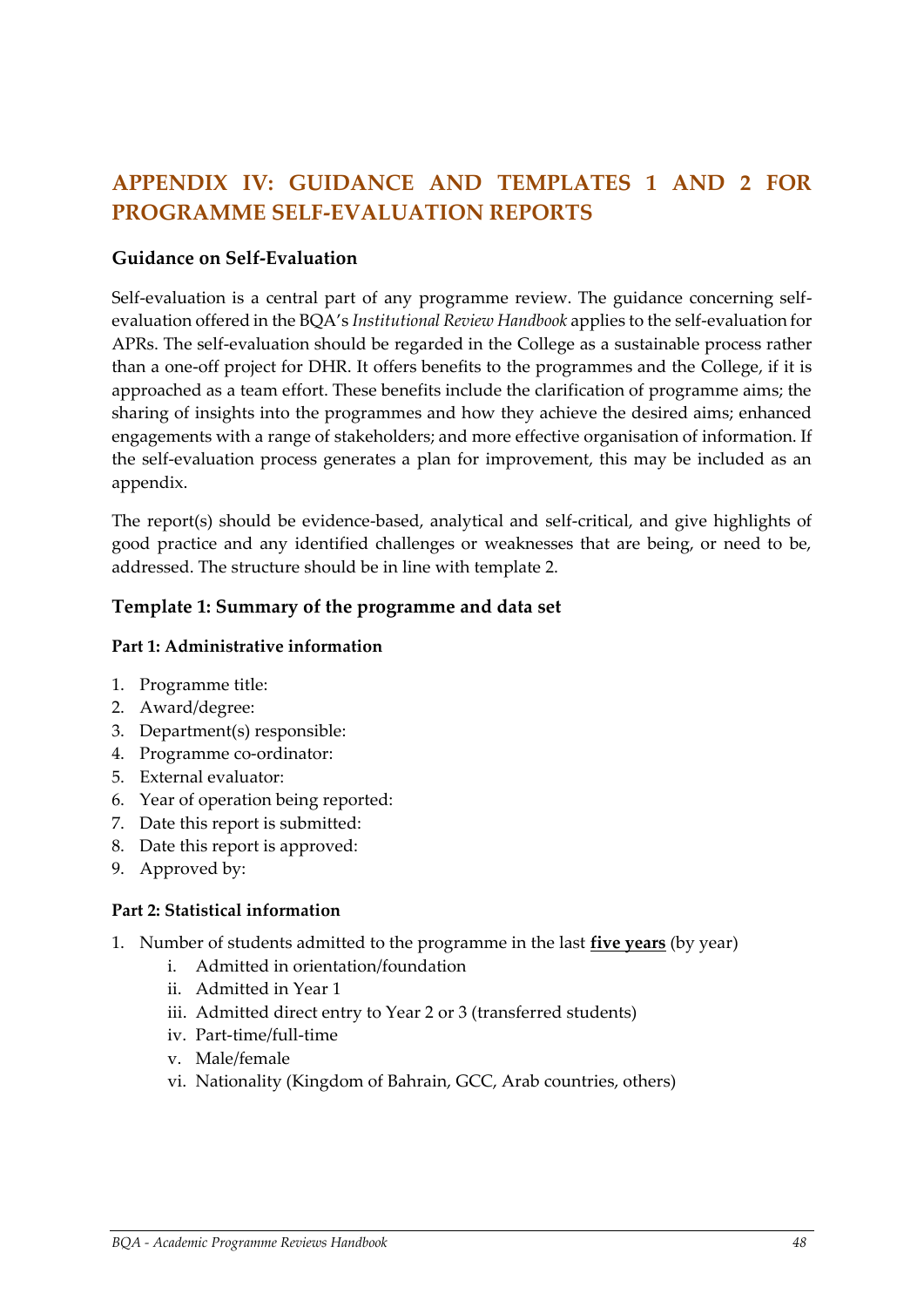# APPENDIX IV: GUIDANCE AND TEMPLATES 1 AND 2 FOR PROGRAMME SELF-EVALUATION REPORTS

### Guidance on Self-Evaluation

Self-evaluation is a central part of any programme review. The guidance concerning self-evaluation offered in the BQA's *Institutional Review Handbook* applies to the self-evaluation for APRs. The self-evaluation should be regarded in the College as a sustainable process rather than a one-off project for DHR. It offers benefits to the programmes and the College, if it is approached as a team effort. These benefits include the clarification of programme aims; the sharing of insights into the programmes and how they achieve the desired aims; enhanced engagements with a range of stakeholders; and more effective organisation of information. If the self-evaluation process generates a plan for improvement, this may be included as an appendix.

The report(s) should be evidence-based, analytical and self-critical, and give highlights of good practice and any identified challenges or weaknesses that are being, or need to be, addressed. The structure should be in line with template 2.

### Template 1: Summary of the programme and data set

#### Part 1: Administrative information

1. Programme title:
2. Award/degree:
3. Department(s) responsible:
4. Programme co-ordinator:
5. External evaluator:
6. Year of operation being reported:
7. Date this report is submitted:
8. Date this report is approved:
9. Approved by:

#### Part 2: Statistical information

1. Number of students admitted to the programme in the last **<u>five years</u>** (by year)
    i. Admitted in orientation/foundation
    ii. Admitted in Year 1
    iii. Admitted direct entry to Year 2 or 3 (transferred students)
    iv. Part-time/full-time
    v. Male/female
    vi. Nationality (Kingdom of Bahrain, GCC, Arab countries, others)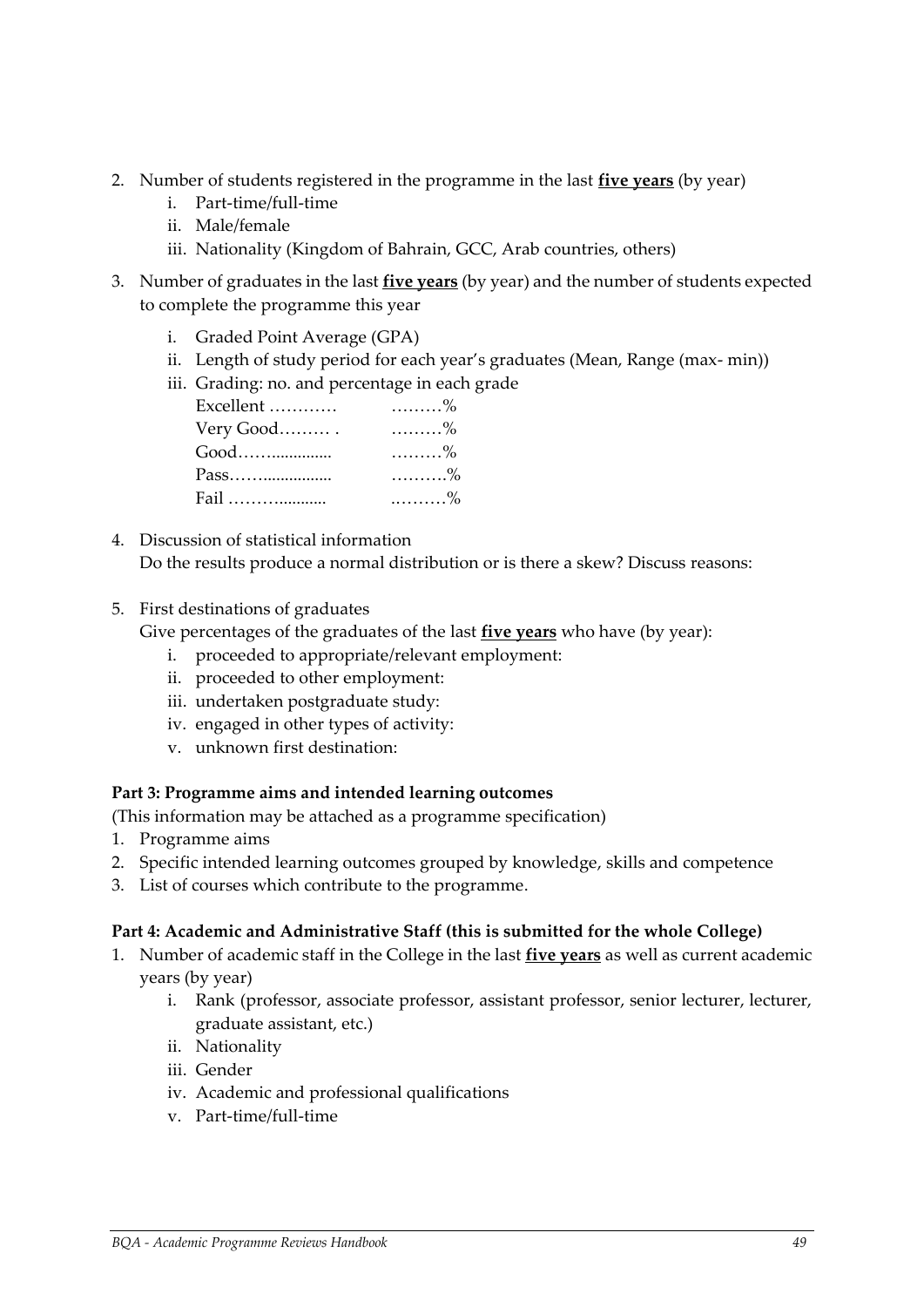2. Number of students registered in the programme in the last **five years** (by year)
    i. Part-time/full-time
    ii. Male/female
    iii. Nationality (Kingdom of Bahrain, GCC, Arab countries, others)
3. Number of graduates in the last **five years** (by year) and the number of students expected to complete the programme this year
    i. Graded Point Average (GPA)
    ii. Length of study period for each year's graduates (Mean, Range (max- min))
    iii. Grading: no. and percentage in each grade

        Excellent ………… ………%
        Very Good……… . ………%
        Good……............. ………%
        Pass……................ ……….%
        Fail …….............. .………%
4. Discussion of statistical information
   Do the results produce a normal distribution or is there a skew? Discuss reasons:
5. First destinations of graduates
   Give percentages of the graduates of the last **five years** who have (by year):
    i. proceeded to appropriate/relevant employment:
    ii. proceeded to other employment:
    iii. undertaken postgraduate study:
    iv. engaged in other types of activity:
    v. unknown first destination:

**Part 3: Programme aims and intended learning outcomes**

(This information may be attached as a programme specification)

1. Programme aims
2. Specific intended learning outcomes grouped by knowledge, skills and competence
3. List of courses which contribute to the programme.

**Part 4: Academic and Administrative Staff (this is submitted for the whole College)**

1. Number of academic staff in the College in the last **five years** as well as current academic years (by year)
    i. Rank (professor, associate professor, assistant professor, senior lecturer, lecturer, graduate assistant, etc.)
    ii. Nationality
    iii. Gender
    iv. Academic and professional qualifications
    v. Part-time/full-time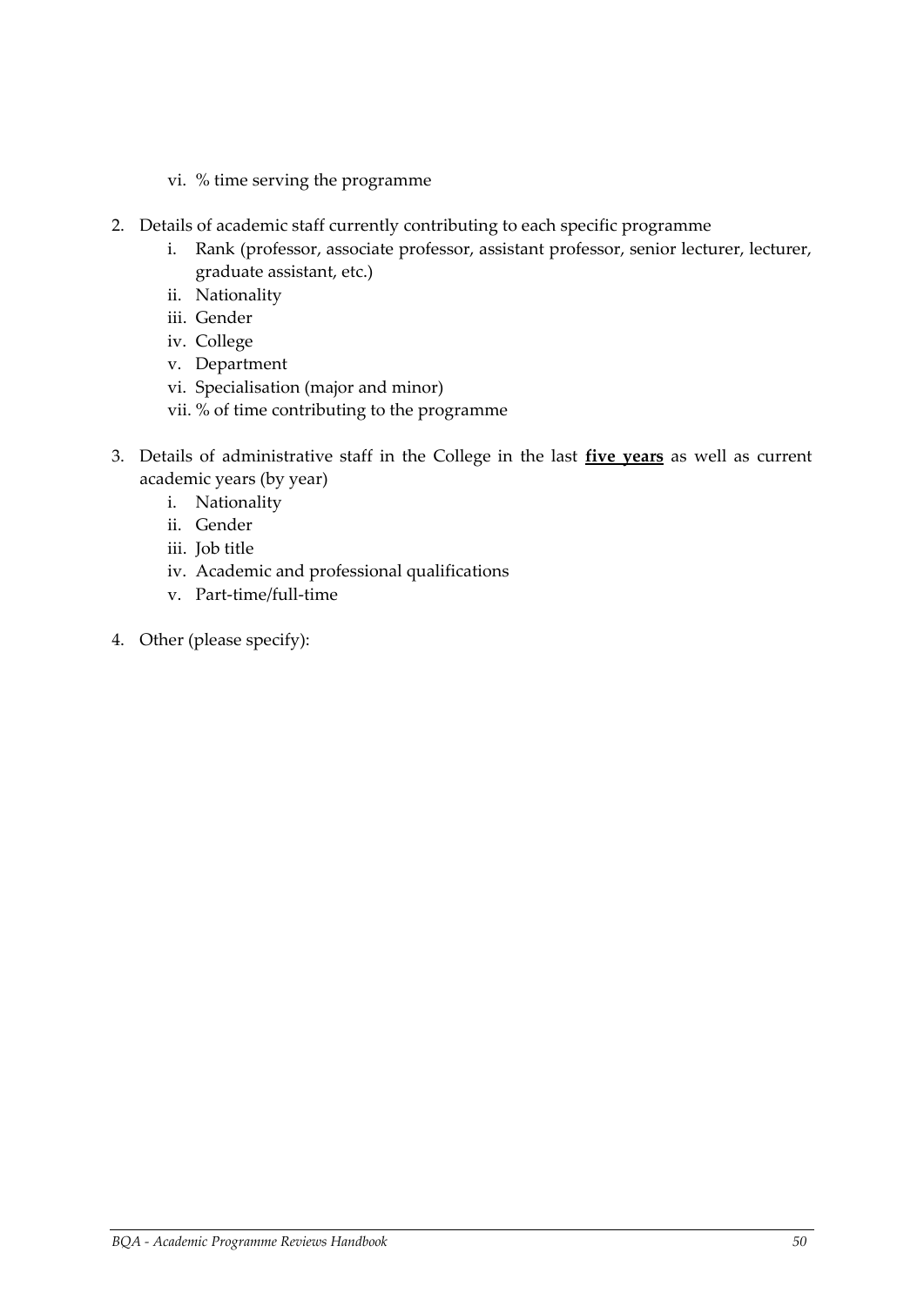vi. % time serving the programme

2. Details of academic staff currently contributing to each specific programme
    i. Rank (professor, associate professor, assistant professor, senior lecturer, lecturer, graduate assistant, etc.)
    ii. Nationality
    iii. Gender
    iv. College
    v. Department
    vi. Specialisation (major and minor)
    vii. % of time contributing to the programme

3. Details of administrative staff in the College in the last **<u>five years</u>** as well as current academic years (by year)
    i. Nationality
    ii. Gender
    iii. Job title
    iv. Academic and professional qualifications
    v. Part-time/full-time

4. Other (please specify):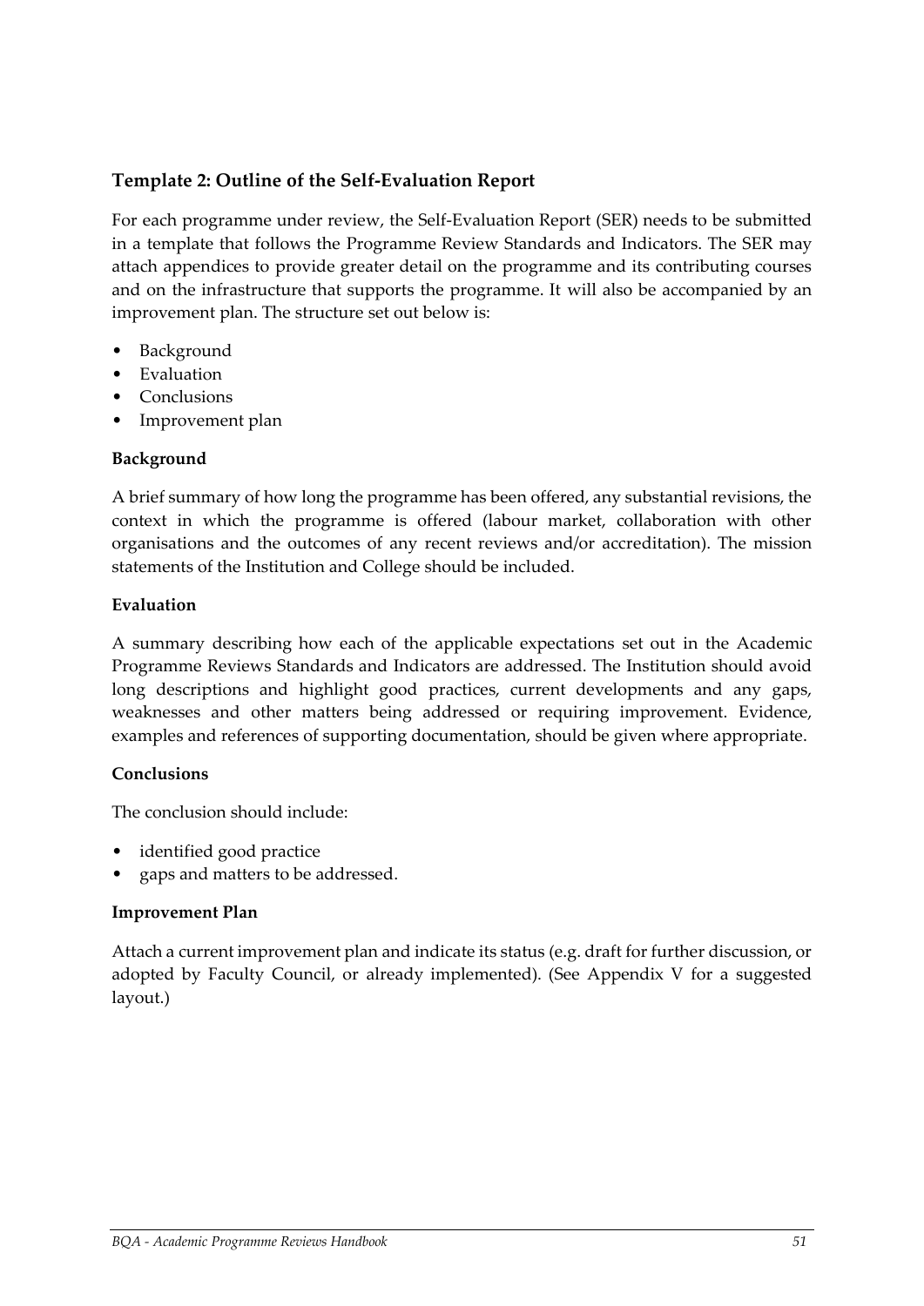## Template 2: Outline of the Self-Evaluation Report

For each programme under review, the Self-Evaluation Report (SER) needs to be submitted in a template that follows the Programme Review Standards and Indicators. The SER may attach appendices to provide greater detail on the programme and its contributing courses and on the infrastructure that supports the programme. It will also be accompanied by an improvement plan. The structure set out below is:

- Background
- Evaluation
- Conclusions
- Improvement plan

### Background

A brief summary of how long the programme has been offered, any substantial revisions, the context in which the programme is offered (labour market, collaboration with other organisations and the outcomes of any recent reviews and/or accreditation). The mission statements of the Institution and College should be included.

### Evaluation

A summary describing how each of the applicable expectations set out in the Academic Programme Reviews Standards and Indicators are addressed. The Institution should avoid long descriptions and highlight good practices, current developments and any gaps, weaknesses and other matters being addressed or requiring improvement. Evidence, examples and references of supporting documentation, should be given where appropriate.

### Conclusions

The conclusion should include:

- identified good practice
- gaps and matters to be addressed.

### Improvement Plan

Attach a current improvement plan and indicate its status (e.g. draft for further discussion, or adopted by Faculty Council, or already implemented). (See Appendix V for a suggested layout.)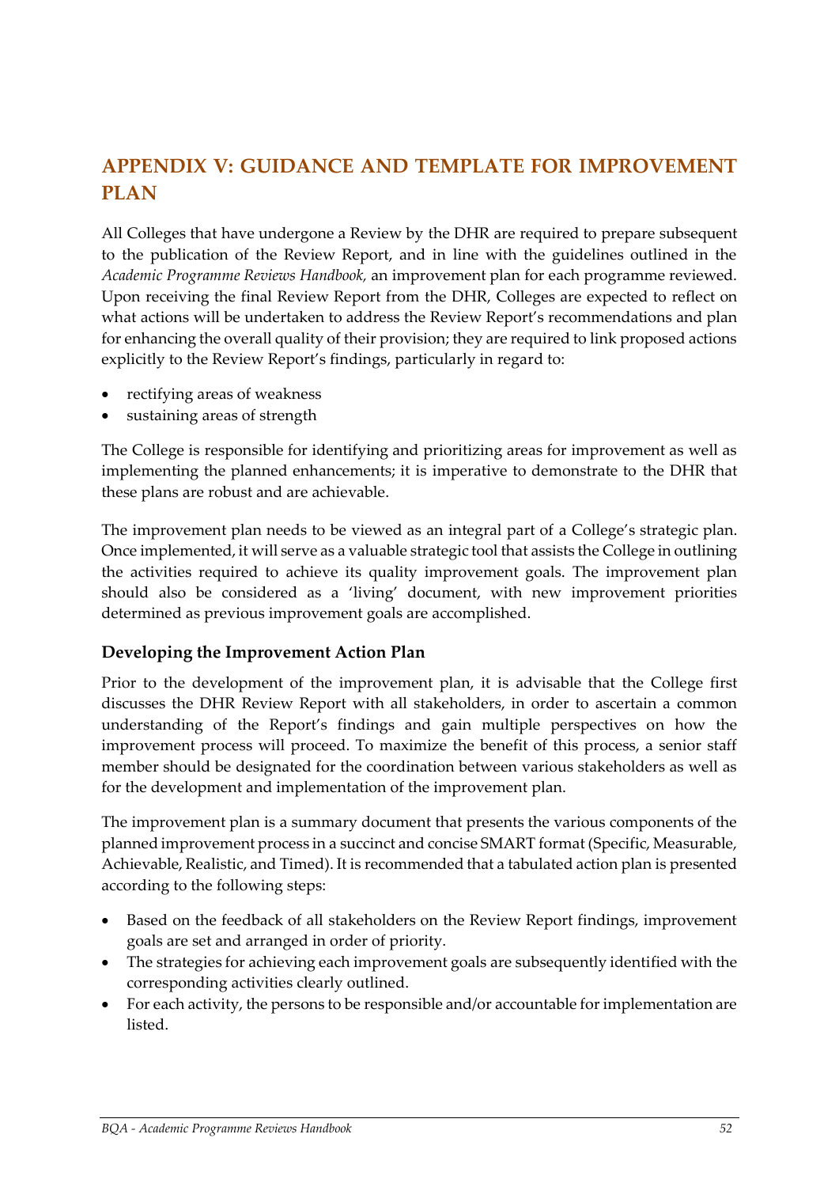## APPENDIX V: GUIDANCE AND TEMPLATE FOR IMPROVEMENT PLAN

All Colleges that have undergone a Review by the DHR are required to prepare subsequent to the publication of the Review Report, and in line with the guidelines outlined in the *Academic Programme Reviews Handbook,* an improvement plan for each programme reviewed. Upon receiving the final Review Report from the DHR, Colleges are expected to reflect on what actions will be undertaken to address the Review Report's recommendations and plan for enhancing the overall quality of their provision; they are required to link proposed actions explicitly to the Review Report's findings, particularly in regard to:

- rectifying areas of weakness
- sustaining areas of strength

The College is responsible for identifying and prioritizing areas for improvement as well as implementing the planned enhancements; it is imperative to demonstrate to the DHR that these plans are robust and are achievable.

The improvement plan needs to be viewed as an integral part of a College's strategic plan. Once implemented, it will serve as a valuable strategic tool that assists the College in outlining the activities required to achieve its quality improvement goals. The improvement plan should also be considered as a 'living' document, with new improvement priorities determined as previous improvement goals are accomplished.

### Developing the Improvement Action Plan

Prior to the development of the improvement plan, it is advisable that the College first discusses the DHR Review Report with all stakeholders, in order to ascertain a common understanding of the Report's findings and gain multiple perspectives on how the improvement process will proceed. To maximize the benefit of this process, a senior staff member should be designated for the coordination between various stakeholders as well as for the development and implementation of the improvement plan.

The improvement plan is a summary document that presents the various components of the planned improvement process in a succinct and concise SMART format (Specific, Measurable, Achievable, Realistic, and Timed). It is recommended that a tabulated action plan is presented according to the following steps:

- Based on the feedback of all stakeholders on the Review Report findings, improvement goals are set and arranged in order of priority.
- The strategies for achieving each improvement goals are subsequently identified with the corresponding activities clearly outlined.
- For each activity, the persons to be responsible and/or accountable for implementation are listed.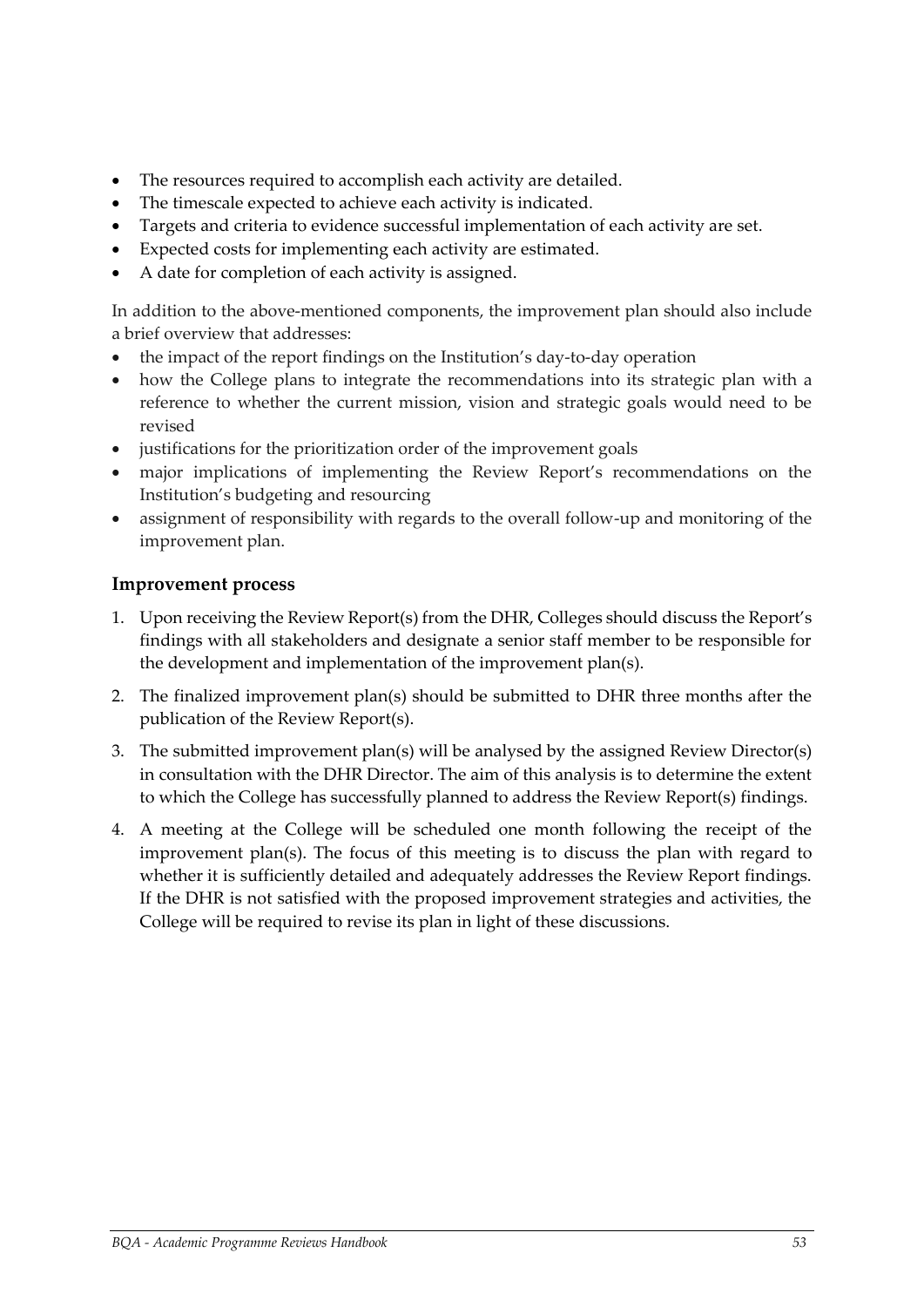- The resources required to accomplish each activity are detailed.
- The timescale expected to achieve each activity is indicated.
- Targets and criteria to evidence successful implementation of each activity are set.
- Expected costs for implementing each activity are estimated.
- A date for completion of each activity is assigned.

In addition to the above-mentioned components, the improvement plan should also include a brief overview that addresses:

- the impact of the report findings on the Institution's day-to-day operation
- how the College plans to integrate the recommendations into its strategic plan with a reference to whether the current mission, vision and strategic goals would need to be revised
- justifications for the prioritization order of the improvement goals
- major implications of implementing the Review Report's recommendations on the Institution's budgeting and resourcing
- assignment of responsibility with regards to the overall follow-up and monitoring of the improvement plan.

### Improvement process

1. Upon receiving the Review Report(s) from the DHR, Colleges should discuss the Report's findings with all stakeholders and designate a senior staff member to be responsible for the development and implementation of the improvement plan(s).
2. The finalized improvement plan(s) should be submitted to DHR three months after the publication of the Review Report(s).
3. The submitted improvement plan(s) will be analysed by the assigned Review Director(s) in consultation with the DHR Director. The aim of this analysis is to determine the extent to which the College has successfully planned to address the Review Report(s) findings.
4. A meeting at the College will be scheduled one month following the receipt of the improvement plan(s). The focus of this meeting is to discuss the plan with regard to whether it is sufficiently detailed and adequately addresses the Review Report findings. If the DHR is not satisfied with the proposed improvement strategies and activities, the College will be required to revise its plan in light of these discussions.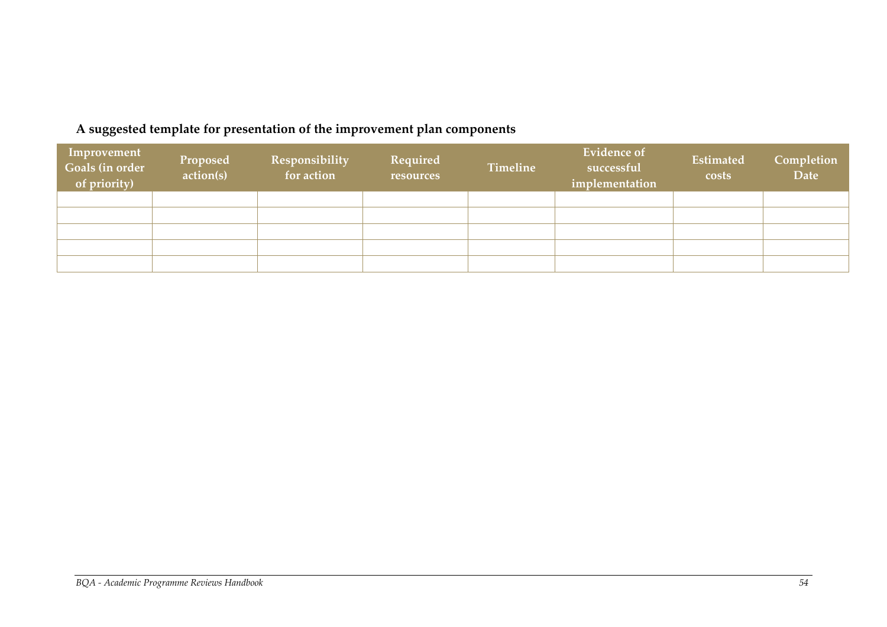**A suggested template for presentation of the improvement plan components**

| Improvement Goals (in order of priority) | Proposed action(s) | Responsibility for action | Required resources | Timeline | Evidence of successful implementation | Estimated costs | Completion Date |
|---|---|---|---|---|---|---|---|
| | | | | | | | |
| | | | | | | | |
| | | | | | | | |
| | | | | | | | |
| | | | | | | | |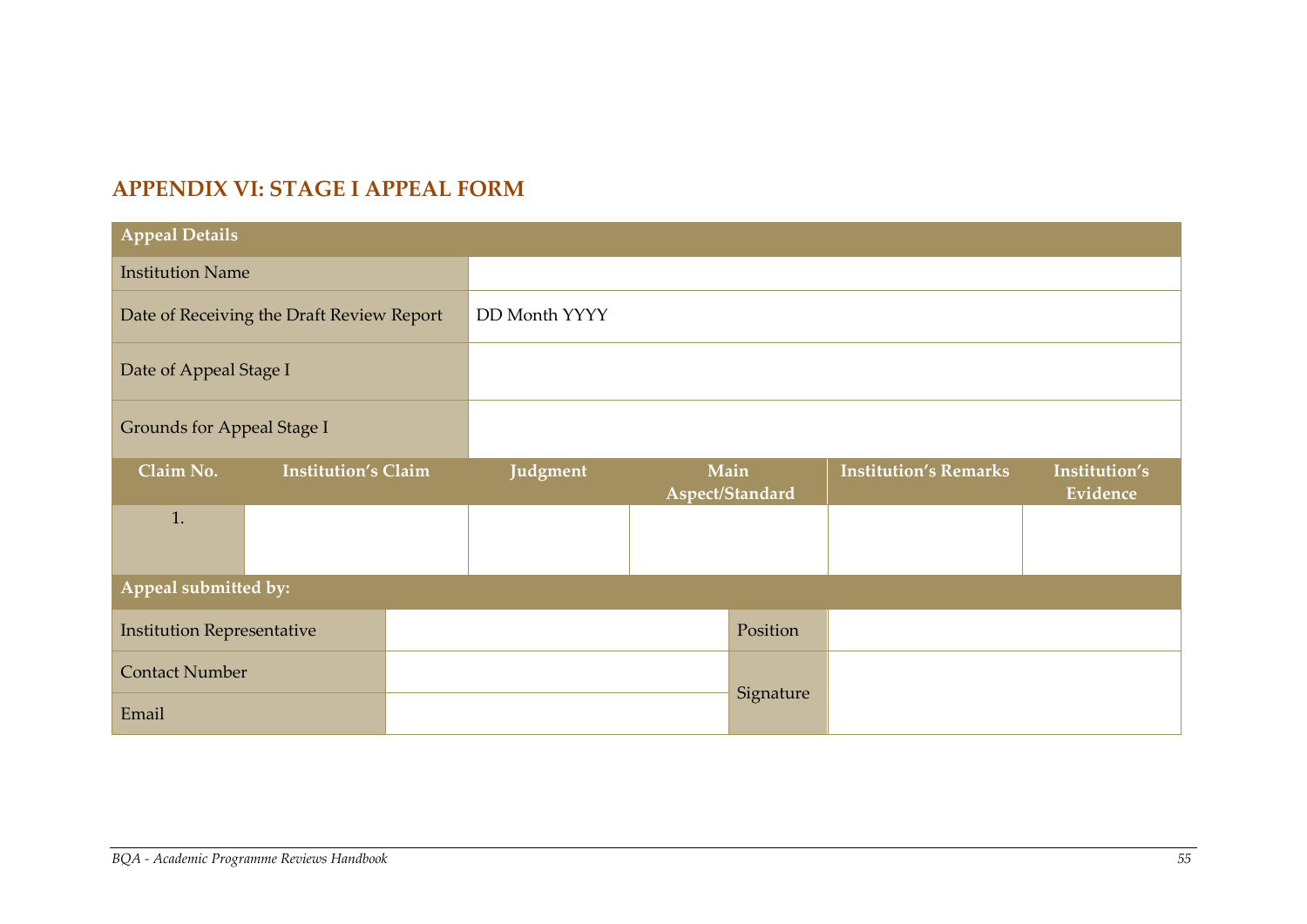## APPENDIX VI: STAGE I APPEAL FORM

| Appeal Details | | | | | |
|---|---|---|---|---|---|
| Institution Name | | | | | |
| Date of Receiving the Draft Review Report | DD Month YYYY | | | | |
| Date of Appeal Stage I | | | | | |
| Grounds for Appeal Stage I | | | | | |
| **Claim No.** | **Institution's Claim** | **Judgment** | **Main Aspect/Standard** | **Institution's Remarks** | **Institution's Evidence** |
| 1. | | | | | |

| Appeal submitted by: | | | |
|---|---|---|---|
| Institution Representative | | Position | |
| Contact Number | | Signature | |
| Email | | | |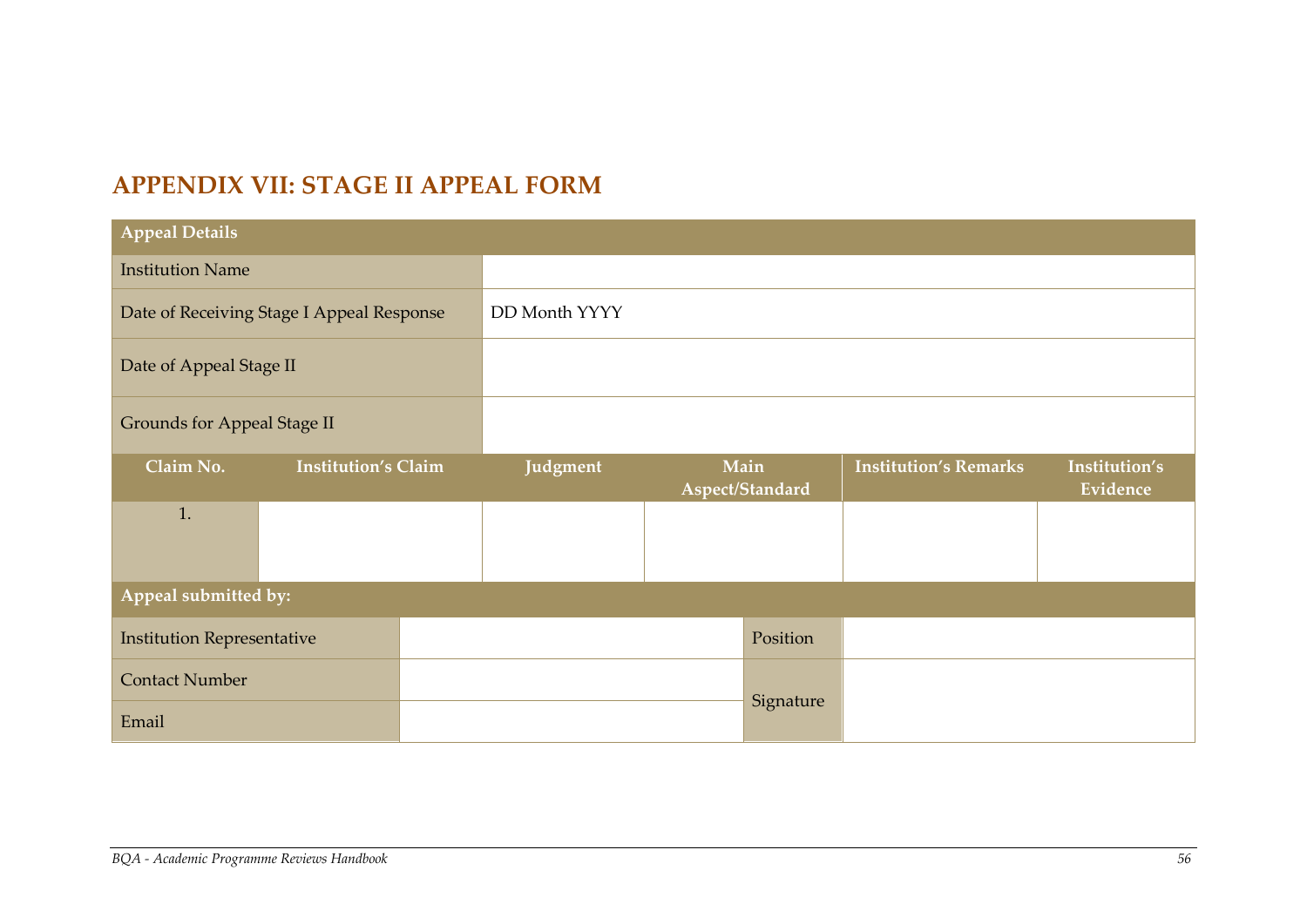## APPENDIX VII: STAGE II APPEAL FORM

| Appeal Details | | | | | |
|---|---|---|---|---|---|
| Institution Name | | | | | |
| Date of Receiving Stage I Appeal Response | | DD Month YYYY | | | |
| Date of Appeal Stage II | | | | | |
| Grounds for Appeal Stage II | | | | | |
| **Claim No.** | **Institution's Claim** | **Judgment** | **Main Aspect/Standard** | **Institution's Remarks** | **Institution's Evidence** |
| 1. | | | | | |

| Appeal submitted by: | | | |
|---|---|---|---|
| Institution Representative | | Position | |
| Contact Number | | Signature | |
| Email | | | |